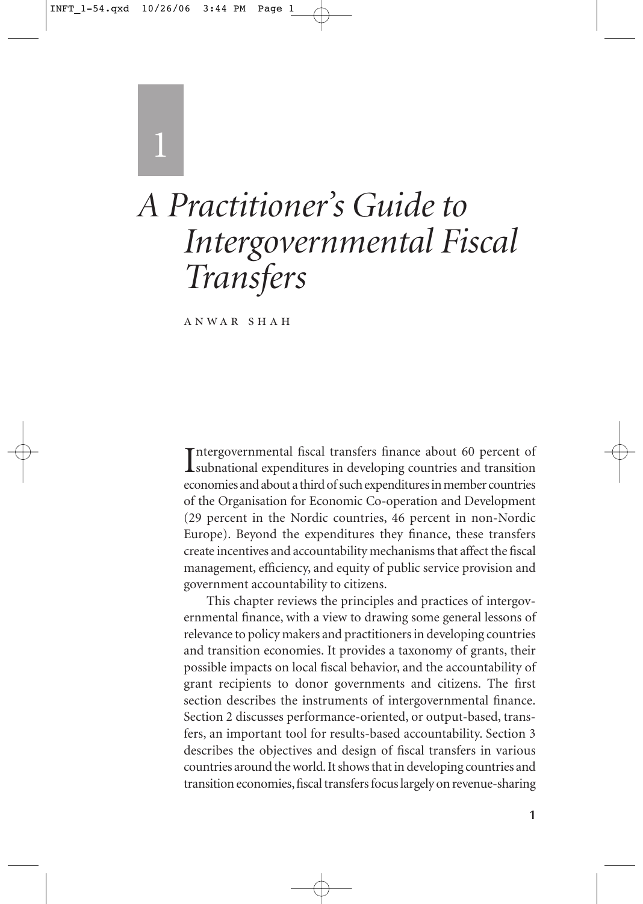# 1

# *A Practitioner's Guide to Intergovernmental Fiscal Transfers*

ANWAR SHAH

Intergovernmental fiscal transfers finance about 60 percent of subnational expenditures in developing countries and transition economies and about a third of such expenditures in member countries of the Organisation for Economic Co-operation and Development (29 percent in the Nordic countries, 46 percent in non-Nordic Europe). Beyond the expenditures they finance, these transfers create incentives and accountability mechanisms that affect the fiscal management, efficiency, and equity of public service provision and government accountability to citizens.

This chapter reviews the principles and practices of intergovernmental finance, with a view to drawing some general lessons of relevance to policy makers and practitioners in developing countries and transition economies. It provides a taxonomy of grants, their possible impacts on local fiscal behavior, and the accountability of grant recipients to donor governments and citizens. The first section describes the instruments of intergovernmental finance. Section 2 discusses performance-oriented, or output-based, transfers, an important tool for results-based accountability. Section 3 describes the objectives and design of fiscal transfers in various countries around the world. It shows that in developing countries and transition economies, fiscal transfers focus largely on revenue-sharing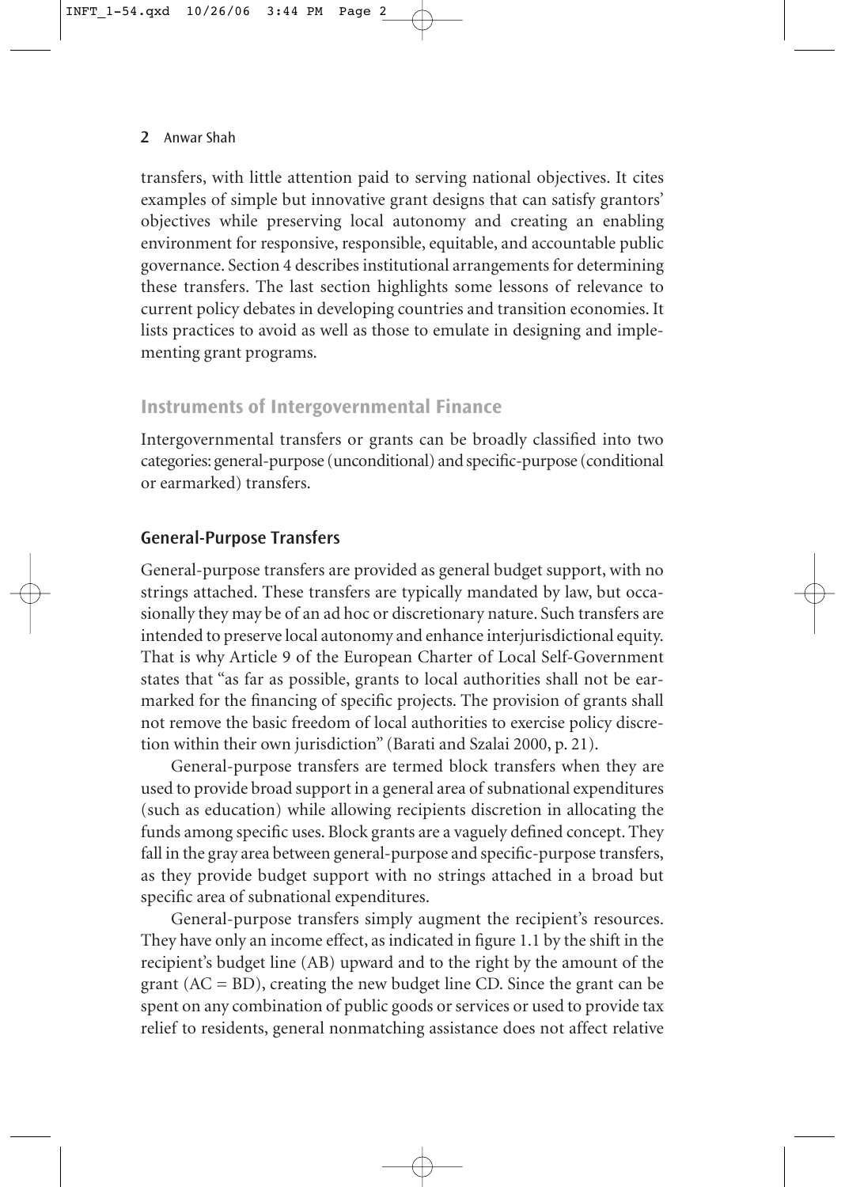transfers, with little attention paid to serving national objectives. It cites examples of simple but innovative grant designs that can satisfy grantors' objectives while preserving local autonomy and creating an enabling environment for responsive, responsible, equitable, and accountable public governance. Section 4 describes institutional arrangements for determining these transfers. The last section highlights some lessons of relevance to current policy debates in developing countries and transition economies. It lists practices to avoid as well as those to emulate in designing and implementing grant programs.

## Instruments of Intergovernmental Finance

Intergovernmental transfers or grants can be broadly classified into two categories: general-purpose (unconditional) and specific-purpose (conditional or earmarked) transfers.

### General-Purpose Transfers

General-purpose transfers are provided as general budget support, with no strings attached. These transfers are typically mandated by law, but occasionally they may be of an ad hoc or discretionary nature. Such transfers are intended to preserve local autonomy and enhance interjurisdictional equity. That is why Article 9 of the European Charter of Local Self-Government states that "as far as possible, grants to local authorities shall not be earmarked for the financing of specific projects. The provision of grants shall not remove the basic freedom of local authorities to exercise policy discretion within their own jurisdiction" (Barati and Szalai 2000, p. 21).

General-purpose transfers are termed block transfers when they are used to provide broad support in a general area of subnational expenditures (such as education) while allowing recipients discretion in allocating the funds among specific uses. Block grants are a vaguely defined concept. They fall in the gray area between general-purpose and specific-purpose transfers, as they provide budget support with no strings attached in a broad but specific area of subnational expenditures.

General-purpose transfers simply augment the recipient's resources. They have only an income effect, as indicated in figure 1.1 by the shift in the recipient's budget line (AB) upward and to the right by the amount of the grant (AC = BD), creating the new budget line CD. Since the grant can be spent on any combination of public goods or services or used to provide tax relief to residents, general nonmatching assistance does not affect relative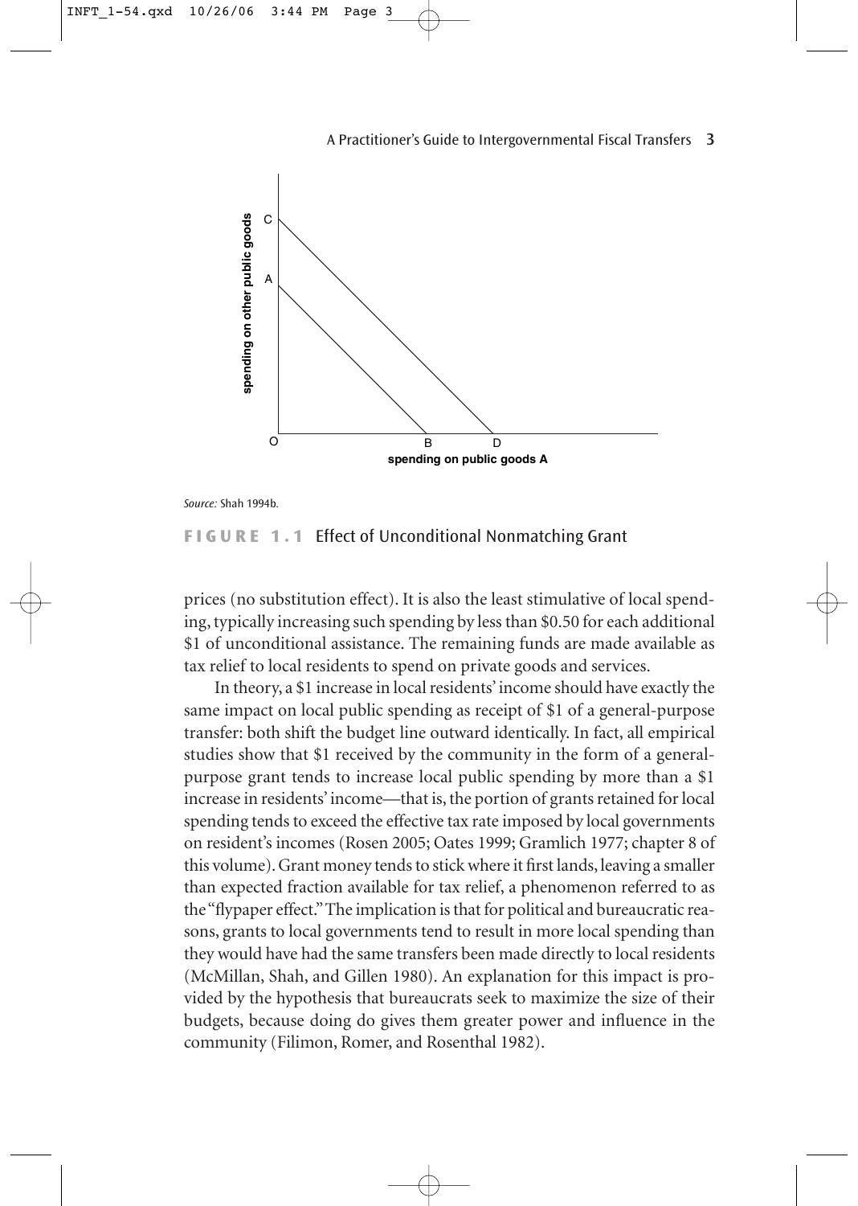Source: Shah 1994b.

**FIGURE 1.1** Effect of Unconditional Nonmatching Grant

prices (no substitution effect). It is also the least stimulative of local spending, typically increasing such spending by less than \$0.50 for each additional \$1 of unconditional assistance. The remaining funds are made available as tax relief to local residents to spend on private goods and services.

In theory, a \$1 increase in local residents' income should have exactly the same impact on local public spending as receipt of \$1 of a general-purpose transfer: both shift the budget line outward identically. In fact, all empirical studies show that \$1 received by the community in the form of a general-purpose grant tends to increase local public spending by more than a \$1 increase in residents' income—that is, the portion of grants retained for local spending tends to exceed the effective tax rate imposed by local governments on resident's incomes (Rosen 2005; Oates 1999; Gramlich 1977; chapter 8 of this volume). Grant money tends to stick where it first lands, leaving a smaller than expected fraction available for tax relief, a phenomenon referred to as the "flypaper effect." The implication is that for political and bureaucratic reasons, grants to local governments tend to result in more local spending than they would have had the same transfers been made directly to local residents (McMillan, Shah, and Gillen 1980). An explanation for this impact is provided by the hypothesis that bureaucrats seek to maximize the size of their budgets, because doing do gives them greater power and influence in the community (Filimon, Romer, and Rosenthal 1982).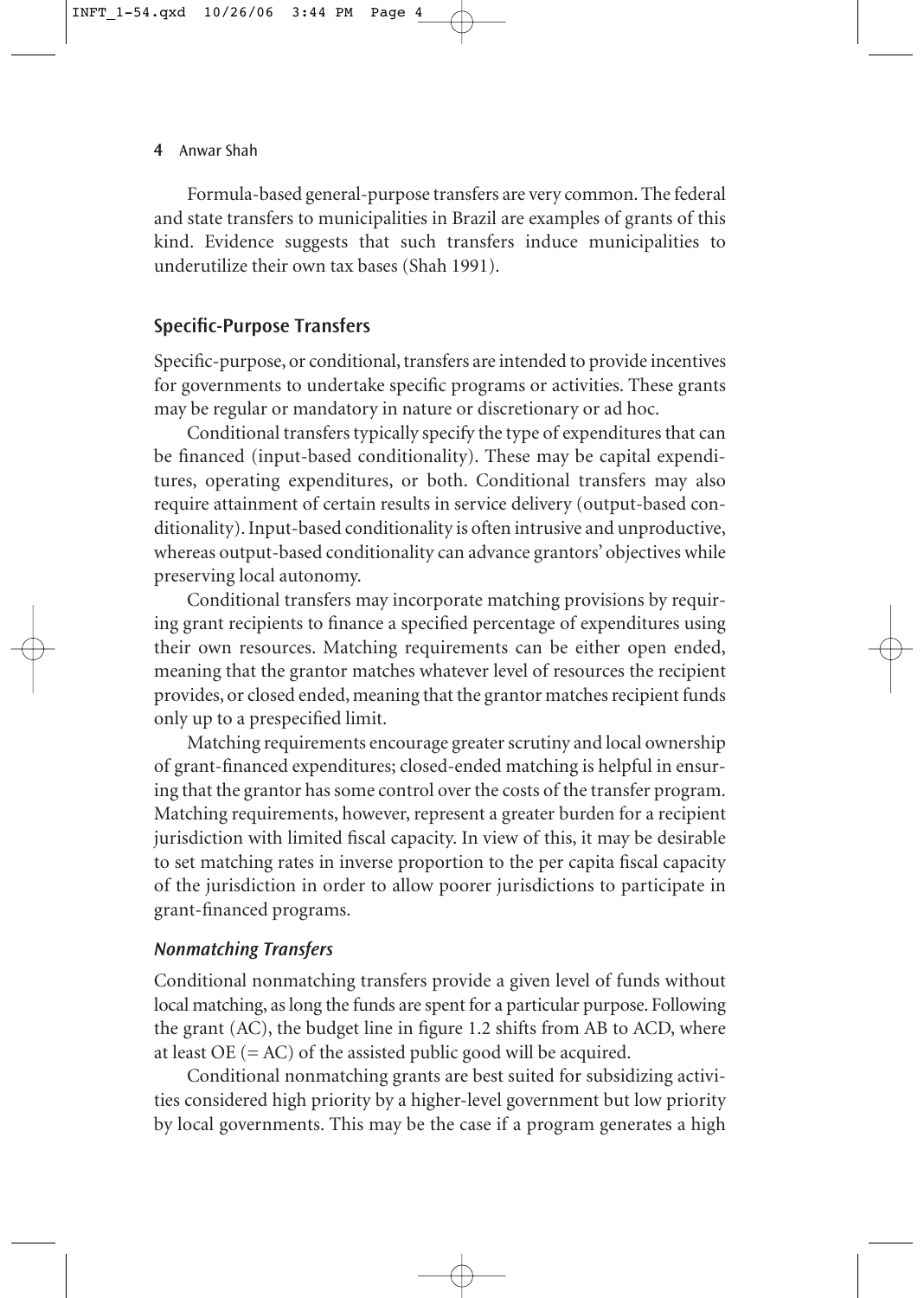Formula-based general-purpose transfers are very common. The federal and state transfers to municipalities in Brazil are examples of grants of this kind. Evidence suggests that such transfers induce municipalities to underutilize their own tax bases (Shah 1991).

## Specific-Purpose Transfers

Specific-purpose, or conditional, transfers are intended to provide incentives for governments to undertake specific programs or activities. These grants may be regular or mandatory in nature or discretionary or ad hoc.

Conditional transfers typically specify the type of expenditures that can be financed (input-based conditionality). These may be capital expenditures, operating expenditures, or both. Conditional transfers may also require attainment of certain results in service delivery (output-based conditionality). Input-based conditionality is often intrusive and unproductive, whereas output-based conditionality can advance grantors' objectives while preserving local autonomy.

Conditional transfers may incorporate matching provisions by requiring grant recipients to finance a specified percentage of expenditures using their own resources. Matching requirements can be either open ended, meaning that the grantor matches whatever level of resources the recipient provides, or closed ended, meaning that the grantor matches recipient funds only up to a prespecified limit.

Matching requirements encourage greater scrutiny and local ownership of grant-financed expenditures; closed-ended matching is helpful in ensuring that the grantor has some control over the costs of the transfer program. Matching requirements, however, represent a greater burden for a recipient jurisdiction with limited fiscal capacity. In view of this, it may be desirable to set matching rates in inverse proportion to the per capita fiscal capacity of the jurisdiction in order to allow poorer jurisdictions to participate in grant-financed programs.

### *Nonmatching Transfers*

Conditional nonmatching transfers provide a given level of funds without local matching, as long the funds are spent for a particular purpose. Following the grant (AC), the budget line in figure 1.2 shifts from AB to ACD, where at least OE (= AC) of the assisted public good will be acquired.

Conditional nonmatching grants are best suited for subsidizing activities considered high priority by a higher-level government but low priority by local governments. This may be the case if a program generates a high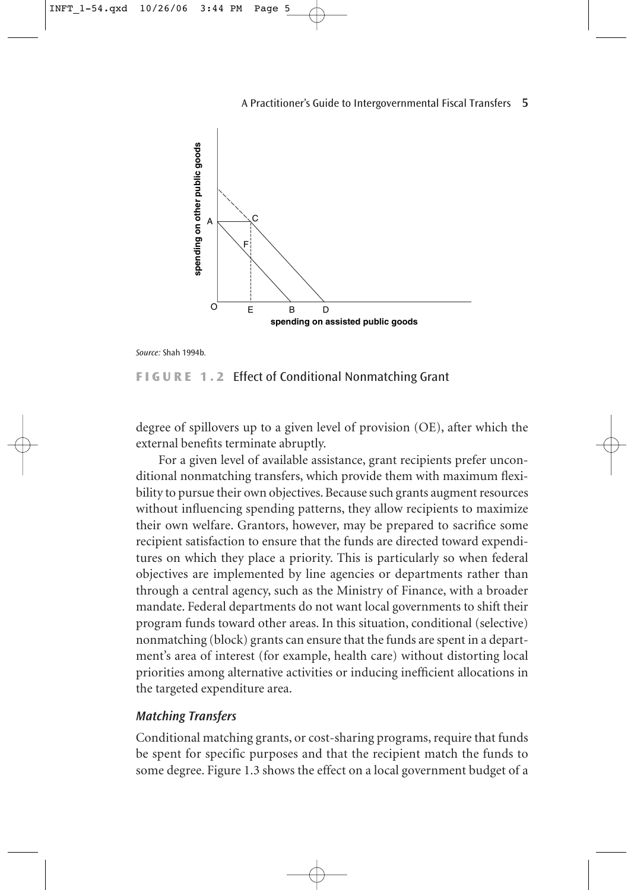Source: Shah 1994b.

**FIGURE 1.2** Effect of Conditional Nonmatching Grant

degree of spillovers up to a given level of provision (OE), after which the external benefits terminate abruptly.

For a given level of available assistance, grant recipients prefer unconditional nonmatching transfers, which provide them with maximum flexibility to pursue their own objectives. Because such grants augment resources without influencing spending patterns, they allow recipients to maximize their own welfare. Grantors, however, may be prepared to sacrifice some recipient satisfaction to ensure that the funds are directed toward expenditures on which they place a priority. This is particularly so when federal objectives are implemented by line agencies or departments rather than through a central agency, such as the Ministry of Finance, with a broader mandate. Federal departments do not want local governments to shift their program funds toward other areas. In this situation, conditional (selective) nonmatching (block) grants can ensure that the funds are spent in a department's area of interest (for example, health care) without distorting local priorities among alternative activities or inducing inefficient allocations in the targeted expenditure area.

### *Matching Transfers*

Conditional matching grants, or cost-sharing programs, require that funds be spent for specific purposes and that the recipient match the funds to some degree. Figure 1.3 shows the effect on a local government budget of a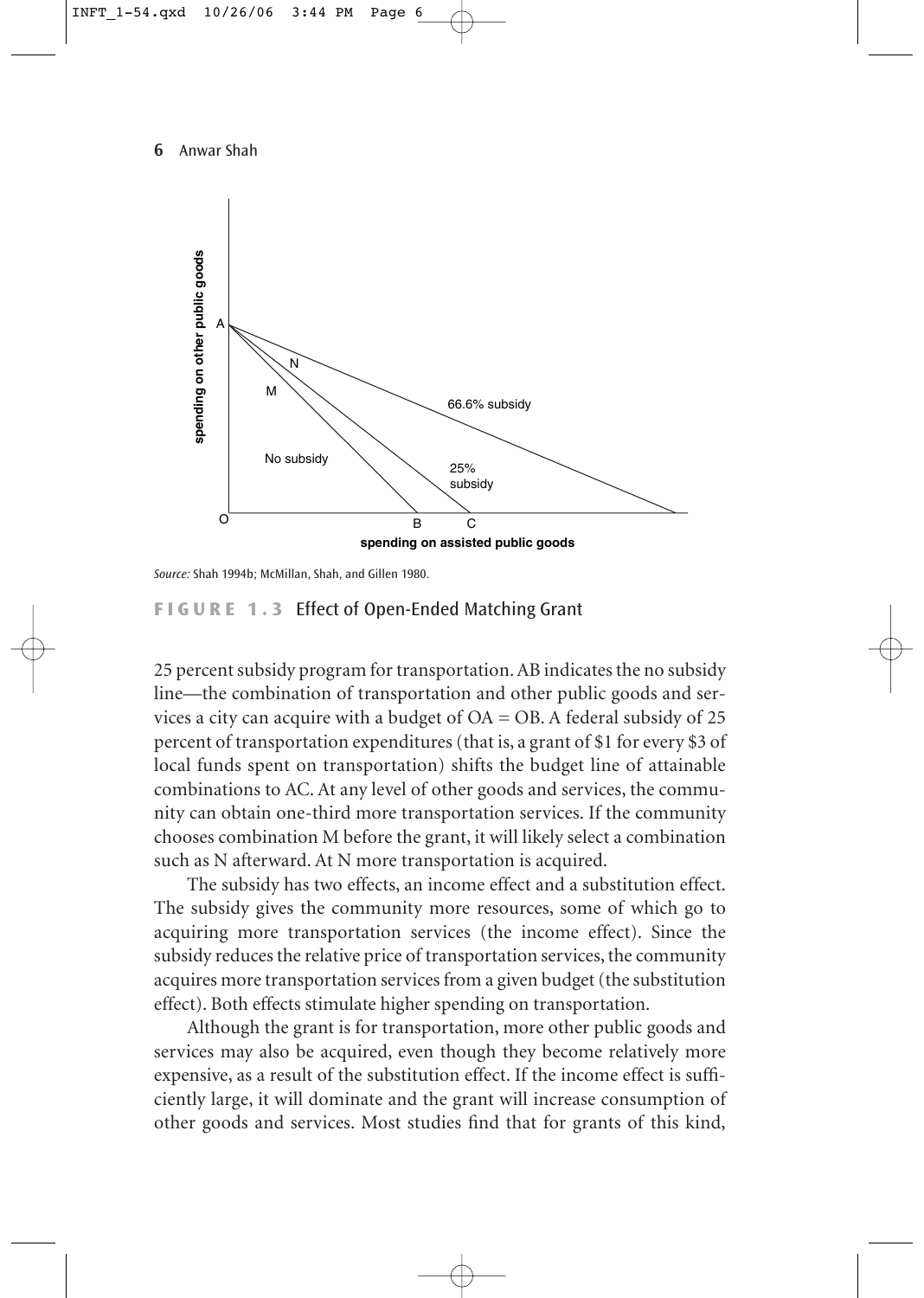*Source:* Shah 1994b; McMillan, Shah, and Gillen 1980.

**FIGURE 1.3** Effect of Open-Ended Matching Grant

25 percent subsidy program for transportation. AB indicates the no subsidy line—the combination of transportation and other public goods and services a city can acquire with a budget of OA = OB. A federal subsidy of 25 percent of transportation expenditures (that is, a grant of $1 for every $3 of local funds spent on transportation) shifts the budget line of attainable combinations to AC. At any level of other goods and services, the community can obtain one-third more transportation services. If the community chooses combination M before the grant, it will likely select a combination such as N afterward. At N more transportation is acquired.

The subsidy has two effects, an income effect and a substitution effect. The subsidy gives the community more resources, some of which go to acquiring more transportation services (the income effect). Since the subsidy reduces the relative price of transportation services, the community acquires more transportation services from a given budget (the substitution effect). Both effects stimulate higher spending on transportation.

Although the grant is for transportation, more other public goods and services may also be acquired, even though they become relatively more expensive, as a result of the substitution effect. If the income effect is sufficiently large, it will dominate and the grant will increase consumption of other goods and services. Most studies find that for grants of this kind,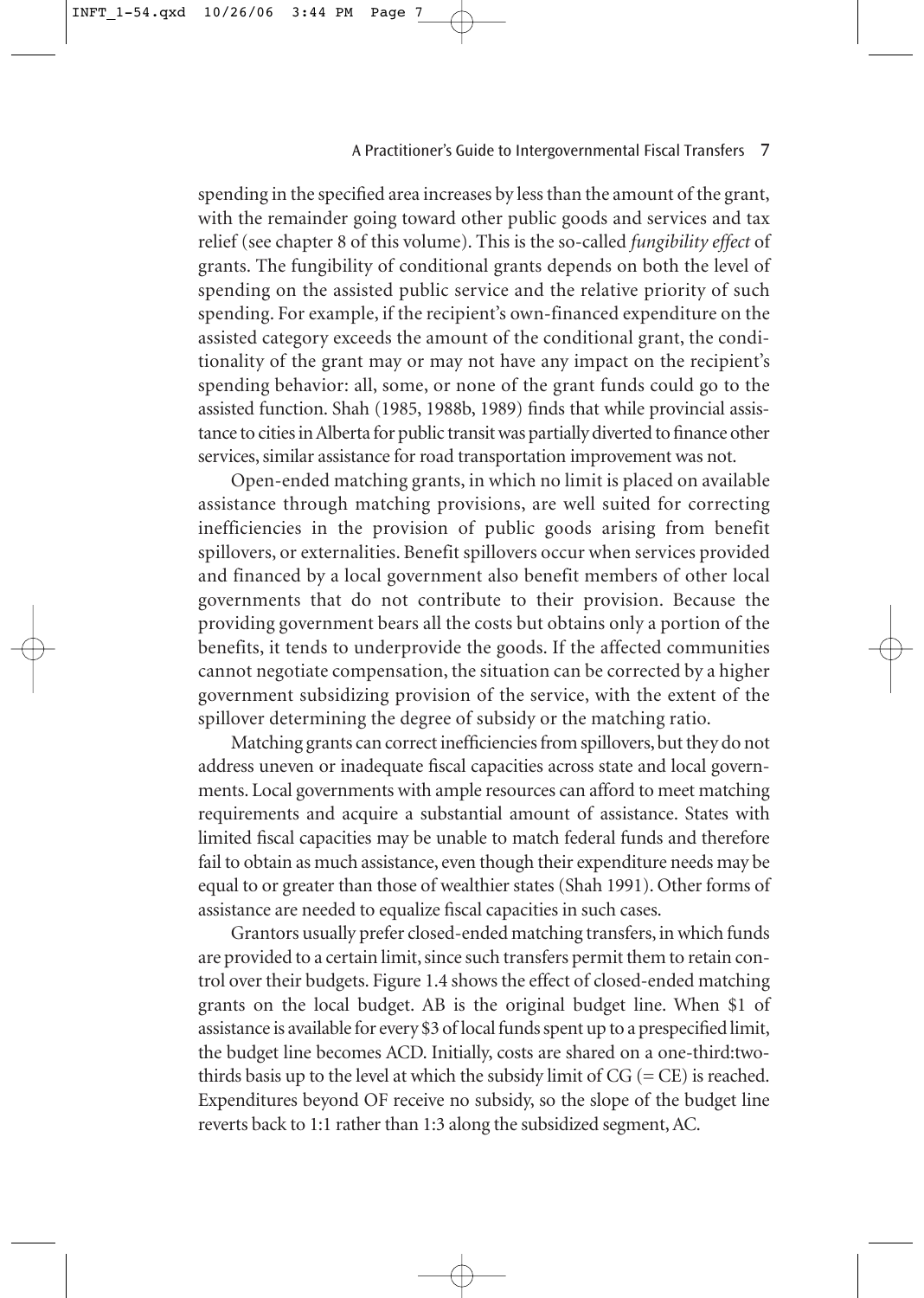spending in the specified area increases by less than the amount of the grant, with the remainder going toward other public goods and services and tax relief (see chapter 8 of this volume). This is the so-called *fungibility effect* of grants. The fungibility of conditional grants depends on both the level of spending on the assisted public service and the relative priority of such spending. For example, if the recipient's own-financed expenditure on the assisted category exceeds the amount of the conditional grant, the conditionality of the grant may or may not have any impact on the recipient's spending behavior: all, some, or none of the grant funds could go to the assisted function. Shah (1985, 1988b, 1989) finds that while provincial assistance to cities in Alberta for public transit was partially diverted to finance other services, similar assistance for road transportation improvement was not.

Open-ended matching grants, in which no limit is placed on available assistance through matching provisions, are well suited for correcting inefficiencies in the provision of public goods arising from benefit spillovers, or externalities. Benefit spillovers occur when services provided and financed by a local government also benefit members of other local governments that do not contribute to their provision. Because the providing government bears all the costs but obtains only a portion of the benefits, it tends to underprovide the goods. If the affected communities cannot negotiate compensation, the situation can be corrected by a higher government subsidizing provision of the service, with the extent of the spillover determining the degree of subsidy or the matching ratio.

Matching grants can correct inefficiencies from spillovers, but they do not address uneven or inadequate fiscal capacities across state and local governments. Local governments with ample resources can afford to meet matching requirements and acquire a substantial amount of assistance. States with limited fiscal capacities may be unable to match federal funds and therefore fail to obtain as much assistance, even though their expenditure needs may be equal to or greater than those of wealthier states (Shah 1991). Other forms of assistance are needed to equalize fiscal capacities in such cases.

Grantors usually prefer closed-ended matching transfers, in which funds are provided to a certain limit, since such transfers permit them to retain control over their budgets. Figure 1.4 shows the effect of closed-ended matching grants on the local budget. AB is the original budget line. When $1 of assistance is available for every $3 of local funds spent up to a prespecified limit, the budget line becomes ACD. Initially, costs are shared on a one-third:two-thirds basis up to the level at which the subsidy limit of CG (= CE) is reached. Expenditures beyond OF receive no subsidy, so the slope of the budget line reverts back to 1:1 rather than 1:3 along the subsidized segment, AC.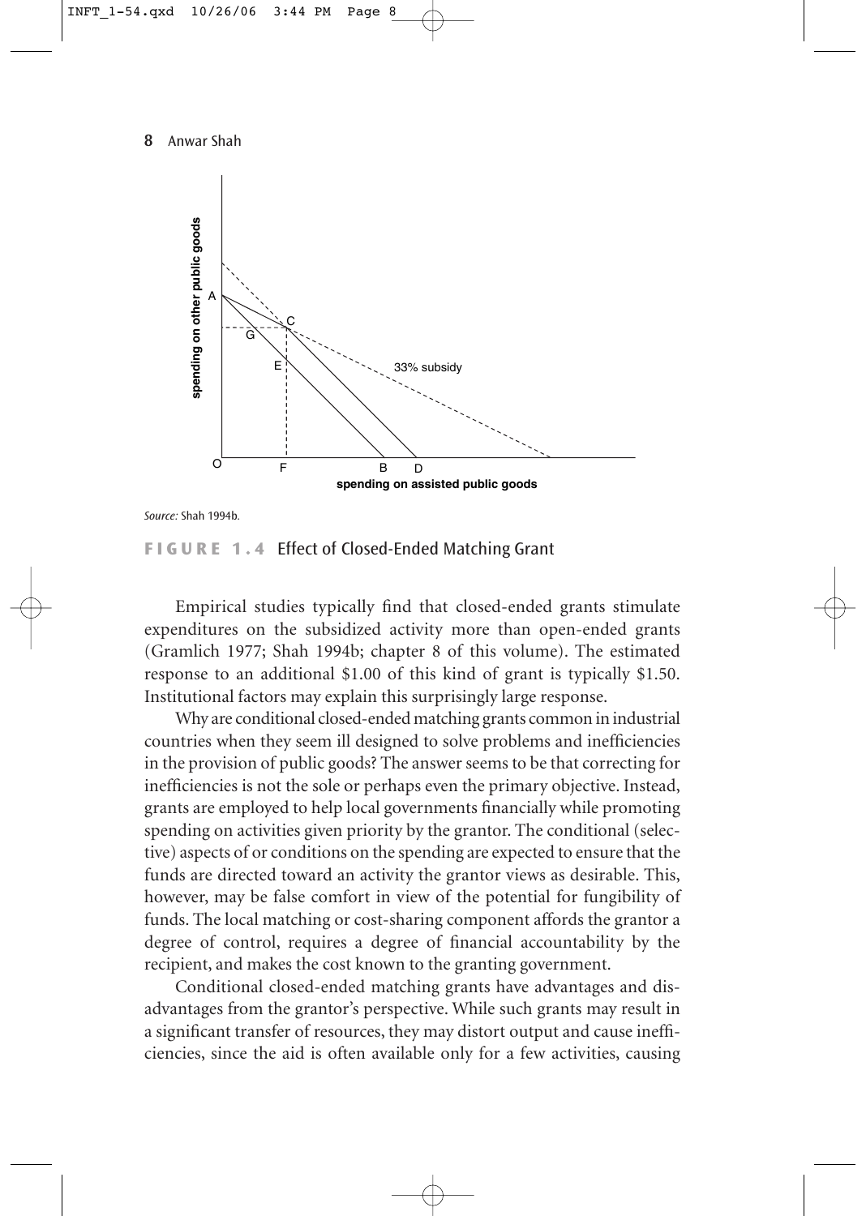*Source:* Shah 1994b.

**FIGURE 1.4** Effect of Closed-Ended Matching Grant

Empirical studies typically find that closed-ended grants stimulate expenditures on the subsidized activity more than open-ended grants (Gramlich 1977; Shah 1994b; chapter 8 of this volume). The estimated response to an additional $1.00 of this kind of grant is typically $1.50. Institutional factors may explain this surprisingly large response.

Why are conditional closed-ended matching grants common in industrial countries when they seem ill designed to solve problems and inefficiencies in the provision of public goods? The answer seems to be that correcting for inefficiencies is not the sole or perhaps even the primary objective. Instead, grants are employed to help local governments financially while promoting spending on activities given priority by the grantor. The conditional (selective) aspects of or conditions on the spending are expected to ensure that the funds are directed toward an activity the grantor views as desirable. This, however, may be false comfort in view of the potential for fungibility of funds. The local matching or cost-sharing component affords the grantor a degree of control, requires a degree of financial accountability by the recipient, and makes the cost known to the granting government.

Conditional closed-ended matching grants have advantages and disadvantages from the grantor's perspective. While such grants may result in a significant transfer of resources, they may distort output and cause inefficiencies, since the aid is often available only for a few activities, causing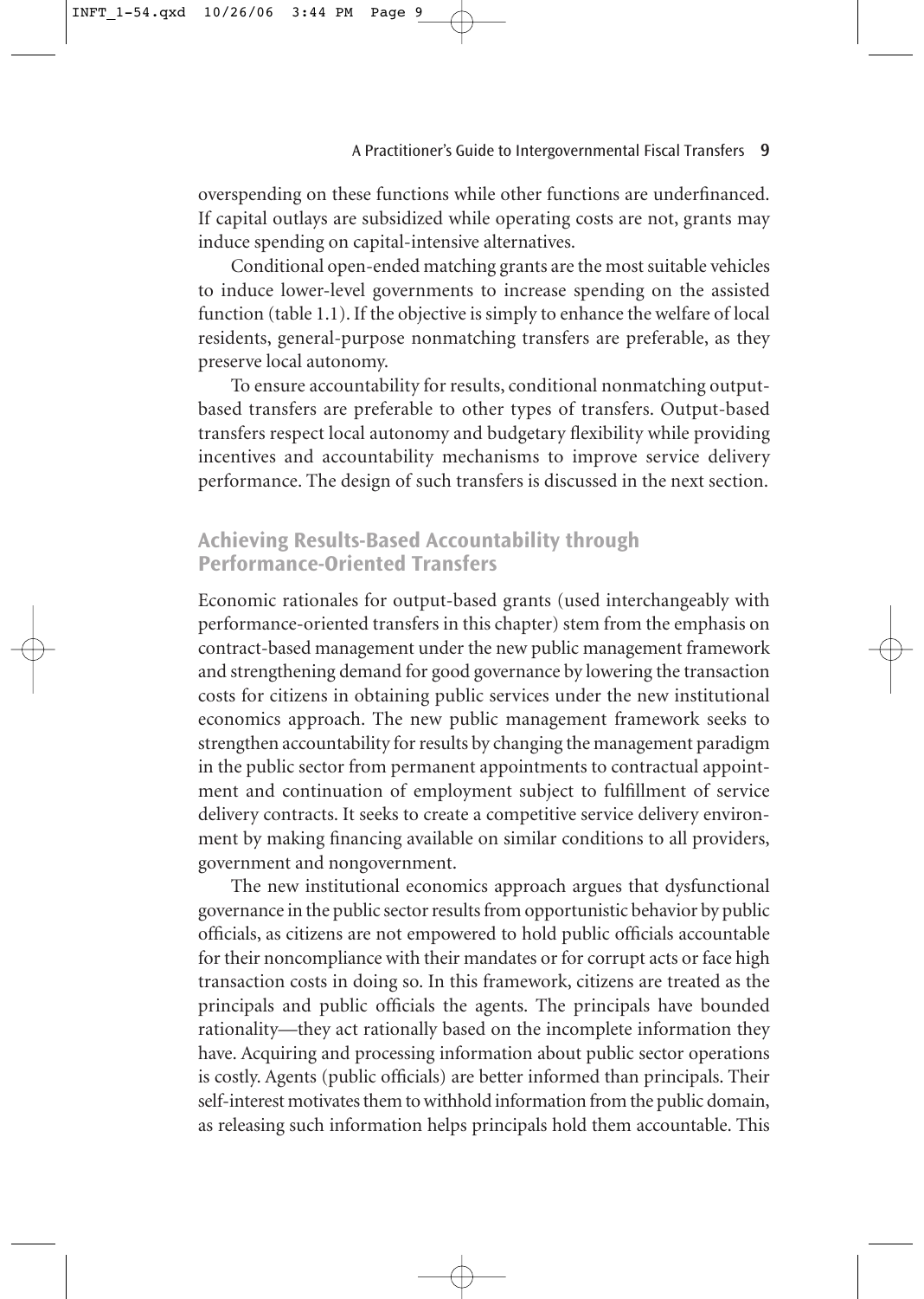overspending on these functions while other functions are underfinanced. If capital outlays are subsidized while operating costs are not, grants may induce spending on capital-intensive alternatives.

Conditional open-ended matching grants are the most suitable vehicles to induce lower-level governments to increase spending on the assisted function (table 1.1). If the objective is simply to enhance the welfare of local residents, general-purpose nonmatching transfers are preferable, as they preserve local autonomy.

To ensure accountability for results, conditional nonmatching output-based transfers are preferable to other types of transfers. Output-based transfers respect local autonomy and budgetary flexibility while providing incentives and accountability mechanisms to improve service delivery performance. The design of such transfers is discussed in the next section.

## Achieving Results-Based Accountability through Performance-Oriented Transfers

Economic rationales for output-based grants (used interchangeably with performance-oriented transfers in this chapter) stem from the emphasis on contract-based management under the new public management framework and strengthening demand for good governance by lowering the transaction costs for citizens in obtaining public services under the new institutional economics approach. The new public management framework seeks to strengthen accountability for results by changing the management paradigm in the public sector from permanent appointments to contractual appointment and continuation of employment subject to fulfillment of service delivery contracts. It seeks to create a competitive service delivery environment by making financing available on similar conditions to all providers, government and nongovernment.

The new institutional economics approach argues that dysfunctional governance in the public sector results from opportunistic behavior by public officials, as citizens are not empowered to hold public officials accountable for their noncompliance with their mandates or for corrupt acts or face high transaction costs in doing so. In this framework, citizens are treated as the principals and public officials the agents. The principals have bounded rationality—they act rationally based on the incomplete information they have. Acquiring and processing information about public sector operations is costly. Agents (public officials) are better informed than principals. Their self-interest motivates them to withhold information from the public domain, as releasing such information helps principals hold them accountable. This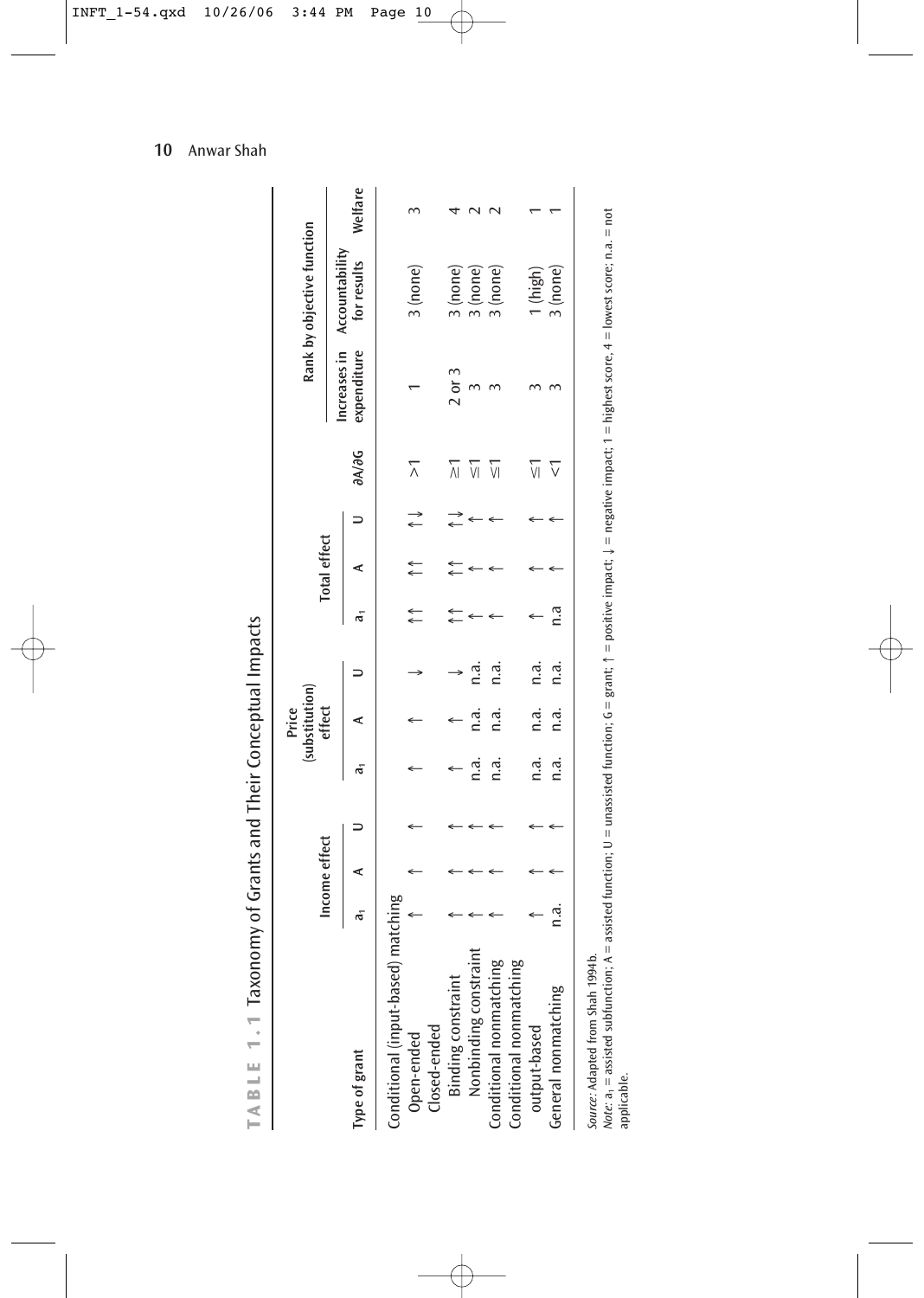**TABLE 1.1** Taxonomy of Grants and Their Conceptual Impacts

| Type of grant | Income effect | | | Price (substitution) effect | | | Total effect | | | | Rank by objective function | | |
|---|---|---|---|---|---|---|---|---|---|---|---|---|---|
| | $a_1$ | A | U | $a_1$ | A | U | $a_1$ | A | U | $\partial A/\partial G$ | Increases in expenditure | Accountability for results | Welfare |
| Conditional (input-based) matching | | | | | | | | | | | | | |
| Open-ended | ↑ | ↑ | ↑ | ↑ | ↑ | ↓ | ↑↑ | ↑↑ | ↑↓ | >1 | 1 | 3 (none) | 3 |
| Closed-ended | | | | | | | | | | | | | |
| Binding constraint | ↑ | ↑ | ↑ | ↑ | ↑ | ↓ | ↑↑ | ↑↑ | ↑↓ | ≥1 | 2 or 3 | 3 (none) | 4 |
| Nonbinding constraint | ↑ | ↑ | ↑ | n.a. | n.a. | n.a. | ↑ | ↑ | ↑ | ≤1 | 3 | 3 (none) | 2 |
| Conditional nonmatching | ↑ | ↑ | ↑ | n.a. | n.a. | n.a. | ↑ | ↑ | ↑ | ≤1 | 3 | 3 (none) | 2 |
| Conditional nonmatching output-based | ↑ | ↑ | ↑ | n.a. | n.a. | n.a. | ↑ | ↑ | ↑ | ≤1 | 3 | 1 (high) | 1 |
| General nonmatching | n.a. | ↑ | ↑ | n.a. | n.a. | n.a. | n.a | ↑ | ↑ | <1 | 3 | 3 (none) | 1 |

*Source:* Adapted from Shah 1994b.

*Note:* $a_1$ = assisted subfunction; A = assisted function; U = unassisted function; G = grant; ↑ = positive impact; ↓ = negative impact; 1 = highest score, 4 = lowest score; n.a. = not applicable.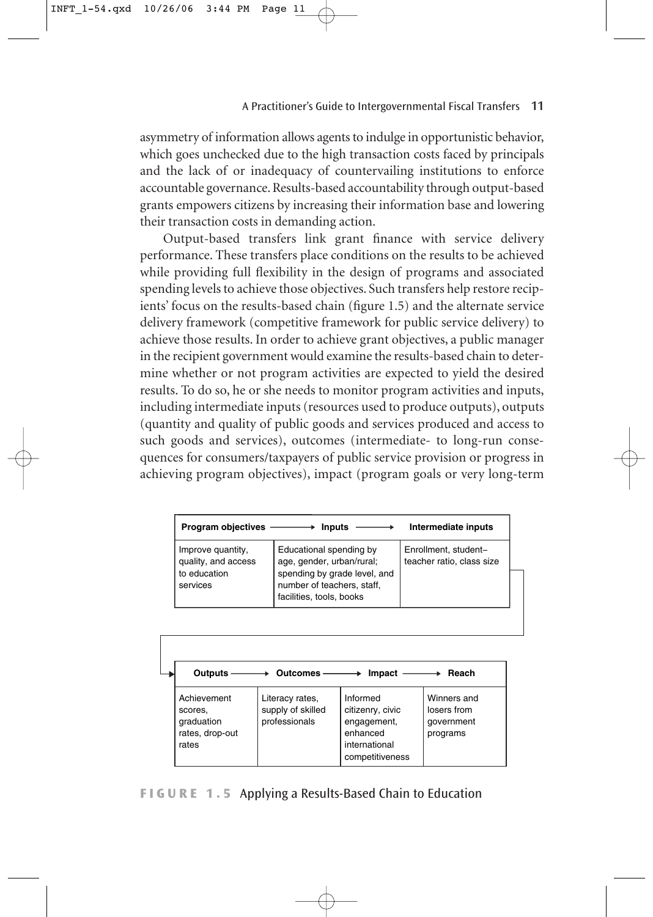asymmetry of information allows agents to indulge in opportunistic behavior, which goes unchecked due to the high transaction costs faced by principals and the lack of or inadequacy of countervailing institutions to enforce accountable governance. Results-based accountability through output-based grants empowers citizens by increasing their information base and lowering their transaction costs in demanding action.

Output-based transfers link grant finance with service delivery performance. These transfers place conditions on the results to be achieved while providing full flexibility in the design of programs and associated spending levels to achieve those objectives. Such transfers help restore recipients' focus on the results-based chain (figure 1.5) and the alternate service delivery framework (competitive framework for public service delivery) to achieve those results. In order to achieve grant objectives, a public manager in the recipient government would examine the results-based chain to determine whether or not program activities are expected to yield the desired results. To do so, he or she needs to monitor program activities and inputs, including intermediate inputs (resources used to produce outputs), outputs (quantity and quality of public goods and services produced and access to such goods and services), outcomes (intermediate- to long-run consequences for consumers/taxpayers of public service provision or progress in achieving program objectives), impact (program goals or very long-term

| **Program objectives** → | **Inputs** → | **Intermediate inputs** |
|---|---|---|
| Improve quantity, quality, and access to education services | Educational spending by age, gender, urban/rural; spending by grade level, and number of teachers, staff, facilities, tools, books | Enrollment, student–teacher ratio, class size |

| **Outputs** → | **Outcomes** → | **Impact** → | **Reach** |
|---|---|---|---|
| Achievement scores, graduation rates, drop-out rates | Literacy rates, supply of skilled professionals | Informed citizenry, civic engagement, enhanced international competitiveness | Winners and losers from government programs |

**FIGURE 1.5** Applying a Results-Based Chain to Education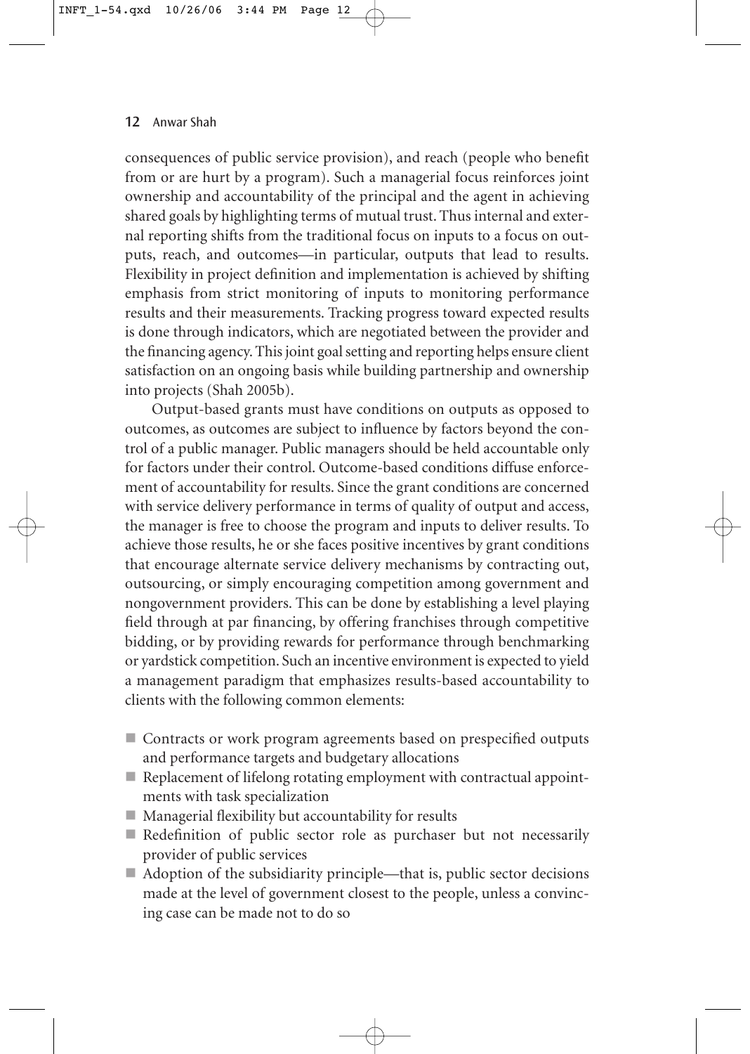consequences of public service provision), and reach (people who benefit from or are hurt by a program). Such a managerial focus reinforces joint ownership and accountability of the principal and the agent in achieving shared goals by highlighting terms of mutual trust. Thus internal and external reporting shifts from the traditional focus on inputs to a focus on outputs, reach, and outcomes—in particular, outputs that lead to results. Flexibility in project definition and implementation is achieved by shifting emphasis from strict monitoring of inputs to monitoring performance results and their measurements. Tracking progress toward expected results is done through indicators, which are negotiated between the provider and the financing agency. This joint goal setting and reporting helps ensure client satisfaction on an ongoing basis while building partnership and ownership into projects (Shah 2005b).

Output-based grants must have conditions on outputs as opposed to outcomes, as outcomes are subject to influence by factors beyond the control of a public manager. Public managers should be held accountable only for factors under their control. Outcome-based conditions diffuse enforcement of accountability for results. Since the grant conditions are concerned with service delivery performance in terms of quality of output and access, the manager is free to choose the program and inputs to deliver results. To achieve those results, he or she faces positive incentives by grant conditions that encourage alternate service delivery mechanisms by contracting out, outsourcing, or simply encouraging competition among government and nongovernment providers. This can be done by establishing a level playing field through at par financing, by offering franchises through competitive bidding, or by providing rewards for performance through benchmarking or yardstick competition. Such an incentive environment is expected to yield a management paradigm that emphasizes results-based accountability to clients with the following common elements:

- Contracts or work program agreements based on prespecified outputs and performance targets and budgetary allocations
- Replacement of lifelong rotating employment with contractual appointments with task specialization
- Managerial flexibility but accountability for results
- Redefinition of public sector role as purchaser but not necessarily provider of public services
- Adoption of the subsidiarity principle—that is, public sector decisions made at the level of government closest to the people, unless a convincing case can be made not to do so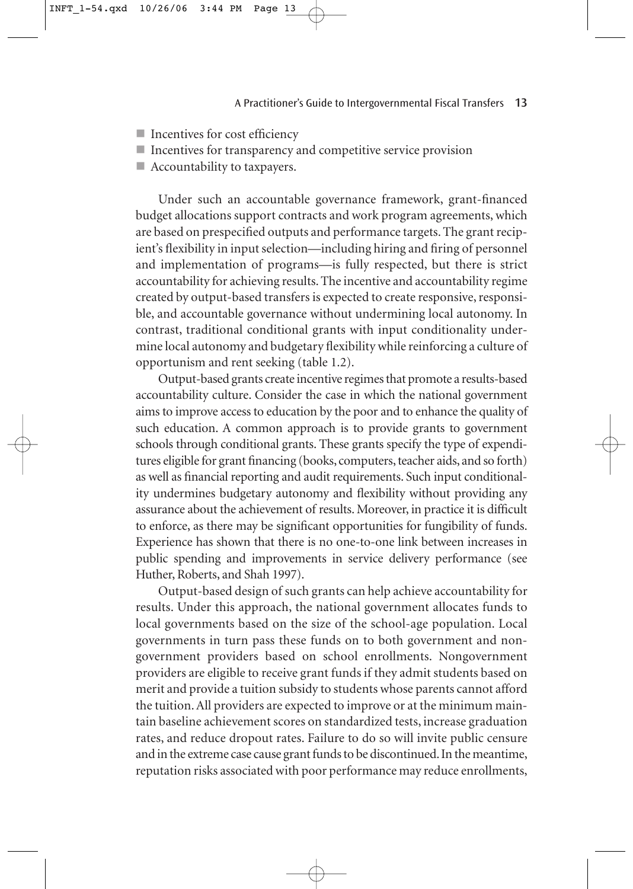- Incentives for cost efficiency
- Incentives for transparency and competitive service provision
- Accountability to taxpayers.

Under such an accountable governance framework, grant-financed budget allocations support contracts and work program agreements, which are based on prespecified outputs and performance targets. The grant recipient's flexibility in input selection—including hiring and firing of personnel and implementation of programs—is fully respected, but there is strict accountability for achieving results. The incentive and accountability regime created by output-based transfers is expected to create responsive, responsible, and accountable governance without undermining local autonomy. In contrast, traditional conditional grants with input conditionality undermine local autonomy and budgetary flexibility while reinforcing a culture of opportunism and rent seeking (table 1.2).

Output-based grants create incentive regimes that promote a results-based accountability culture. Consider the case in which the national government aims to improve access to education by the poor and to enhance the quality of such education. A common approach is to provide grants to government schools through conditional grants. These grants specify the type of expenditures eligible for grant financing (books, computers, teacher aids, and so forth) as well as financial reporting and audit requirements. Such input conditionality undermines budgetary autonomy and flexibility without providing any assurance about the achievement of results. Moreover, in practice it is difficult to enforce, as there may be significant opportunities for fungibility of funds. Experience has shown that there is no one-to-one link between increases in public spending and improvements in service delivery performance (see Huther, Roberts, and Shah 1997).

Output-based design of such grants can help achieve accountability for results. Under this approach, the national government allocates funds to local governments based on the size of the school-age population. Local governments in turn pass these funds on to both government and nongovernment providers based on school enrollments. Nongovernment providers are eligible to receive grant funds if they admit students based on merit and provide a tuition subsidy to students whose parents cannot afford the tuition. All providers are expected to improve or at the minimum maintain baseline achievement scores on standardized tests, increase graduation rates, and reduce dropout rates. Failure to do so will invite public censure and in the extreme case cause grant funds to be discontinued. In the meantime, reputation risks associated with poor performance may reduce enrollments,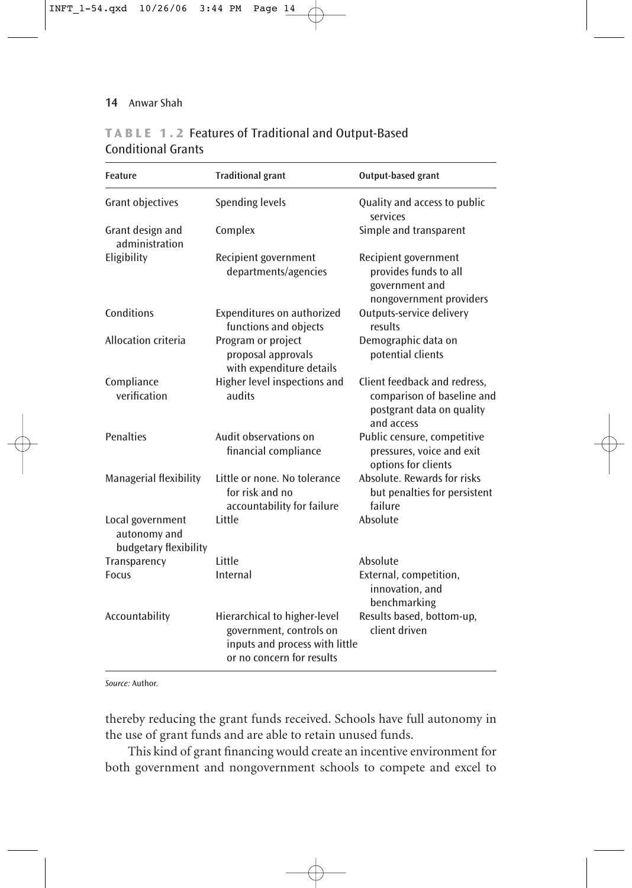**TABLE 1.2** Features of Traditional and Output-Based Conditional Grants

| Feature | Traditional grant | Output-based grant |
|---|---|---|
| Grant objectives | Spending levels | Quality and access to public services |
| Grant design and administration | Complex | Simple and transparent |
| Eligibility | Recipient government departments/agencies | Recipient government provides funds to all government and nongovernment providers |
| Conditions | Expenditures on authorized functions and objects | Outputs-service delivery results |
| Allocation criteria | Program or project proposal approvals with expenditure details | Demographic data on potential clients |
| Compliance verification | Higher level inspections and audits | Client feedback and redress, comparison of baseline and postgrant data on quality and access |
| Penalties | Audit observations on financial compliance | Public censure, competitive pressures, voice and exit options for clients |
| Managerial flexibility | Little or none. No tolerance for risk and no accountability for failure | Absolute. Rewards for risks but penalties for persistent failure |
| Local government autonomy and budgetary flexibility | Little | Absolute |
| Transparency | Little | Absolute |
| Focus | Internal | External, competition, innovation, and benchmarking |
| Accountability | Hierarchical to higher-level government, controls on inputs and process with little or no concern for results | Results based, bottom-up, client driven |

*Source:* Author.

thereby reducing the grant funds received. Schools have full autonomy in the use of grant funds and are able to retain unused funds.

This kind of grant financing would create an incentive environment for both government and nongovernment schools to compete and excel to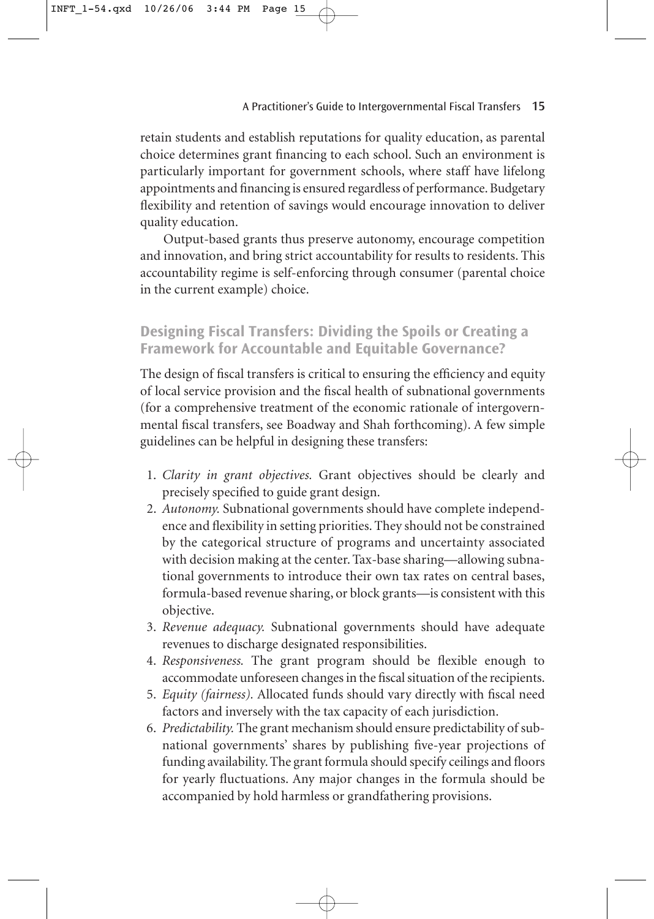retain students and establish reputations for quality education, as parental choice determines grant financing to each school. Such an environment is particularly important for government schools, where staff have lifelong appointments and financing is ensured regardless of performance. Budgetary flexibility and retention of savings would encourage innovation to deliver quality education.

Output-based grants thus preserve autonomy, encourage competition and innovation, and bring strict accountability for results to residents. This accountability regime is self-enforcing through consumer (parental choice in the current example) choice.

## Designing Fiscal Transfers: Dividing the Spoils or Creating a Framework for Accountable and Equitable Governance?

The design of fiscal transfers is critical to ensuring the efficiency and equity of local service provision and the fiscal health of subnational governments (for a comprehensive treatment of the economic rationale of intergovernmental fiscal transfers, see Boadway and Shah forthcoming). A few simple guidelines can be helpful in designing these transfers:

1. *Clarity in grant objectives.* Grant objectives should be clearly and precisely specified to guide grant design.
2. *Autonomy.* Subnational governments should have complete independence and flexibility in setting priorities. They should not be constrained by the categorical structure of programs and uncertainty associated with decision making at the center. Tax-base sharing—allowing subnational governments to introduce their own tax rates on central bases, formula-based revenue sharing, or block grants—is consistent with this objective.
3. *Revenue adequacy.* Subnational governments should have adequate revenues to discharge designated responsibilities.
4. *Responsiveness.* The grant program should be flexible enough to accommodate unforeseen changes in the fiscal situation of the recipients.
5. *Equity (fairness).* Allocated funds should vary directly with fiscal need factors and inversely with the tax capacity of each jurisdiction.
6. *Predictability.* The grant mechanism should ensure predictability of subnational governments' shares by publishing five-year projections of funding availability. The grant formula should specify ceilings and floors for yearly fluctuations. Any major changes in the formula should be accompanied by hold harmless or grandfathering provisions.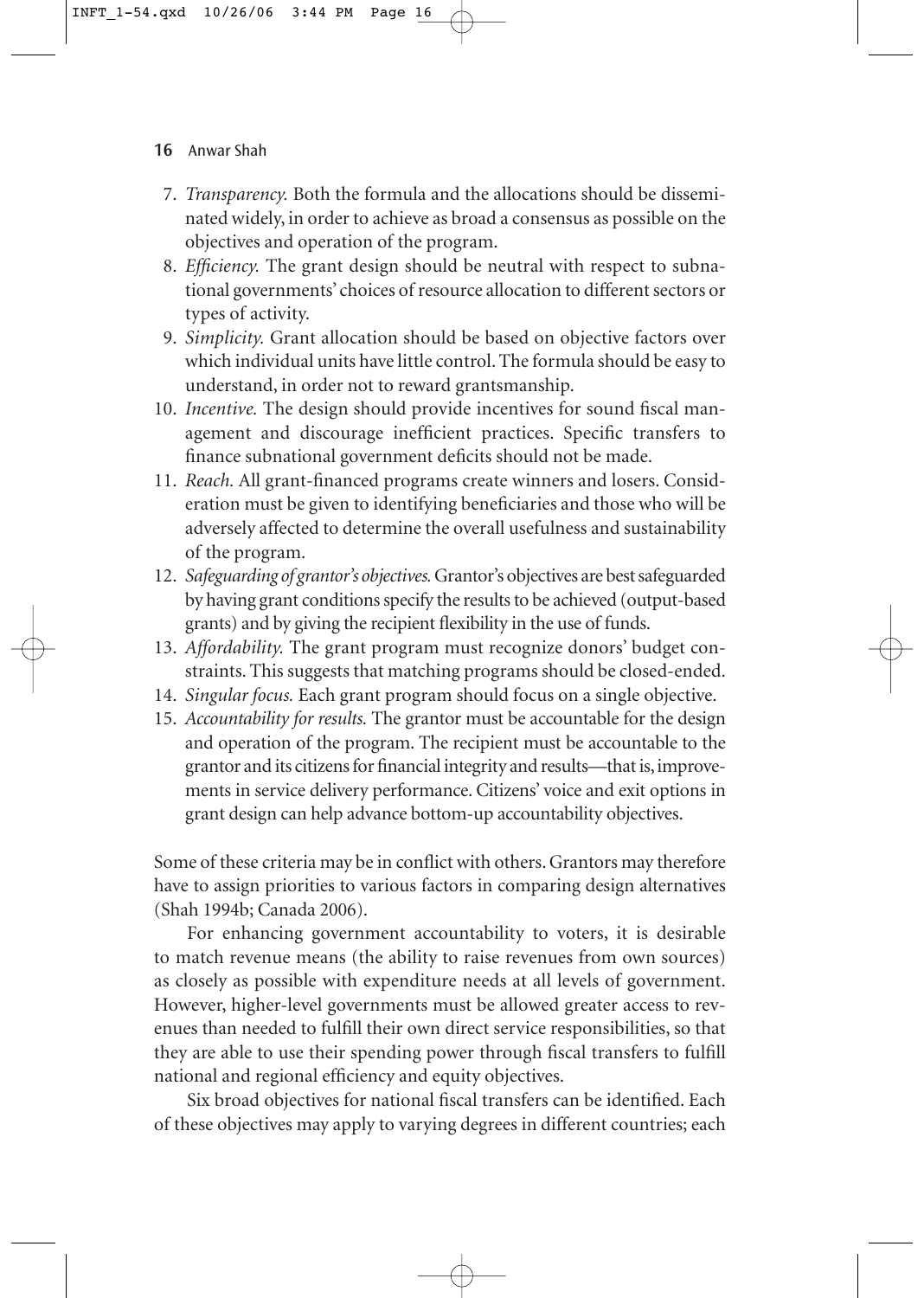7. *Transparency.* Both the formula and the allocations should be disseminated widely, in order to achieve as broad a consensus as possible on the objectives and operation of the program.
8. *Efficiency.* The grant design should be neutral with respect to subnational governments' choices of resource allocation to different sectors or types of activity.
9. *Simplicity.* Grant allocation should be based on objective factors over which individual units have little control. The formula should be easy to understand, in order not to reward grantsmanship.
10. *Incentive.* The design should provide incentives for sound fiscal management and discourage inefficient practices. Specific transfers to finance subnational government deficits should not be made.
11. *Reach.* All grant-financed programs create winners and losers. Consideration must be given to identifying beneficiaries and those who will be adversely affected to determine the overall usefulness and sustainability of the program.
12. *Safeguarding of grantor's objectives.* Grantor's objectives are best safeguarded by having grant conditions specify the results to be achieved (output-based grants) and by giving the recipient flexibility in the use of funds.
13. *Affordability.* The grant program must recognize donors' budget constraints. This suggests that matching programs should be closed-ended.
14. *Singular focus.* Each grant program should focus on a single objective.
15. *Accountability for results.* The grantor must be accountable for the design and operation of the program. The recipient must be accountable to the grantor and its citizens for financial integrity and results—that is, improvements in service delivery performance. Citizens' voice and exit options in grant design can help advance bottom-up accountability objectives.

Some of these criteria may be in conflict with others. Grantors may therefore have to assign priorities to various factors in comparing design alternatives (Shah 1994b; Canada 2006).

For enhancing government accountability to voters, it is desirable to match revenue means (the ability to raise revenues from own sources) as closely as possible with expenditure needs at all levels of government. However, higher-level governments must be allowed greater access to revenues than needed to fulfill their own direct service responsibilities, so that they are able to use their spending power through fiscal transfers to fulfill national and regional efficiency and equity objectives.

Six broad objectives for national fiscal transfers can be identified. Each of these objectives may apply to varying degrees in different countries; each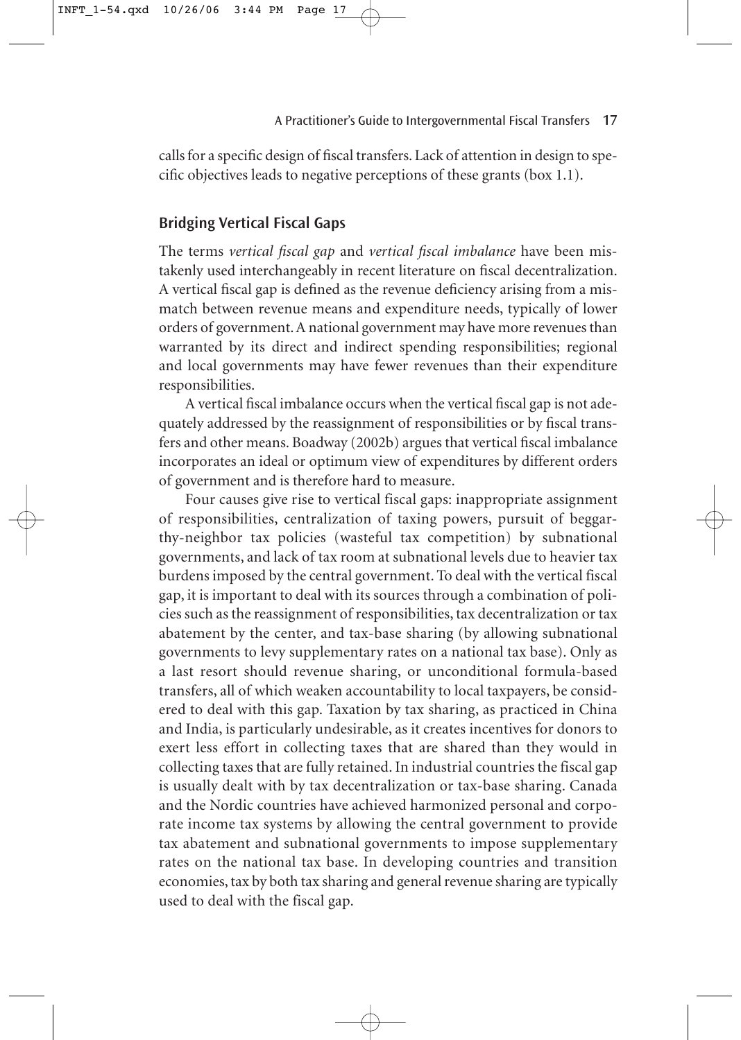calls for a specific design of fiscal transfers. Lack of attention in design to specific objectives leads to negative perceptions of these grants (box 1.1).

## Bridging Vertical Fiscal Gaps

The terms *vertical fiscal gap* and *vertical fiscal imbalance* have been mistakenly used interchangeably in recent literature on fiscal decentralization. A vertical fiscal gap is defined as the revenue deficiency arising from a mismatch between revenue means and expenditure needs, typically of lower orders of government. A national government may have more revenues than warranted by its direct and indirect spending responsibilities; regional and local governments may have fewer revenues than their expenditure responsibilities.

A vertical fiscal imbalance occurs when the vertical fiscal gap is not adequately addressed by the reassignment of responsibilities or by fiscal transfers and other means. Boadway (2002b) argues that vertical fiscal imbalance incorporates an ideal or optimum view of expenditures by different orders of government and is therefore hard to measure.

Four causes give rise to vertical fiscal gaps: inappropriate assignment of responsibilities, centralization of taxing powers, pursuit of beggar-thy-neighbor tax policies (wasteful tax competition) by subnational governments, and lack of tax room at subnational levels due to heavier tax burdens imposed by the central government. To deal with the vertical fiscal gap, it is important to deal with its sources through a combination of policies such as the reassignment of responsibilities, tax decentralization or tax abatement by the center, and tax-base sharing (by allowing subnational governments to levy supplementary rates on a national tax base). Only as a last resort should revenue sharing, or unconditional formula-based transfers, all of which weaken accountability to local taxpayers, be considered to deal with this gap. Taxation by tax sharing, as practiced in China and India, is particularly undesirable, as it creates incentives for donors to exert less effort in collecting taxes that are shared than they would in collecting taxes that are fully retained. In industrial countries the fiscal gap is usually dealt with by tax decentralization or tax-base sharing. Canada and the Nordic countries have achieved harmonized personal and corporate income tax systems by allowing the central government to provide tax abatement and subnational governments to impose supplementary rates on the national tax base. In developing countries and transition economies, tax by both tax sharing and general revenue sharing are typically used to deal with the fiscal gap.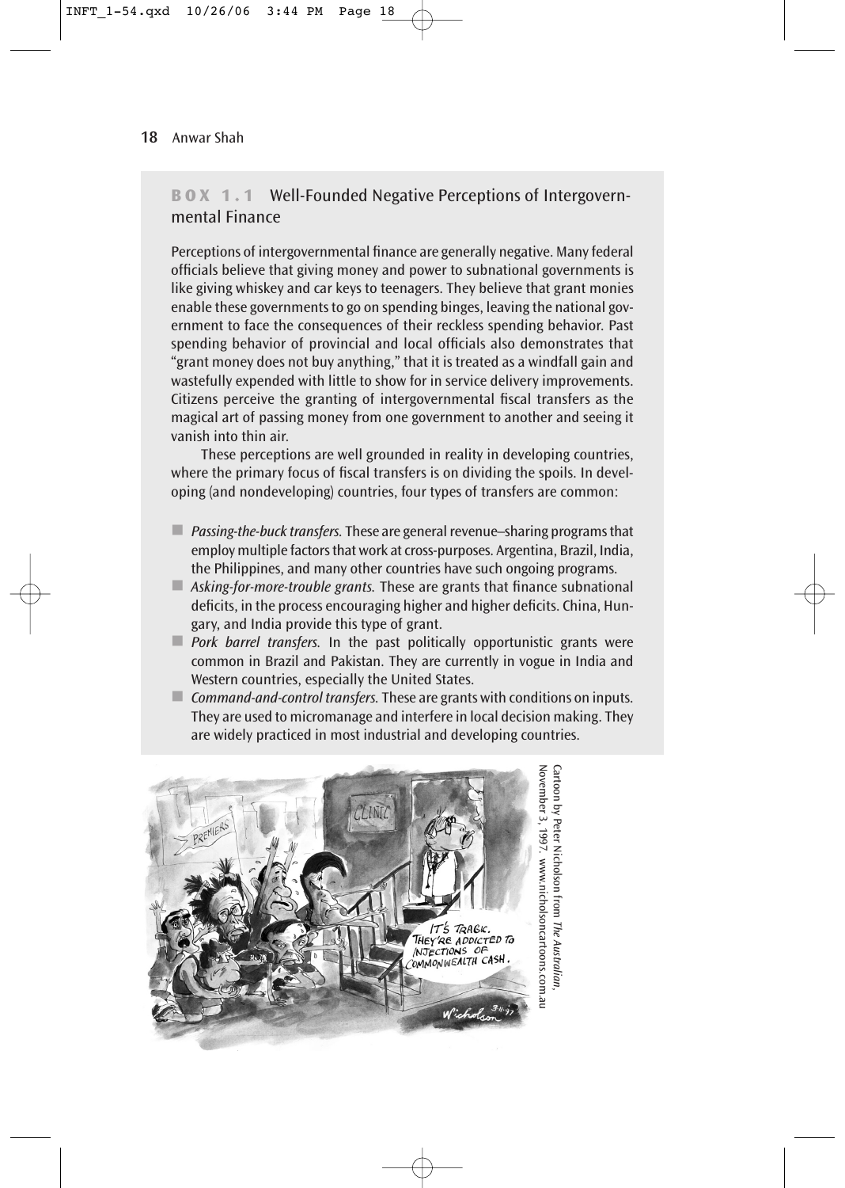## BOX 1.1 Well-Founded Negative Perceptions of Intergovernmental Finance

Perceptions of intergovernmental finance are generally negative. Many federal officials believe that giving money and power to subnational governments is like giving whiskey and car keys to teenagers. They believe that grant monies enable these governments to go on spending binges, leaving the national government to face the consequences of their reckless spending behavior. Past spending behavior of provincial and local officials also demonstrates that "grant money does not buy anything," that it is treated as a windfall gain and wastefully expended with little to show for in service delivery improvements. Citizens perceive the granting of intergovernmental fiscal transfers as the magical art of passing money from one government to another and seeing it vanish into thin air.

These perceptions are well grounded in reality in developing countries, where the primary focus of fiscal transfers is on dividing the spoils. In developing (and nondeveloping) countries, four types of transfers are common:

- *Passing-the-buck transfers.* These are general revenue–sharing programs that employ multiple factors that work at cross-purposes. Argentina, Brazil, India, the Philippines, and many other countries have such ongoing programs.
- *Asking-for-more-trouble grants.* These are grants that finance subnational deficits, in the process encouraging higher and higher deficits. China, Hungary, and India provide this type of grant.
- *Pork barrel transfers.* In the past politically opportunistic grants were common in Brazil and Pakistan. They are currently in vogue in India and Western countries, especially the United States.
- *Command-and-control transfers.* These are grants with conditions on inputs. They are used to micromanage and interfere in local decision making. They are widely practiced in most industrial and developing countries.

Cartoon by Peter Nicholson from *The Australian*, November 3, 1997. www.nicholsoncartoons.com.au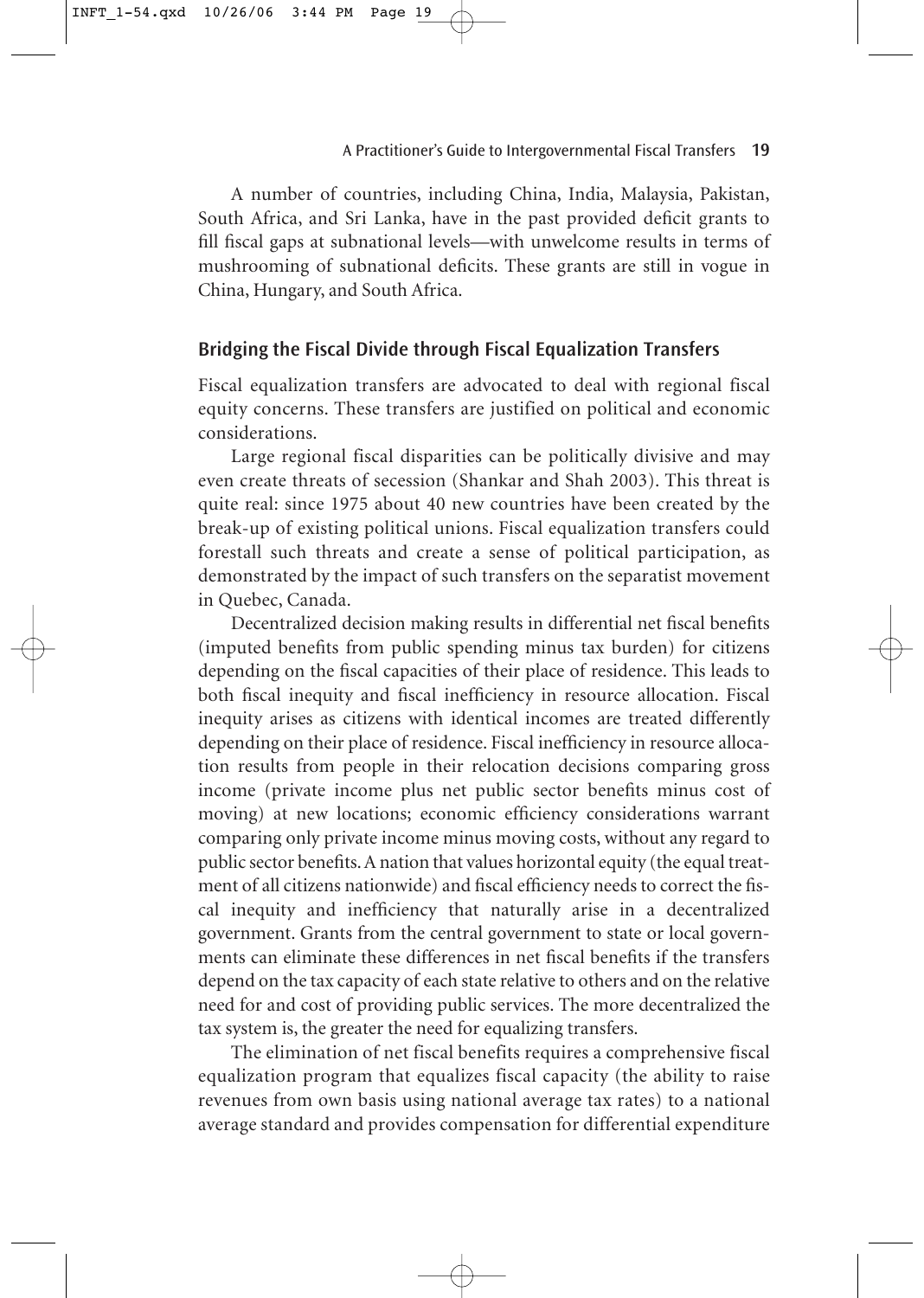A number of countries, including China, India, Malaysia, Pakistan, South Africa, and Sri Lanka, have in the past provided deficit grants to fill fiscal gaps at subnational levels—with unwelcome results in terms of mushrooming of subnational deficits. These grants are still in vogue in China, Hungary, and South Africa.

## Bridging the Fiscal Divide through Fiscal Equalization Transfers

Fiscal equalization transfers are advocated to deal with regional fiscal equity concerns. These transfers are justified on political and economic considerations.

Large regional fiscal disparities can be politically divisive and may even create threats of secession (Shankar and Shah 2003). This threat is quite real: since 1975 about 40 new countries have been created by the break-up of existing political unions. Fiscal equalization transfers could forestall such threats and create a sense of political participation, as demonstrated by the impact of such transfers on the separatist movement in Quebec, Canada.

Decentralized decision making results in differential net fiscal benefits (imputed benefits from public spending minus tax burden) for citizens depending on the fiscal capacities of their place of residence. This leads to both fiscal inequity and fiscal inefficiency in resource allocation. Fiscal inequity arises as citizens with identical incomes are treated differently depending on their place of residence. Fiscal inefficiency in resource allocation results from people in their relocation decisions comparing gross income (private income plus net public sector benefits minus cost of moving) at new locations; economic efficiency considerations warrant comparing only private income minus moving costs, without any regard to public sector benefits. A nation that values horizontal equity (the equal treatment of all citizens nationwide) and fiscal efficiency needs to correct the fiscal inequity and inefficiency that naturally arise in a decentralized government. Grants from the central government to state or local governments can eliminate these differences in net fiscal benefits if the transfers depend on the tax capacity of each state relative to others and on the relative need for and cost of providing public services. The more decentralized the tax system is, the greater the need for equalizing transfers.

The elimination of net fiscal benefits requires a comprehensive fiscal equalization program that equalizes fiscal capacity (the ability to raise revenues from own basis using national average tax rates) to a national average standard and provides compensation for differential expenditure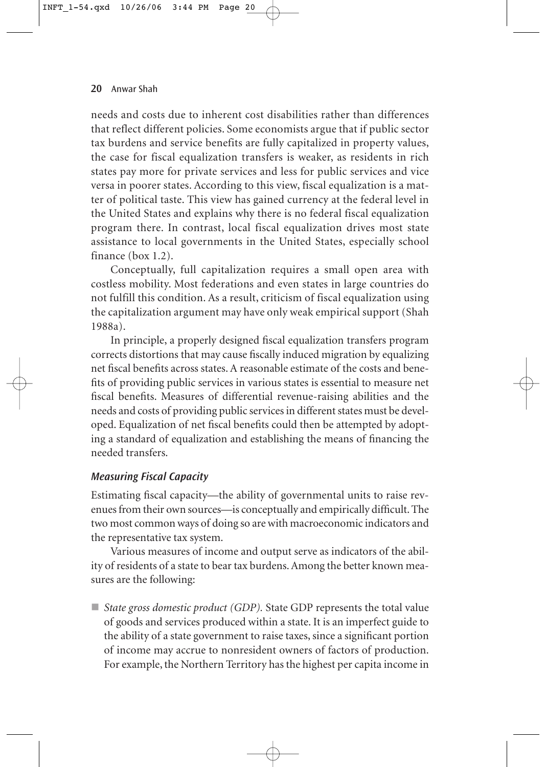needs and costs due to inherent cost disabilities rather than differences that reflect different policies. Some economists argue that if public sector tax burdens and service benefits are fully capitalized in property values, the case for fiscal equalization transfers is weaker, as residents in rich states pay more for private services and less for public services and vice versa in poorer states. According to this view, fiscal equalization is a matter of political taste. This view has gained currency at the federal level in the United States and explains why there is no federal fiscal equalization program there. In contrast, local fiscal equalization drives most state assistance to local governments in the United States, especially school finance (box 1.2).

Conceptually, full capitalization requires a small open area with costless mobility. Most federations and even states in large countries do not fulfill this condition. As a result, criticism of fiscal equalization using the capitalization argument may have only weak empirical support (Shah 1988a).

In principle, a properly designed fiscal equalization transfers program corrects distortions that may cause fiscally induced migration by equalizing net fiscal benefits across states. A reasonable estimate of the costs and benefits of providing public services in various states is essential to measure net fiscal benefits. Measures of differential revenue-raising abilities and the needs and costs of providing public services in different states must be developed. Equalization of net fiscal benefits could then be attempted by adopting a standard of equalization and establishing the means of financing the needed transfers.

### *Measuring Fiscal Capacity*

Estimating fiscal capacity—the ability of governmental units to raise revenues from their own sources—is conceptually and empirically difficult. The two most common ways of doing so are with macroeconomic indicators and the representative tax system.

Various measures of income and output serve as indicators of the ability of residents of a state to bear tax burdens. Among the better known measures are the following:

- *State gross domestic product (GDP).* State GDP represents the total value of goods and services produced within a state. It is an imperfect guide to the ability of a state government to raise taxes, since a significant portion of income may accrue to nonresident owners of factors of production. For example, the Northern Territory has the highest per capita income in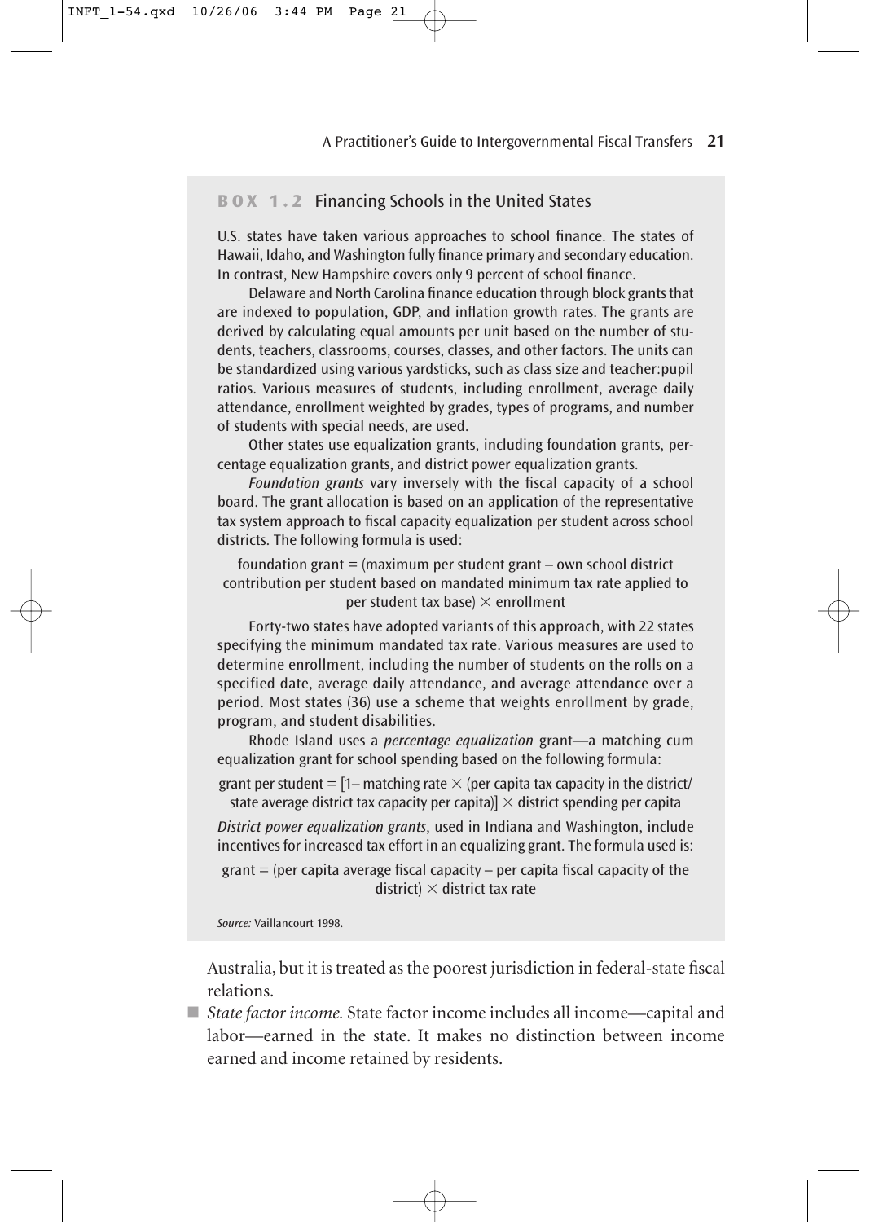### BOX 1.2 Financing Schools in the United States

U.S. states have taken various approaches to school finance. The states of Hawaii, Idaho, and Washington fully finance primary and secondary education. In contrast, New Hampshire covers only 9 percent of school finance.

Delaware and North Carolina finance education through block grants that are indexed to population, GDP, and inflation growth rates. The grants are derived by calculating equal amounts per unit based on the number of students, teachers, classrooms, courses, classes, and other factors. The units can be standardized using various yardsticks, such as class size and teacher:pupil ratios. Various measures of students, including enrollment, average daily attendance, enrollment weighted by grades, types of programs, and number of students with special needs, are used.

Other states use equalization grants, including foundation grants, percentage equalization grants, and district power equalization grants.

*Foundation grants* vary inversely with the fiscal capacity of a school board. The grant allocation is based on an application of the representative tax system approach to fiscal capacity equalization per student across school districts. The following formula is used:

foundation grant = (maximum per student grant – own school district contribution per student based on mandated minimum tax rate applied to per student tax base) × enrollment

Forty-two states have adopted variants of this approach, with 22 states specifying the minimum mandated tax rate. Various measures are used to determine enrollment, including the number of students on the rolls on a specified date, average daily attendance, and average attendance over a period. Most states (36) use a scheme that weights enrollment by grade, program, and student disabilities.

Rhode Island uses a *percentage equalization* grant—a matching cum equalization grant for school spending based on the following formula:

grant per student = [1– matching rate × (per capita tax capacity in the district/state average district tax capacity per capita)] × district spending per capita

*District power equalization grants*, used in Indiana and Washington, include incentives for increased tax effort in an equalizing grant. The formula used is:

grant = (per capita average fiscal capacity – per capita fiscal capacity of the district) × district tax rate

*Source:* Vaillancourt 1998.

Australia, but it is treated as the poorest jurisdiction in federal-state fiscal relations.

- *State factor income.* State factor income includes all income—capital and labor—earned in the state. It makes no distinction between income earned and income retained by residents.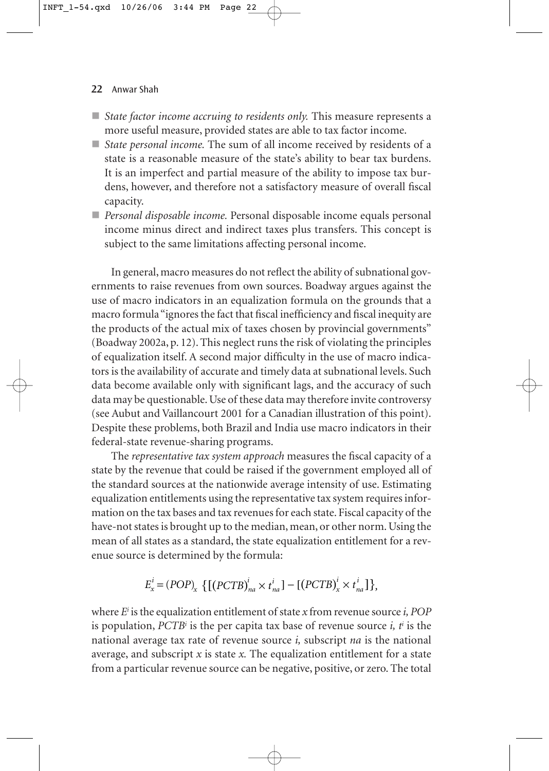- *State factor income accruing to residents only.* This measure represents a more useful measure, provided states are able to tax factor income.
- *State personal income.* The sum of all income received by residents of a state is a reasonable measure of the state's ability to bear tax burdens. It is an imperfect and partial measure of the ability to impose tax burdens, however, and therefore not a satisfactory measure of overall fiscal capacity.
- *Personal disposable income.* Personal disposable income equals personal income minus direct and indirect taxes plus transfers. This concept is subject to the same limitations affecting personal income.

In general, macro measures do not reflect the ability of subnational governments to raise revenues from own sources. Boadway argues against the use of macro indicators in an equalization formula on the grounds that a macro formula "ignores the fact that fiscal inefficiency and fiscal inequity are the products of the actual mix of taxes chosen by provincial governments" (Boadway 2002a, p. 12). This neglect runs the risk of violating the principles of equalization itself. A second major difficulty in the use of macro indicators is the availability of accurate and timely data at subnational levels. Such data become available only with significant lags, and the accuracy of such data may be questionable. Use of these data may therefore invite controversy (see Aubut and Vaillancourt 2001 for a Canadian illustration of this point). Despite these problems, both Brazil and India use macro indicators in their federal-state revenue-sharing programs.

The *representative tax system approach* measures the fiscal capacity of a state by the revenue that could be raised if the government employed all of the standard sources at the nationwide average intensity of use. Estimating equalization entitlements using the representative tax system requires information on the tax bases and tax revenues for each state. Fiscal capacity of the have-not states is brought up to the median, mean, or other norm. Using the mean of all states as a standard, the state equalization entitlement for a revenue source is determined by the formula:

$$E_x^i = (POP)_x \; \{[(PCTB)_{na}^i \times t_{na}^i] - [(PCTB)_x^i \times t_{na}^i]\},$$

where $E^i$ is the equalization entitlement of state $x$ from revenue source $i$, $POP$ is population, $PCTB^i$ is the per capita tax base of revenue source $i$, $t^i$ is the national average tax rate of revenue source $i$, subscript $na$ is the national average, and subscript $x$ is state $x$. The equalization entitlement for a state from a particular revenue source can be negative, positive, or zero. The total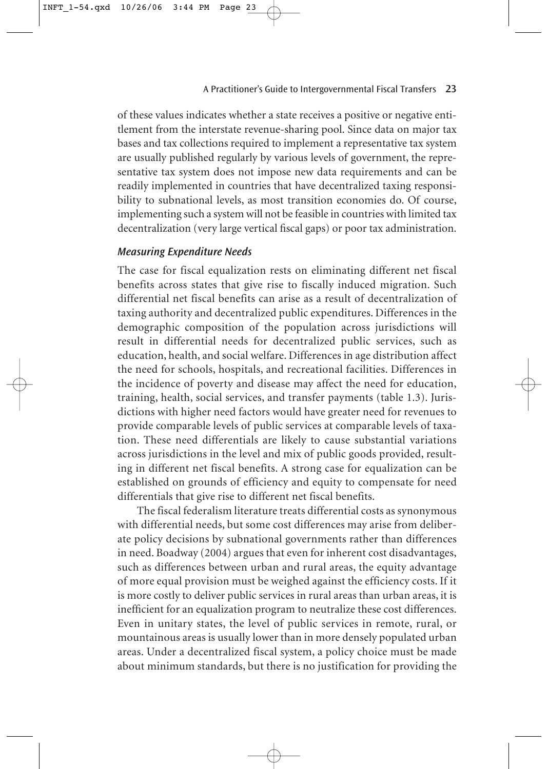of these values indicates whether a state receives a positive or negative entitlement from the interstate revenue-sharing pool. Since data on major tax bases and tax collections required to implement a representative tax system are usually published regularly by various levels of government, the representative tax system does not impose new data requirements and can be readily implemented in countries that have decentralized taxing responsibility to subnational levels, as most transition economies do. Of course, implementing such a system will not be feasible in countries with limited tax decentralization (very large vertical fiscal gaps) or poor tax administration.

### *Measuring Expenditure Needs*

The case for fiscal equalization rests on eliminating different net fiscal benefits across states that give rise to fiscally induced migration. Such differential net fiscal benefits can arise as a result of decentralization of taxing authority and decentralized public expenditures. Differences in the demographic composition of the population across jurisdictions will result in differential needs for decentralized public services, such as education, health, and social welfare. Differences in age distribution affect the need for schools, hospitals, and recreational facilities. Differences in the incidence of poverty and disease may affect the need for education, training, health, social services, and transfer payments (table 1.3). Jurisdictions with higher need factors would have greater need for revenues to provide comparable levels of public services at comparable levels of taxation. These need differentials are likely to cause substantial variations across jurisdictions in the level and mix of public goods provided, resulting in different net fiscal benefits. A strong case for equalization can be established on grounds of efficiency and equity to compensate for need differentials that give rise to different net fiscal benefits.

The fiscal federalism literature treats differential costs as synonymous with differential needs, but some cost differences may arise from deliberate policy decisions by subnational governments rather than differences in need. Boadway (2004) argues that even for inherent cost disadvantages, such as differences between urban and rural areas, the equity advantage of more equal provision must be weighed against the efficiency costs. If it is more costly to deliver public services in rural areas than urban areas, it is inefficient for an equalization program to neutralize these cost differences. Even in unitary states, the level of public services in remote, rural, or mountainous areas is usually lower than in more densely populated urban areas. Under a decentralized fiscal system, a policy choice must be made about minimum standards, but there is no justification for providing the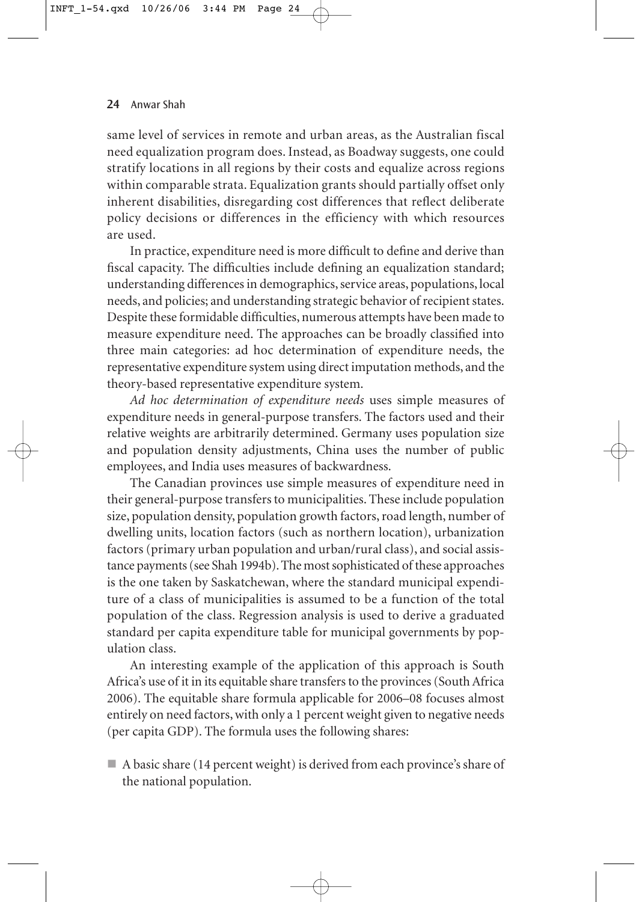same level of services in remote and urban areas, as the Australian fiscal need equalization program does. Instead, as Boadway suggests, one could stratify locations in all regions by their costs and equalize across regions within comparable strata. Equalization grants should partially offset only inherent disabilities, disregarding cost differences that reflect deliberate policy decisions or differences in the efficiency with which resources are used.

In practice, expenditure need is more difficult to define and derive than fiscal capacity. The difficulties include defining an equalization standard; understanding differences in demographics, service areas, populations, local needs, and policies; and understanding strategic behavior of recipient states. Despite these formidable difficulties, numerous attempts have been made to measure expenditure need. The approaches can be broadly classified into three main categories: ad hoc determination of expenditure needs, the representative expenditure system using direct imputation methods, and the theory-based representative expenditure system.

*Ad hoc determination of expenditure needs* uses simple measures of expenditure needs in general-purpose transfers. The factors used and their relative weights are arbitrarily determined. Germany uses population size and population density adjustments, China uses the number of public employees, and India uses measures of backwardness.

The Canadian provinces use simple measures of expenditure need in their general-purpose transfers to municipalities. These include population size, population density, population growth factors, road length, number of dwelling units, location factors (such as northern location), urbanization factors (primary urban population and urban/rural class), and social assistance payments (see Shah 1994b). The most sophisticated of these approaches is the one taken by Saskatchewan, where the standard municipal expenditure of a class of municipalities is assumed to be a function of the total population of the class. Regression analysis is used to derive a graduated standard per capita expenditure table for municipal governments by population class.

An interesting example of the application of this approach is South Africa's use of it in its equitable share transfers to the provinces (South Africa 2006). The equitable share formula applicable for 2006–08 focuses almost entirely on need factors, with only a 1 percent weight given to negative needs (per capita GDP). The formula uses the following shares:

- A basic share (14 percent weight) is derived from each province's share of the national population.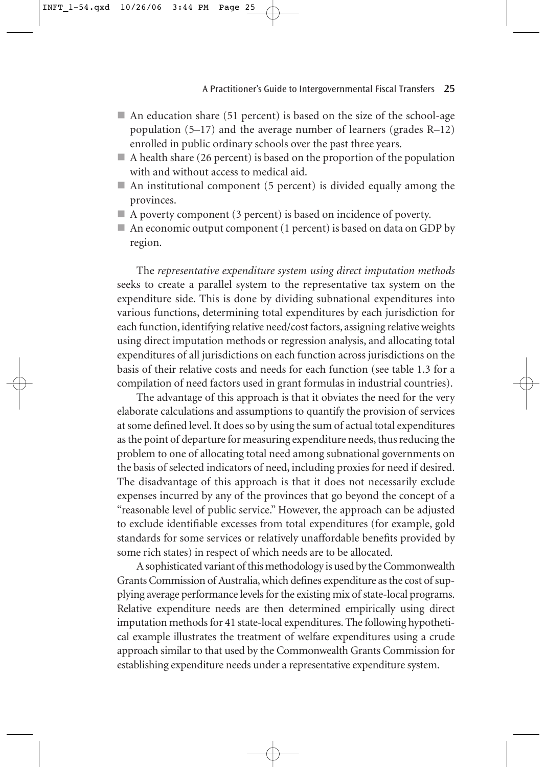- An education share (51 percent) is based on the size of the school-age population (5–17) and the average number of learners (grades R–12) enrolled in public ordinary schools over the past three years.
- A health share (26 percent) is based on the proportion of the population with and without access to medical aid.
- An institutional component (5 percent) is divided equally among the provinces.
- A poverty component (3 percent) is based on incidence of poverty.
- An economic output component (1 percent) is based on data on GDP by region.

The *representative expenditure system using direct imputation methods* seeks to create a parallel system to the representative tax system on the expenditure side. This is done by dividing subnational expenditures into various functions, determining total expenditures by each jurisdiction for each function, identifying relative need/cost factors, assigning relative weights using direct imputation methods or regression analysis, and allocating total expenditures of all jurisdictions on each function across jurisdictions on the basis of their relative costs and needs for each function (see table 1.3 for a compilation of need factors used in grant formulas in industrial countries).

The advantage of this approach is that it obviates the need for the very elaborate calculations and assumptions to quantify the provision of services at some defined level. It does so by using the sum of actual total expenditures as the point of departure for measuring expenditure needs, thus reducing the problem to one of allocating total need among subnational governments on the basis of selected indicators of need, including proxies for need if desired. The disadvantage of this approach is that it does not necessarily exclude expenses incurred by any of the provinces that go beyond the concept of a "reasonable level of public service." However, the approach can be adjusted to exclude identifiable excesses from total expenditures (for example, gold standards for some services or relatively unaffordable benefits provided by some rich states) in respect of which needs are to be allocated.

A sophisticated variant of this methodology is used by the Commonwealth Grants Commission of Australia, which defines expenditure as the cost of supplying average performance levels for the existing mix of state-local programs. Relative expenditure needs are then determined empirically using direct imputation methods for 41 state-local expenditures. The following hypothetical example illustrates the treatment of welfare expenditures using a crude approach similar to that used by the Commonwealth Grants Commission for establishing expenditure needs under a representative expenditure system.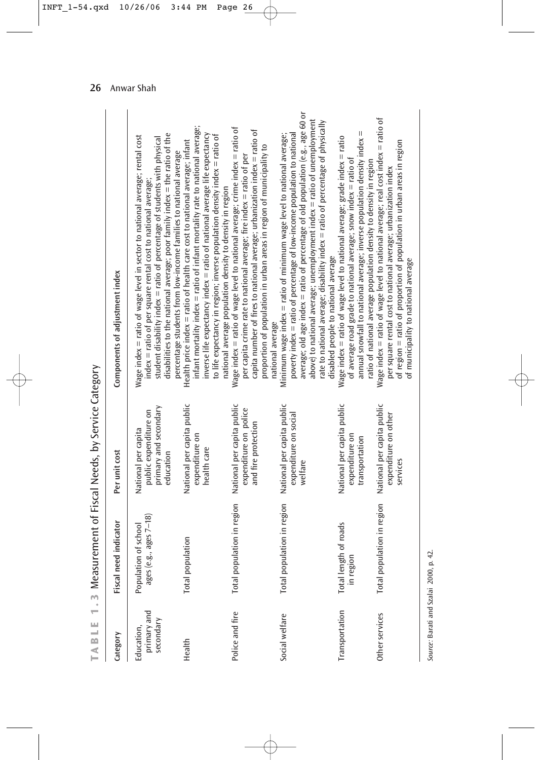**TABLE 1.3** Measurement of Fiscal Needs, by Service Category

| Category | Fiscal need indicator | Per unit cost | Components of adjustment index |
|---|---|---|---|
| Education, primary and secondary | Population of school ages (e.g., ages 7–18) | National per capita public expenditure on primary and secondary education | Wage index = ratio of wage level in sector to national average; rental cost index = ratio of per square rental cost to national average; student disability index = ratio of percentage of students with physical disabilities to the national average; poor family index = the ratio of the percentage students from low-income families to national average |
| Health | Total population | National per capita public expenditure on health care | Health price index = ratio of health care cost to national average; infant mortality index = ratio of infant mortality rate to national average; inverse life expectancy index = ratio of national average life expectancy to life expectancy in region; inverse population density index = ratio of national average population density to density in region |
| Police and fire | Total population in region | National per capita public expenditure on police and fire protection | Wage index = ratio of wage level to national average; crime index = ratio of per capita crime rate to national average; fire index = ratio of per capita number of fires to national average; urbanization index = ratio of proportion of population in urban areas in region of municipality to national average |
| Social welfare | Total population in region | National per capita public expenditure on social welfare | Minimum wage index = ratio of minimum wage level to national average; poverty index = ratio of percentage of low-income population to national average; old age index = ratio of percentage of old population (e.g., age 60 or above) to national average; unemployment index = ratio of unemployment rate to national average; disability index = ratio of percentage of physically disabled people to national average |
| Transportation | Total length of roads in region | National per capita public expenditure on transportation | Wage index = ratio of wage level to national average; grade index = ratio of average road grade to national average; snow index = ratio of annual snowfall to national average; inverse population density index = ratio of national average population density to density in region |
| Other services | Total population in region | National per capita public expenditure on other services | Wage index = ratio of wage level to national average; real cost index = ratio of per square rental cost to national average; urbanization index of region = ratio of proportion of population in urban areas in region of municipality to national average |

*Source:* Barati and Szalai 2000, p. 42.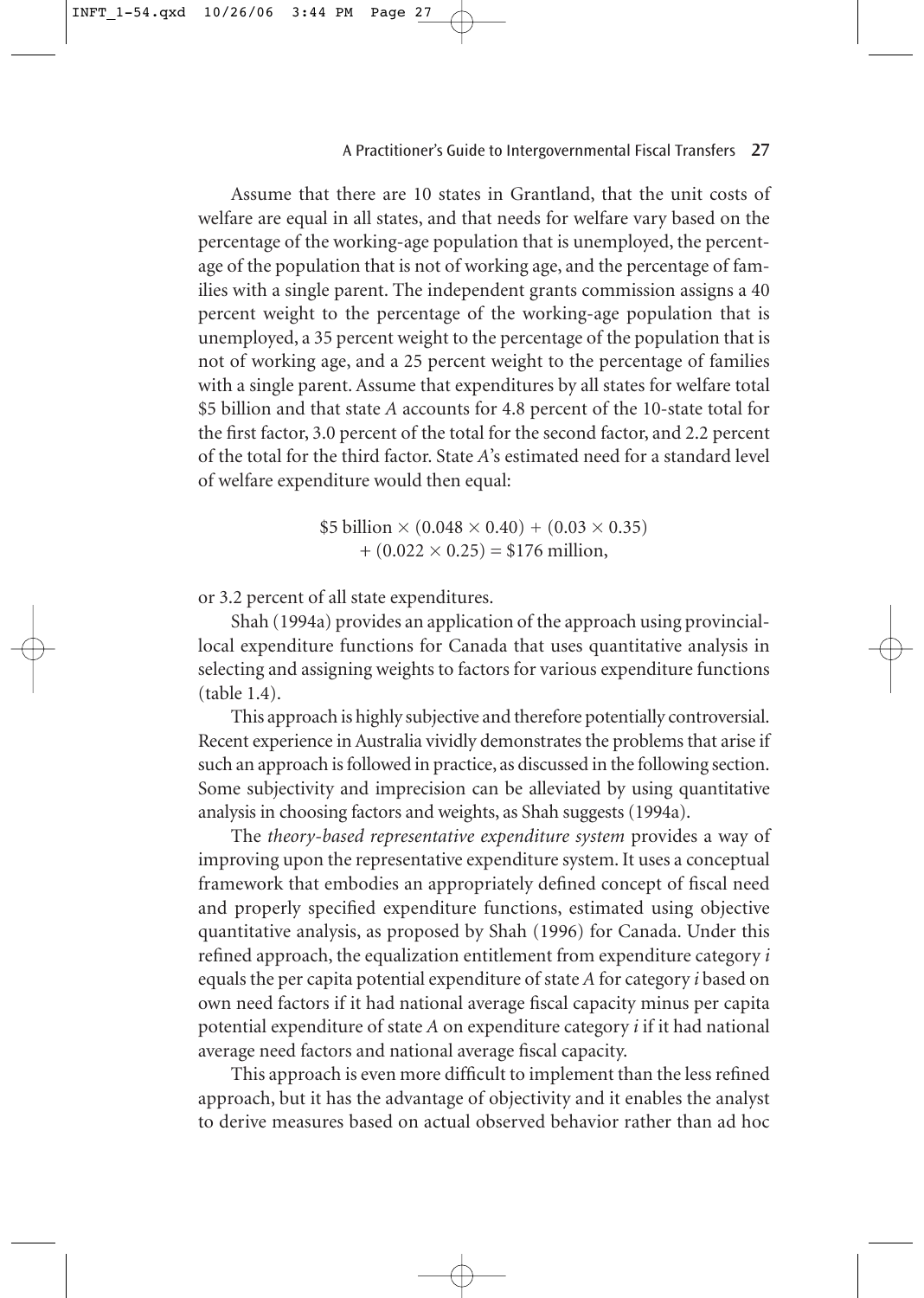Assume that there are 10 states in Grantland, that the unit costs of welfare are equal in all states, and that needs for welfare vary based on the percentage of the working-age population that is unemployed, the percentage of the population that is not of working age, and the percentage of families with a single parent. The independent grants commission assigns a 40 percent weight to the percentage of the working-age population that is unemployed, a 35 percent weight to the percentage of the population that is not of working age, and a 25 percent weight to the percentage of families with a single parent. Assume that expenditures by all states for welfare total \$5 billion and that state *A* accounts for 4.8 percent of the 10-state total for the first factor, 3.0 percent of the total for the second factor, and 2.2 percent of the total for the third factor. State *A*'s estimated need for a standard level of welfare expenditure would then equal:

$$\$5 \text{ billion} \times (0.048 \times 0.40) + (0.03 \times 0.35) + (0.022 \times 0.25) = \$176 \text{ million},$$

or 3.2 percent of all state expenditures.

Shah (1994a) provides an application of the approach using provincial-local expenditure functions for Canada that uses quantitative analysis in selecting and assigning weights to factors for various expenditure functions (table 1.4).

This approach is highly subjective and therefore potentially controversial. Recent experience in Australia vividly demonstrates the problems that arise if such an approach is followed in practice, as discussed in the following section. Some subjectivity and imprecision can be alleviated by using quantitative analysis in choosing factors and weights, as Shah suggests (1994a).

The *theory-based representative expenditure system* provides a way of improving upon the representative expenditure system. It uses a conceptual framework that embodies an appropriately defined concept of fiscal need and properly specified expenditure functions, estimated using objective quantitative analysis, as proposed by Shah (1996) for Canada. Under this refined approach, the equalization entitlement from expenditure category $i$ equals the per capita potential expenditure of state *A* for category $i$ based on own need factors if it had national average fiscal capacity minus per capita potential expenditure of state *A* on expenditure category $i$ if it had national average need factors and national average fiscal capacity.

This approach is even more difficult to implement than the less refined approach, but it has the advantage of objectivity and it enables the analyst to derive measures based on actual observed behavior rather than ad hoc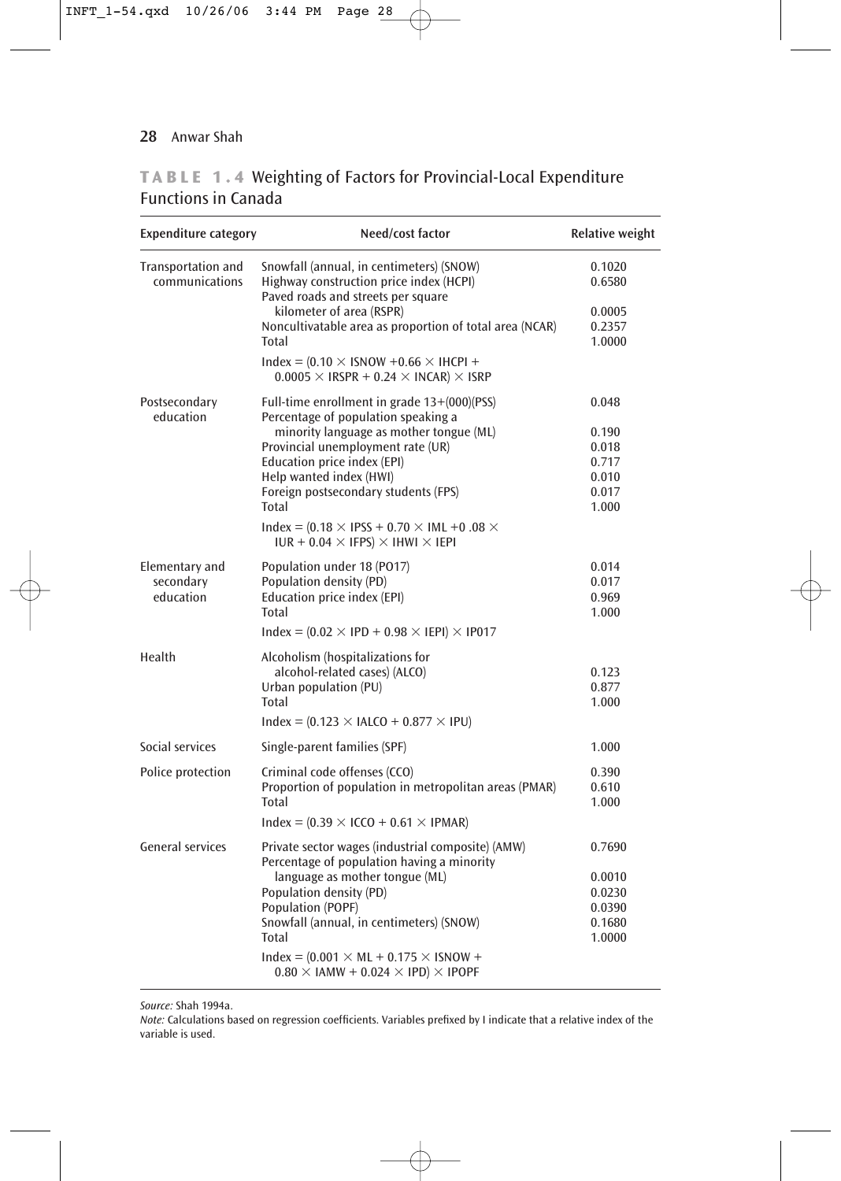**TABLE 1.4** Weighting of Factors for Provincial-Local Expenditure Functions in Canada

| Expenditure category | Need/cost factor | Relative weight |
|---|---|---|
| Transportation and communications | Snowfall (annual, in centimeters) (SNOW) | 0.1020 |
| | Highway construction price index (HCPI) | 0.6580 |
| | Paved roads and streets per square kilometer of area (RSPR) | 0.0005 |
| | Noncultivatable area as proportion of total area (NCAR) | 0.2357 |
| | Total | 1.0000 |
| | Index = (0.10 × ISNOW +0.66 × IHCPI + 0.0005 × IRSPR + 0.24 × INCAR) × ISRP | |
| Postsecondary education | Full-time enrollment in grade 13+(000)(PSS) | 0.048 |
| | Percentage of population speaking a minority language as mother tongue (ML) | 0.190 |
| | Provincial unemployment rate (UR) | 0.018 |
| | Education price index (EPI) | 0.717 |
| | Help wanted index (HWI) | 0.010 |
| | Foreign postsecondary students (FPS) | 0.017 |
| | Total | 1.000 |
| | Index = (0.18 × IPSS + 0.70 × IML +0 .08 × IUR + 0.04 × IFPS) × IHWI × IEPI | |
| Elementary and secondary education | Population under 18 (PO17) | 0.014 |
| | Population density (PD) | 0.017 |
| | Education price index (EPI) | 0.969 |
| | Total | 1.000 |
| | Index = (0.02 × IPD + 0.98 × IEPI) × IP017 | |
| Health | Alcoholism (hospitalizations for alcohol-related cases) (ALCO) | 0.123 |
| | Urban population (PU) | 0.877 |
| | Total | 1.000 |
| | Index = (0.123 × IALCO + 0.877 × IPU) | |
| Social services | Single-parent families (SPF) | 1.000 |
| Police protection | Criminal code offenses (CCO) | 0.390 |
| | Proportion of population in metropolitan areas (PMAR) | 0.610 |
| | Total | 1.000 |
| | Index = (0.39 × ICCO + 0.61 × IPMAR) | |
| General services | Private sector wages (industrial composite) (AMW) | 0.7690 |
| | Percentage of population having a minority language as mother tongue (ML) | 0.0010 |
| | Population density (PD) | 0.0230 |
| | Population (POPF) | 0.0390 |
| | Snowfall (annual, in centimeters) (SNOW) | 0.1680 |
| | Total | 1.0000 |
| | Index = (0.001 × ML + 0.175 × ISNOW + 0.80 × IAMW + 0.024 × IPD) × IPOPF | |

*Source:* Shah 1994a.

*Note:* Calculations based on regression coefficients. Variables prefixed by I indicate that a relative index of the variable is used.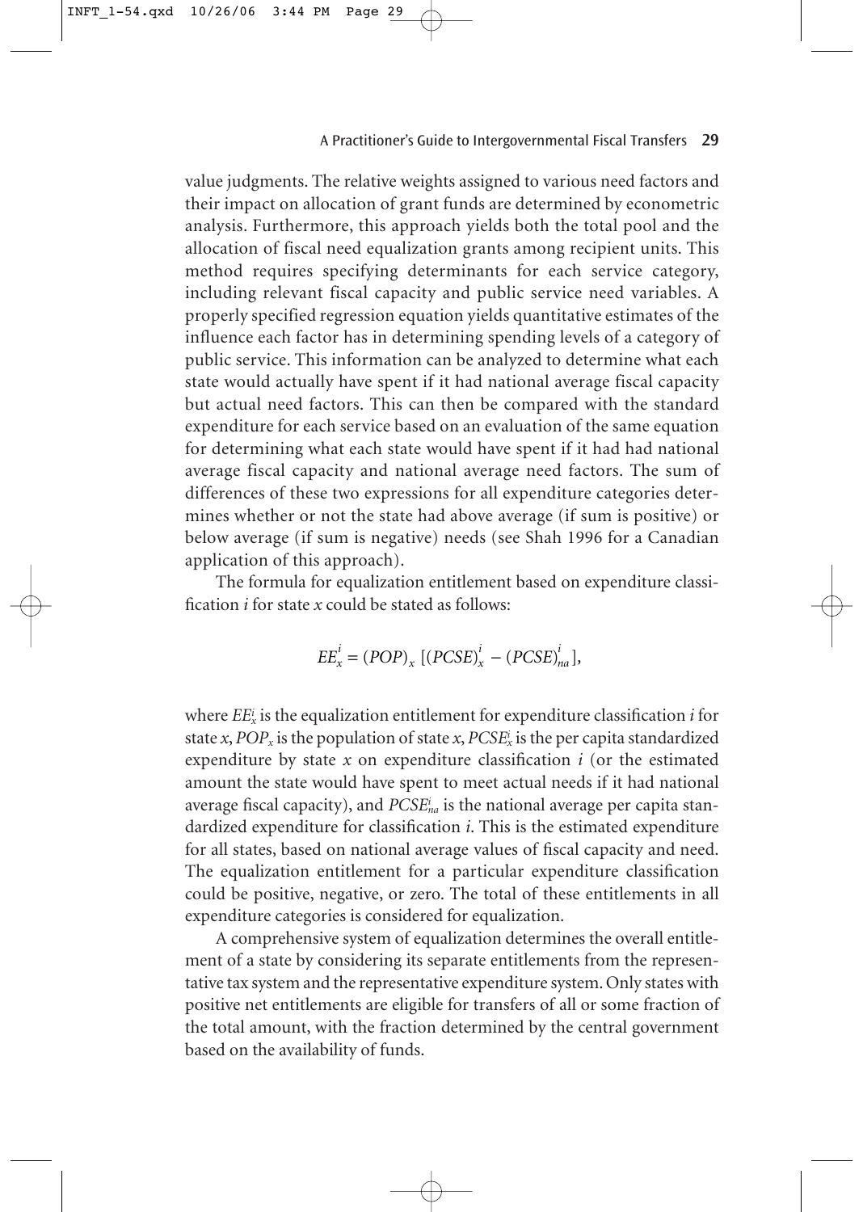value judgments. The relative weights assigned to various need factors and their impact on allocation of grant funds are determined by econometric analysis. Furthermore, this approach yields both the total pool and the allocation of fiscal need equalization grants among recipient units. This method requires specifying determinants for each service category, including relevant fiscal capacity and public service need variables. A properly specified regression equation yields quantitative estimates of the influence each factor has in determining spending levels of a category of public service. This information can be analyzed to determine what each state would actually have spent if it had national average fiscal capacity but actual need factors. This can then be compared with the standard expenditure for each service based on an evaluation of the same equation for determining what each state would have spent if it had had national average fiscal capacity and national average need factors. The sum of differences of these two expressions for all expenditure categories determines whether or not the state had above average (if sum is positive) or below average (if sum is negative) needs (see Shah 1996 for a Canadian application of this approach).

The formula for equalization entitlement based on expenditure classification *i* for state *x* could be stated as follows:

$$EE_x^i = (POP)_x \, [(PCSE)_x^i - (PCSE)_{na}^i],$$

where $EE_x^i$ is the equalization entitlement for expenditure classification *i* for state *x*, $POP_x$ is the population of state *x*, $PCSE_x^i$ is the per capita standardized expenditure by state *x* on expenditure classification *i* (or the estimated amount the state would have spent to meet actual needs if it had national average fiscal capacity), and $PCSE_{na}^i$ is the national average per capita standardized expenditure for classification *i*. This is the estimated expenditure for all states, based on national average values of fiscal capacity and need. The equalization entitlement for a particular expenditure classification could be positive, negative, or zero. The total of these entitlements in all expenditure categories is considered for equalization.

A comprehensive system of equalization determines the overall entitlement of a state by considering its separate entitlements from the representative tax system and the representative expenditure system. Only states with positive net entitlements are eligible for transfers of all or some fraction of the total amount, with the fraction determined by the central government based on the availability of funds.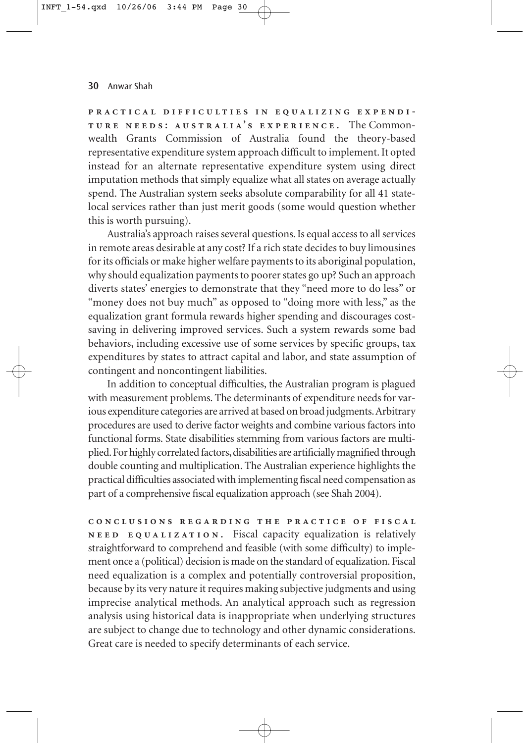**Practical Difficulties in Equalizing Expenditure Needs: Australia's Experience.** The Commonwealth Grants Commission of Australia found the theory-based representative expenditure system approach difficult to implement. It opted instead for an alternate representative expenditure system using direct imputation methods that simply equalize what all states on average actually spend. The Australian system seeks absolute comparability for all 41 state-local services rather than just merit goods (some would question whether this is worth pursuing).

Australia's approach raises several questions. Is equal access to all services in remote areas desirable at any cost? If a rich state decides to buy limousines for its officials or make higher welfare payments to its aboriginal population, why should equalization payments to poorer states go up? Such an approach diverts states' energies to demonstrate that they "need more to do less" or "money does not buy much" as opposed to "doing more with less," as the equalization grant formula rewards higher spending and discourages cost-saving in delivering improved services. Such a system rewards some bad behaviors, including excessive use of some services by specific groups, tax expenditures by states to attract capital and labor, and state assumption of contingent and noncontingent liabilities.

In addition to conceptual difficulties, the Australian program is plagued with measurement problems. The determinants of expenditure needs for various expenditure categories are arrived at based on broad judgments. Arbitrary procedures are used to derive factor weights and combine various factors into functional forms. State disabilities stemming from various factors are multiplied. For highly correlated factors, disabilities are artificially magnified through double counting and multiplication. The Australian experience highlights the practical difficulties associated with implementing fiscal need compensation as part of a comprehensive fiscal equalization approach (see Shah 2004).

**Conclusions Regarding the Practice of Fiscal Need Equalization.** Fiscal capacity equalization is relatively straightforward to comprehend and feasible (with some difficulty) to implement once a (political) decision is made on the standard of equalization. Fiscal need equalization is a complex and potentially controversial proposition, because by its very nature it requires making subjective judgments and using imprecise analytical methods. An analytical approach such as regression analysis using historical data is inappropriate when underlying structures are subject to change due to technology and other dynamic considerations. Great care is needed to specify determinants of each service.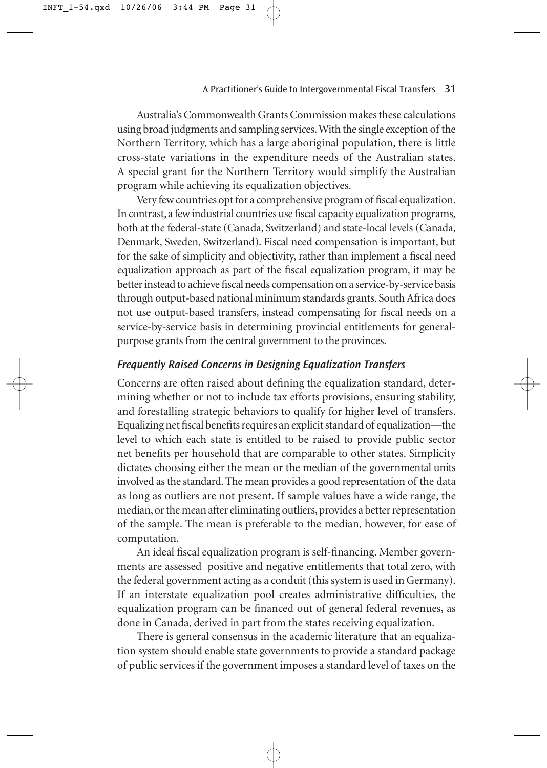Australia's Commonwealth Grants Commission makes these calculations using broad judgments and sampling services. With the single exception of the Northern Territory, which has a large aboriginal population, there is little cross-state variations in the expenditure needs of the Australian states. A special grant for the Northern Territory would simplify the Australian program while achieving its equalization objectives.

Very few countries opt for a comprehensive program of fiscal equalization. In contrast, a few industrial countries use fiscal capacity equalization programs, both at the federal-state (Canada, Switzerland) and state-local levels (Canada, Denmark, Sweden, Switzerland). Fiscal need compensation is important, but for the sake of simplicity and objectivity, rather than implement a fiscal need equalization approach as part of the fiscal equalization program, it may be better instead to achieve fiscal needs compensation on a service-by-service basis through output-based national minimum standards grants. South Africa does not use output-based transfers, instead compensating for fiscal needs on a service-by-service basis in determining provincial entitlements for general-purpose grants from the central government to the provinces.

### *Frequently Raised Concerns in Designing Equalization Transfers*

Concerns are often raised about defining the equalization standard, determining whether or not to include tax efforts provisions, ensuring stability, and forestalling strategic behaviors to qualify for higher level of transfers. Equalizing net fiscal benefits requires an explicit standard of equalization—the level to which each state is entitled to be raised to provide public sector net benefits per household that are comparable to other states. Simplicity dictates choosing either the mean or the median of the governmental units involved as the standard. The mean provides a good representation of the data as long as outliers are not present. If sample values have a wide range, the median, or the mean after eliminating outliers, provides a better representation of the sample. The mean is preferable to the median, however, for ease of computation.

An ideal fiscal equalization program is self-financing. Member governments are assessed positive and negative entitlements that total zero, with the federal government acting as a conduit (this system is used in Germany). If an interstate equalization pool creates administrative difficulties, the equalization program can be financed out of general federal revenues, as done in Canada, derived in part from the states receiving equalization.

There is general consensus in the academic literature that an equalization system should enable state governments to provide a standard package of public services if the government imposes a standard level of taxes on the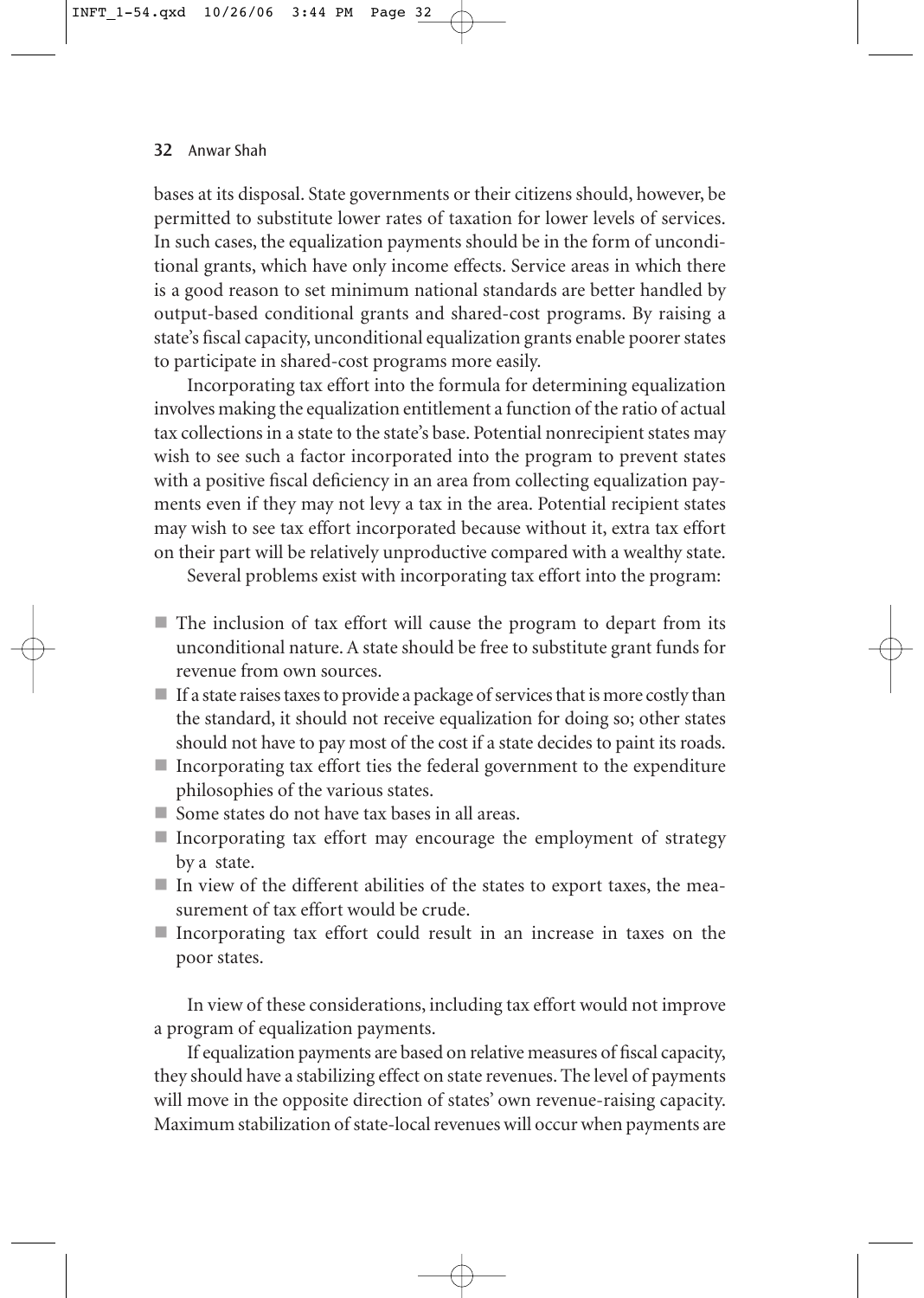bases at its disposal. State governments or their citizens should, however, be permitted to substitute lower rates of taxation for lower levels of services. In such cases, the equalization payments should be in the form of unconditional grants, which have only income effects. Service areas in which there is a good reason to set minimum national standards are better handled by output-based conditional grants and shared-cost programs. By raising a state's fiscal capacity, unconditional equalization grants enable poorer states to participate in shared-cost programs more easily.

Incorporating tax effort into the formula for determining equalization involves making the equalization entitlement a function of the ratio of actual tax collections in a state to the state's base. Potential nonrecipient states may wish to see such a factor incorporated into the program to prevent states with a positive fiscal deficiency in an area from collecting equalization payments even if they may not levy a tax in the area. Potential recipient states may wish to see tax effort incorporated because without it, extra tax effort on their part will be relatively unproductive compared with a wealthy state.

Several problems exist with incorporating tax effort into the program:

- The inclusion of tax effort will cause the program to depart from its unconditional nature. A state should be free to substitute grant funds for revenue from own sources.
- If a state raises taxes to provide a package of services that is more costly than the standard, it should not receive equalization for doing so; other states should not have to pay most of the cost if a state decides to paint its roads.
- Incorporating tax effort ties the federal government to the expenditure philosophies of the various states.
- Some states do not have tax bases in all areas.
- Incorporating tax effort may encourage the employment of strategy by a state.
- In view of the different abilities of the states to export taxes, the measurement of tax effort would be crude.
- Incorporating tax effort could result in an increase in taxes on the poor states.

In view of these considerations, including tax effort would not improve a program of equalization payments.

If equalization payments are based on relative measures of fiscal capacity, they should have a stabilizing effect on state revenues. The level of payments will move in the opposite direction of states' own revenue-raising capacity. Maximum stabilization of state-local revenues will occur when payments are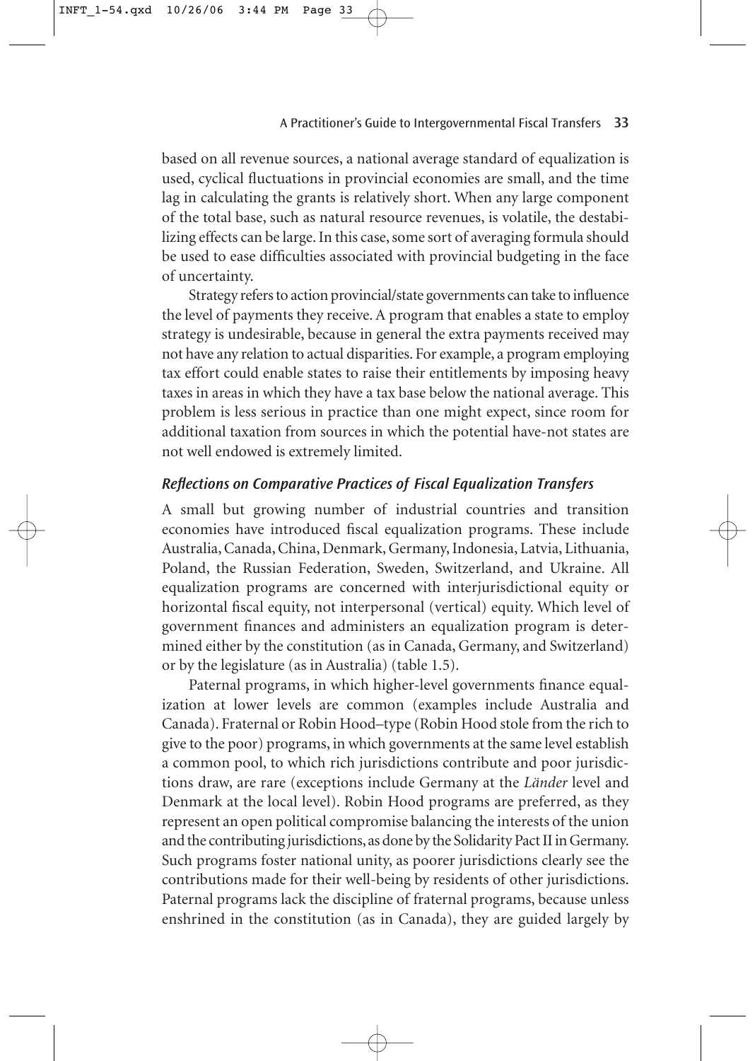based on all revenue sources, a national average standard of equalization is used, cyclical fluctuations in provincial economies are small, and the time lag in calculating the grants is relatively short. When any large component of the total base, such as natural resource revenues, is volatile, the destabilizing effects can be large. In this case, some sort of averaging formula should be used to ease difficulties associated with provincial budgeting in the face of uncertainty.

Strategy refers to action provincial/state governments can take to influence the level of payments they receive. A program that enables a state to employ strategy is undesirable, because in general the extra payments received may not have any relation to actual disparities. For example, a program employing tax effort could enable states to raise their entitlements by imposing heavy taxes in areas in which they have a tax base below the national average. This problem is less serious in practice than one might expect, since room for additional taxation from sources in which the potential have-not states are not well endowed is extremely limited.

### *Reflections on Comparative Practices of Fiscal Equalization Transfers*

A small but growing number of industrial countries and transition economies have introduced fiscal equalization programs. These include Australia, Canada, China, Denmark, Germany, Indonesia, Latvia, Lithuania, Poland, the Russian Federation, Sweden, Switzerland, and Ukraine. All equalization programs are concerned with interjurisdictional equity or horizontal fiscal equity, not interpersonal (vertical) equity. Which level of government finances and administers an equalization program is determined either by the constitution (as in Canada, Germany, and Switzerland) or by the legislature (as in Australia) (table 1.5).

Paternal programs, in which higher-level governments finance equalization at lower levels are common (examples include Australia and Canada). Fraternal or Robin Hood–type (Robin Hood stole from the rich to give to the poor) programs, in which governments at the same level establish a common pool, to which rich jurisdictions contribute and poor jurisdictions draw, are rare (exceptions include Germany at the *Länder* level and Denmark at the local level). Robin Hood programs are preferred, as they represent an open political compromise balancing the interests of the union and the contributing jurisdictions, as done by the Solidarity Pact II in Germany. Such programs foster national unity, as poorer jurisdictions clearly see the contributions made for their well-being by residents of other jurisdictions. Paternal programs lack the discipline of fraternal programs, because unless enshrined in the constitution (as in Canada), they are guided largely by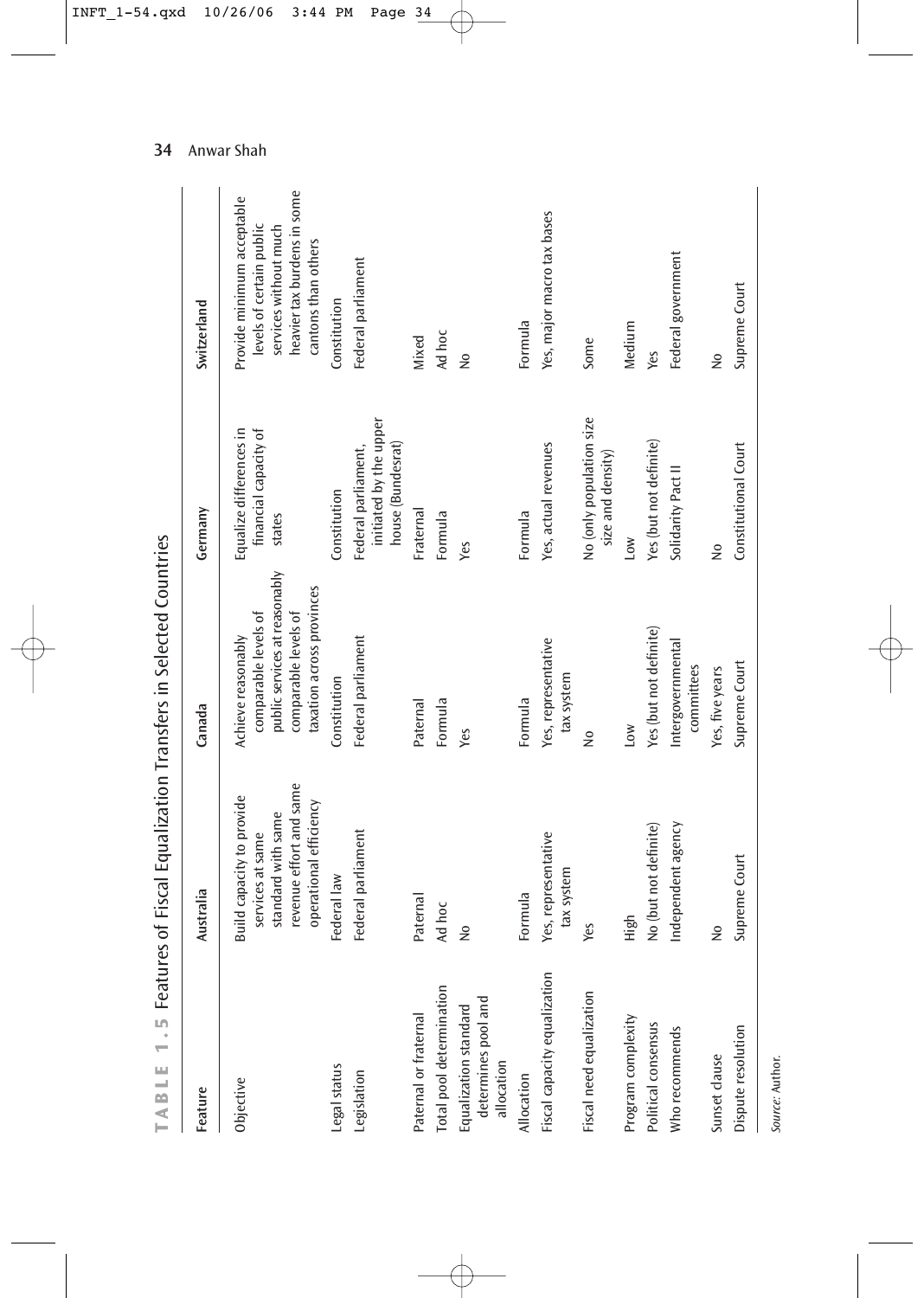**TABLE 1.5** Features of Fiscal Equalization Transfers in Selected Countries

| Feature | Australia | Canada | Germany | Switzerland |
|---|---|---|---|---|
| Objective | Build capacity to provide services at same standard with same revenue effort and same operational efficiency | Achieve reasonably comparable levels of public services at reasonably comparable levels of taxation across provinces | Equalize differences in financial capacity of states | Provide minimum acceptable levels of certain public services without much heavier tax burdens in some cantons than others |
| Legal status | Federal law | Constitution | Constitution | Constitution |
| Legislation | Federal parliament | Federal parliament | Federal parliament, initiated by the upper house (Bundesrat) | Federal parliament |
| Paternal or fraternal | Paternal | Paternal | Fraternal | Mixed |
| Total pool determination | Ad hoc | Formula | Formula | Ad hoc |
| Equalization standard determines pool and allocation | No | Yes | Yes | No |
| Allocation | Formula | Formula | Formula | Formula |
| Fiscal capacity equalization | Yes, representative tax system | Yes, representative tax system | Yes, actual revenues | Yes, major macro tax bases |
| Fiscal need equalization | Yes | No | No (only population size size and density) | Some |
| Program complexity | High | Low | Low | Medium |
| Political consensus | No (but not definite) | Yes (but not definite) | Yes (but not definite) | Yes |
| Who recommends | Independent agency | Intergovernmental committees | Solidarity Pact II | Federal government |
| Sunset clause | No | Yes, five years | No | No |
| Dispute resolution | Supreme Court | Supreme Court | Constitutional Court | Supreme Court |

*Source:* Author.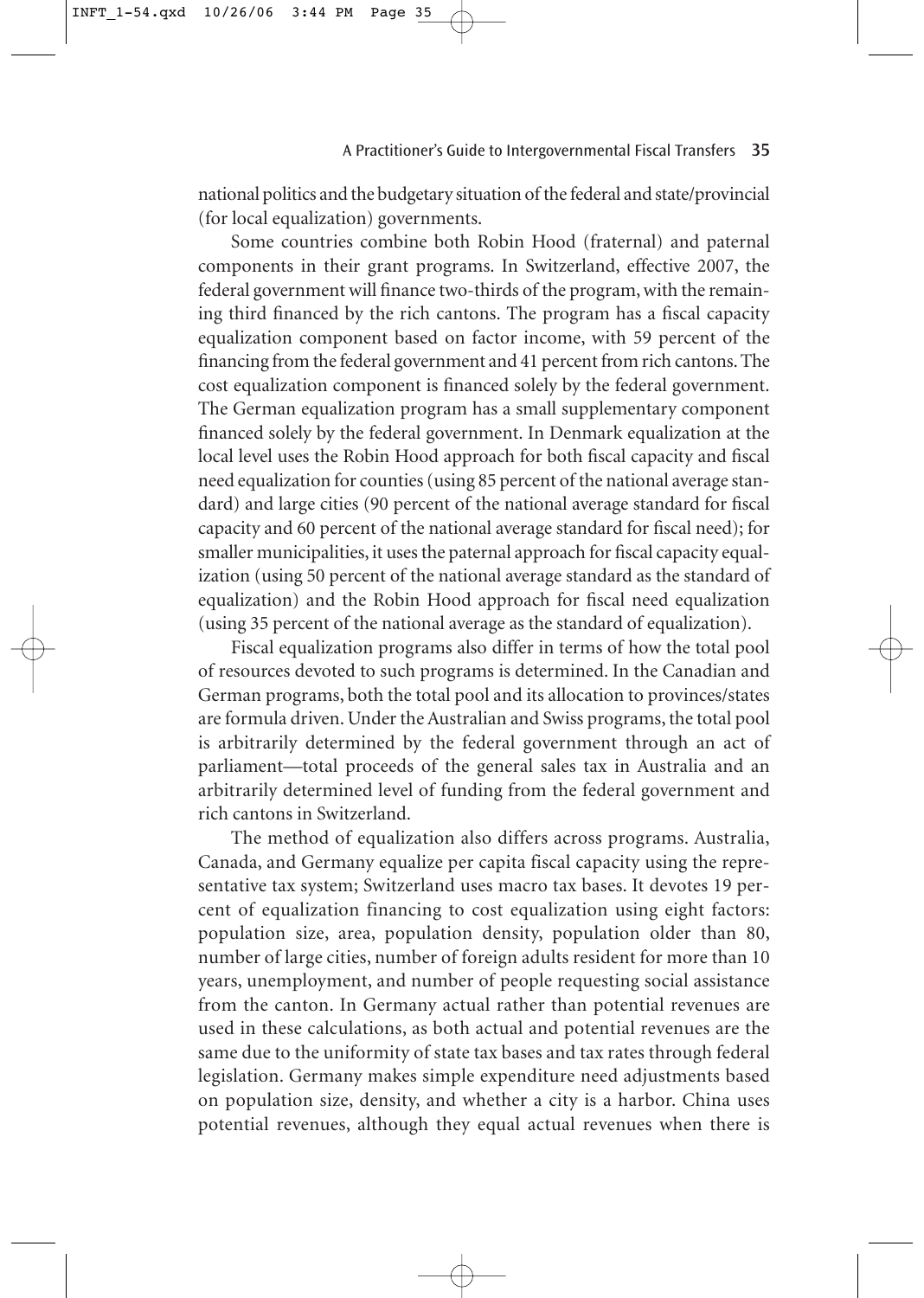national politics and the budgetary situation of the federal and state/provincial (for local equalization) governments.

Some countries combine both Robin Hood (fraternal) and paternal components in their grant programs. In Switzerland, effective 2007, the federal government will finance two-thirds of the program, with the remaining third financed by the rich cantons. The program has a fiscal capacity equalization component based on factor income, with 59 percent of the financing from the federal government and 41 percent from rich cantons. The cost equalization component is financed solely by the federal government. The German equalization program has a small supplementary component financed solely by the federal government. In Denmark equalization at the local level uses the Robin Hood approach for both fiscal capacity and fiscal need equalization for counties (using 85 percent of the national average standard) and large cities (90 percent of the national average standard for fiscal capacity and 60 percent of the national average standard for fiscal need); for smaller municipalities, it uses the paternal approach for fiscal capacity equalization (using 50 percent of the national average standard as the standard of equalization) and the Robin Hood approach for fiscal need equalization (using 35 percent of the national average as the standard of equalization).

Fiscal equalization programs also differ in terms of how the total pool of resources devoted to such programs is determined. In the Canadian and German programs, both the total pool and its allocation to provinces/states are formula driven. Under the Australian and Swiss programs, the total pool is arbitrarily determined by the federal government through an act of parliament—total proceeds of the general sales tax in Australia and an arbitrarily determined level of funding from the federal government and rich cantons in Switzerland.

The method of equalization also differs across programs. Australia, Canada, and Germany equalize per capita fiscal capacity using the representative tax system; Switzerland uses macro tax bases. It devotes 19 percent of equalization financing to cost equalization using eight factors: population size, area, population density, population older than 80, number of large cities, number of foreign adults resident for more than 10 years, unemployment, and number of people requesting social assistance from the canton. In Germany actual rather than potential revenues are used in these calculations, as both actual and potential revenues are the same due to the uniformity of state tax bases and tax rates through federal legislation. Germany makes simple expenditure need adjustments based on population size, density, and whether a city is a harbor. China uses potential revenues, although they equal actual revenues when there is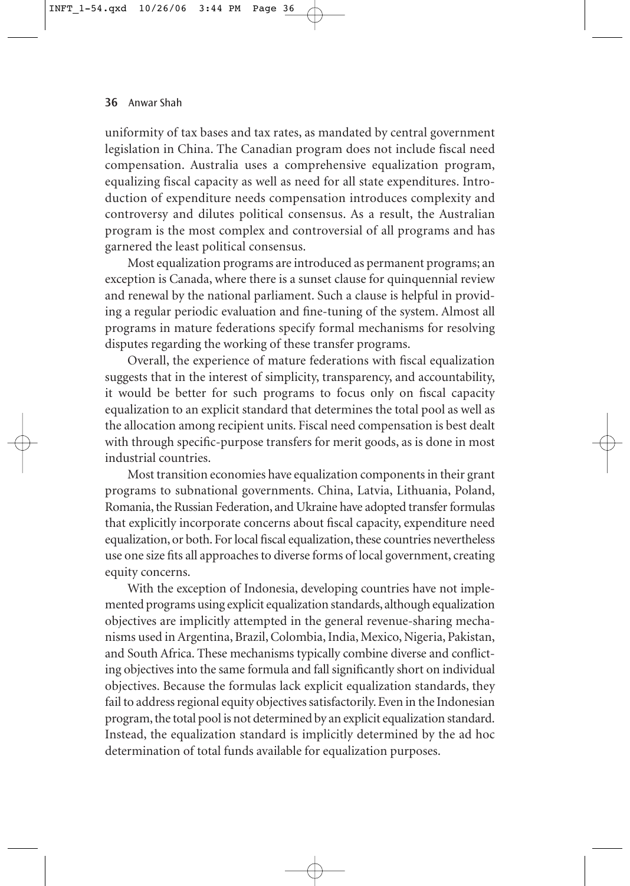uniformity of tax bases and tax rates, as mandated by central government legislation in China. The Canadian program does not include fiscal need compensation. Australia uses a comprehensive equalization program, equalizing fiscal capacity as well as need for all state expenditures. Introduction of expenditure needs compensation introduces complexity and controversy and dilutes political consensus. As a result, the Australian program is the most complex and controversial of all programs and has garnered the least political consensus.

Most equalization programs are introduced as permanent programs; an exception is Canada, where there is a sunset clause for quinquennial review and renewal by the national parliament. Such a clause is helpful in providing a regular periodic evaluation and fine-tuning of the system. Almost all programs in mature federations specify formal mechanisms for resolving disputes regarding the working of these transfer programs.

Overall, the experience of mature federations with fiscal equalization suggests that in the interest of simplicity, transparency, and accountability, it would be better for such programs to focus only on fiscal capacity equalization to an explicit standard that determines the total pool as well as the allocation among recipient units. Fiscal need compensation is best dealt with through specific-purpose transfers for merit goods, as is done in most industrial countries.

Most transition economies have equalization components in their grant programs to subnational governments. China, Latvia, Lithuania, Poland, Romania, the Russian Federation, and Ukraine have adopted transfer formulas that explicitly incorporate concerns about fiscal capacity, expenditure need equalization, or both. For local fiscal equalization, these countries nevertheless use one size fits all approaches to diverse forms of local government, creating equity concerns.

With the exception of Indonesia, developing countries have not implemented programs using explicit equalization standards, although equalization objectives are implicitly attempted in the general revenue-sharing mechanisms used in Argentina, Brazil, Colombia, India, Mexico, Nigeria, Pakistan, and South Africa. These mechanisms typically combine diverse and conflicting objectives into the same formula and fall significantly short on individual objectives. Because the formulas lack explicit equalization standards, they fail to address regional equity objectives satisfactorily. Even in the Indonesian program, the total pool is not determined by an explicit equalization standard. Instead, the equalization standard is implicitly determined by the ad hoc determination of total funds available for equalization purposes.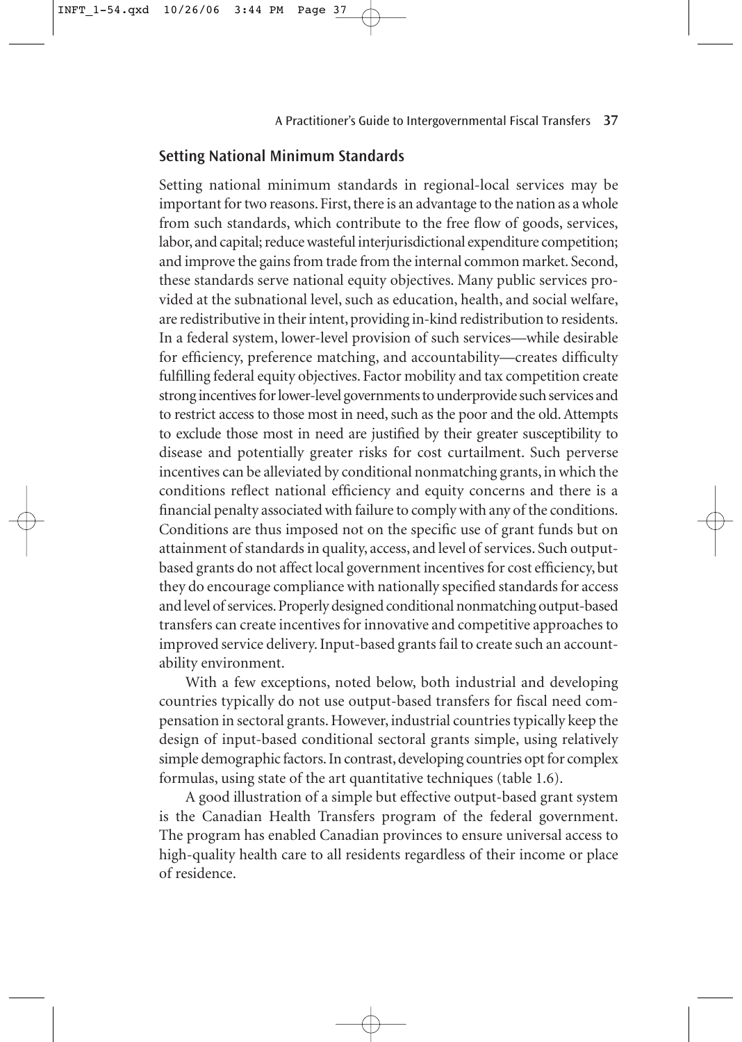## Setting National Minimum Standards

Setting national minimum standards in regional-local services may be important for two reasons. First, there is an advantage to the nation as a whole from such standards, which contribute to the free flow of goods, services, labor, and capital; reduce wasteful interjurisdictional expenditure competition; and improve the gains from trade from the internal common market. Second, these standards serve national equity objectives. Many public services provided at the subnational level, such as education, health, and social welfare, are redistributive in their intent, providing in-kind redistribution to residents. In a federal system, lower-level provision of such services—while desirable for efficiency, preference matching, and accountability—creates difficulty fulfilling federal equity objectives. Factor mobility and tax competition create strong incentives for lower-level governments to underprovide such services and to restrict access to those most in need, such as the poor and the old. Attempts to exclude those most in need are justified by their greater susceptibility to disease and potentially greater risks for cost curtailment. Such perverse incentives can be alleviated by conditional nonmatching grants, in which the conditions reflect national efficiency and equity concerns and there is a financial penalty associated with failure to comply with any of the conditions. Conditions are thus imposed not on the specific use of grant funds but on attainment of standards in quality, access, and level of services. Such output-based grants do not affect local government incentives for cost efficiency, but they do encourage compliance with nationally specified standards for access and level of services. Properly designed conditional nonmatching output-based transfers can create incentives for innovative and competitive approaches to improved service delivery. Input-based grants fail to create such an accountability environment.

With a few exceptions, noted below, both industrial and developing countries typically do not use output-based transfers for fiscal need compensation in sectoral grants. However, industrial countries typically keep the design of input-based conditional sectoral grants simple, using relatively simple demographic factors. In contrast, developing countries opt for complex formulas, using state of the art quantitative techniques (table 1.6).

A good illustration of a simple but effective output-based grant system is the Canadian Health Transfers program of the federal government. The program has enabled Canadian provinces to ensure universal access to high-quality health care to all residents regardless of their income or place of residence.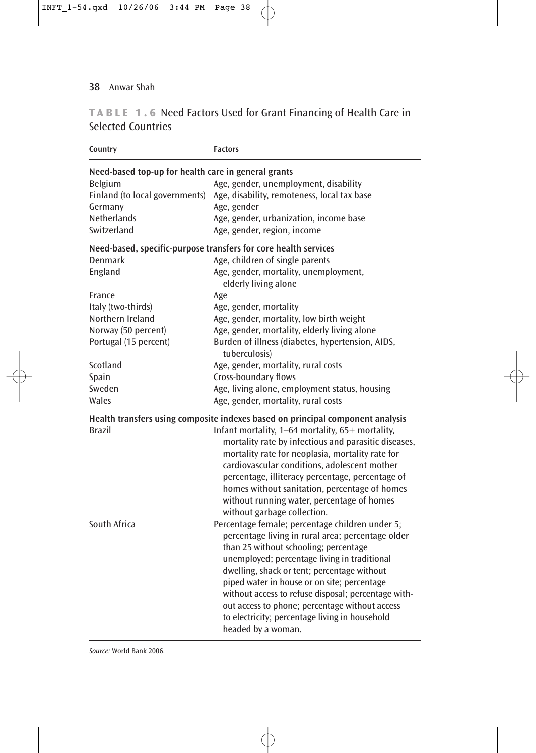**TABLE 1.6** Need Factors Used for Grant Financing of Health Care in Selected Countries

| Country | Factors |
|---|---|
| **Need-based top-up for health care in general grants** | |
| Belgium | Age, gender, unemployment, disability |
| Finland (to local governments) | Age, disability, remoteness, local tax base |
| Germany | Age, gender |
| Netherlands | Age, gender, urbanization, income base |
| Switzerland | Age, gender, region, income |
| **Need-based, specific-purpose transfers for core health services** | |
| Denmark | Age, children of single parents |
| England | Age, gender, mortality, unemployment, elderly living alone |
| France | Age |
| Italy (two-thirds) | Age, gender, mortality |
| Northern Ireland | Age, gender, mortality, low birth weight |
| Norway (50 percent) | Age, gender, mortality, elderly living alone |
| Portugal (15 percent) | Burden of illness (diabetes, hypertension, AIDS, tuberculosis) |
| Scotland | Age, gender, mortality, rural costs |
| Spain | Cross-boundary flows |
| Sweden | Age, living alone, employment status, housing |
| Wales | Age, gender, mortality, rural costs |
| **Health transfers using composite indexes based on principal component analysis** | |
| Brazil | Infant mortality, 1–64 mortality, 65+ mortality, mortality rate by infectious and parasitic diseases, mortality rate for neoplasia, mortality rate for cardiovascular conditions, adolescent mother percentage, illiteracy percentage, percentage of homes without sanitation, percentage of homes without running water, percentage of homes without garbage collection. |
| South Africa | Percentage female; percentage children under 5; percentage living in rural area; percentage older than 25 without schooling; percentage unemployed; percentage living in traditional dwelling, shack or tent; percentage without piped water in house or on site; percentage without access to refuse disposal; percentage without access to phone; percentage without access to electricity; percentage living in household headed by a woman. |

*Source:* World Bank 2006.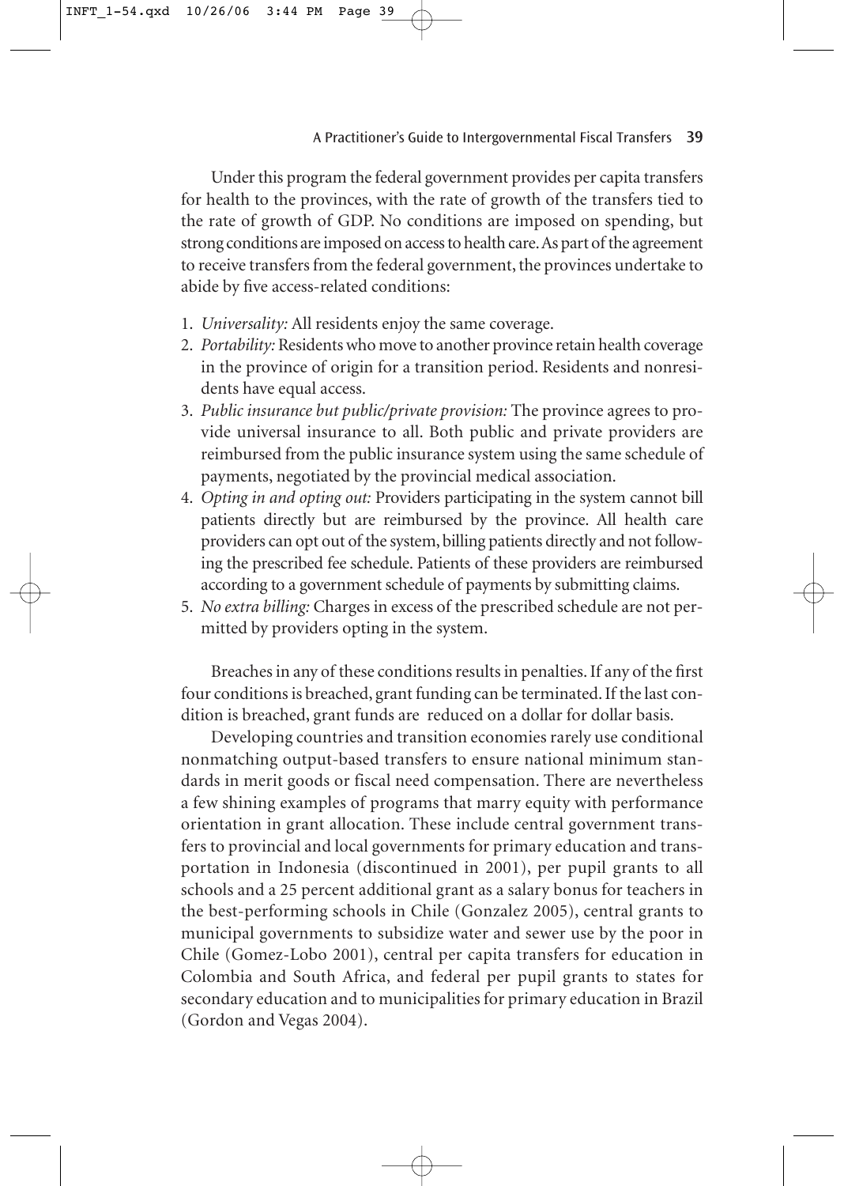Under this program the federal government provides per capita transfers for health to the provinces, with the rate of growth of the transfers tied to the rate of growth of GDP. No conditions are imposed on spending, but strong conditions are imposed on access to health care. As part of the agreement to receive transfers from the federal government, the provinces undertake to abide by five access-related conditions:

1. *Universality:* All residents enjoy the same coverage.
2. *Portability:* Residents who move to another province retain health coverage in the province of origin for a transition period. Residents and nonresidents have equal access.
3. *Public insurance but public/private provision:* The province agrees to provide universal insurance to all. Both public and private providers are reimbursed from the public insurance system using the same schedule of payments, negotiated by the provincial medical association.
4. *Opting in and opting out:* Providers participating in the system cannot bill patients directly but are reimbursed by the province. All health care providers can opt out of the system, billing patients directly and not following the prescribed fee schedule. Patients of these providers are reimbursed according to a government schedule of payments by submitting claims.
5. *No extra billing:* Charges in excess of the prescribed schedule are not permitted by providers opting in the system.

Breaches in any of these conditions results in penalties. If any of the first four conditions is breached, grant funding can be terminated. If the last condition is breached, grant funds are reduced on a dollar for dollar basis.

Developing countries and transition economies rarely use conditional nonmatching output-based transfers to ensure national minimum standards in merit goods or fiscal need compensation. There are nevertheless a few shining examples of programs that marry equity with performance orientation in grant allocation. These include central government transfers to provincial and local governments for primary education and transportation in Indonesia (discontinued in 2001), per pupil grants to all schools and a 25 percent additional grant as a salary bonus for teachers in the best-performing schools in Chile (Gonzalez 2005), central grants to municipal governments to subsidize water and sewer use by the poor in Chile (Gomez-Lobo 2001), central per capita transfers for education in Colombia and South Africa, and federal per pupil grants to states for secondary education and to municipalities for primary education in Brazil (Gordon and Vegas 2004).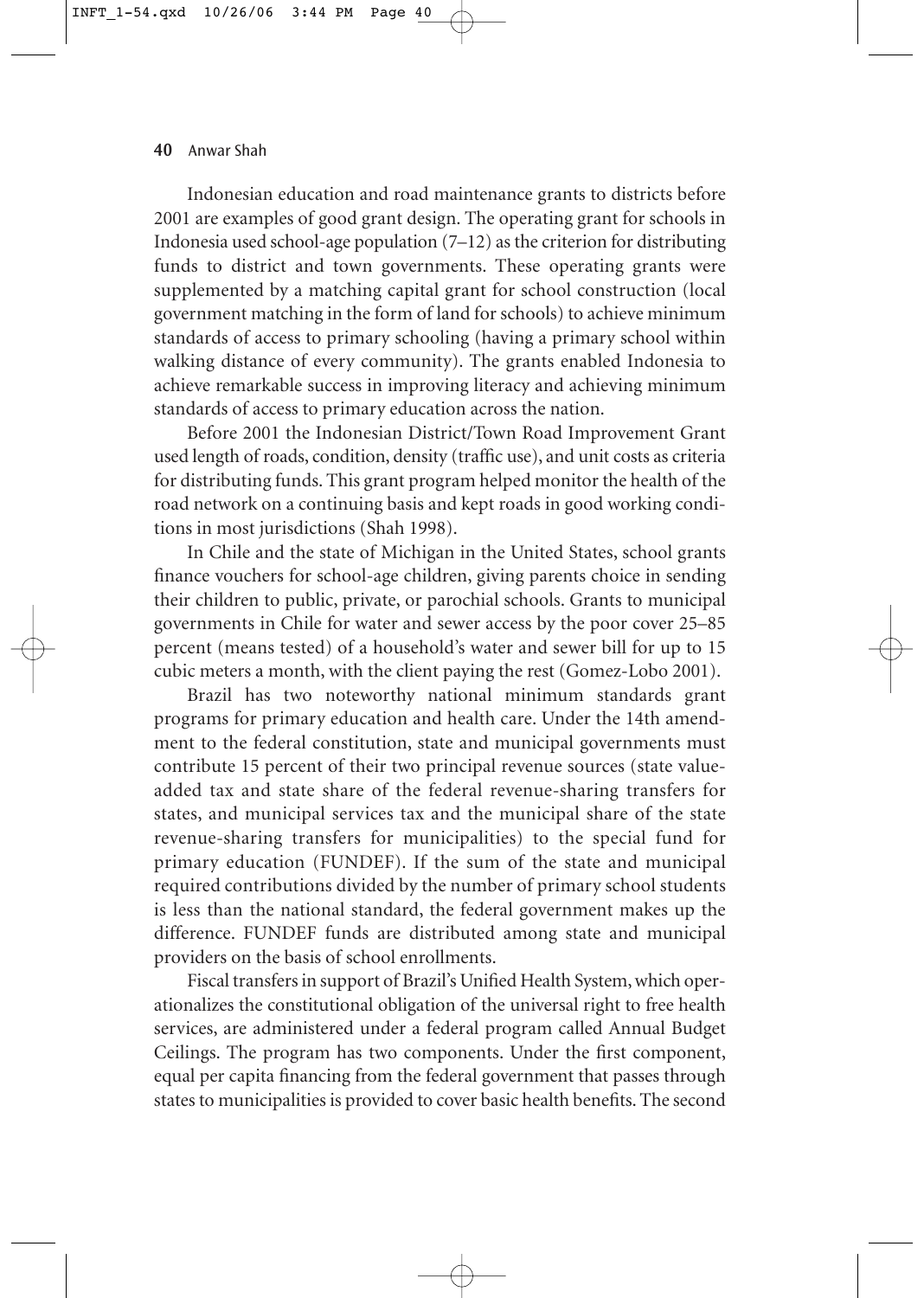Indonesian education and road maintenance grants to districts before 2001 are examples of good grant design. The operating grant for schools in Indonesia used school-age population (7–12) as the criterion for distributing funds to district and town governments. These operating grants were supplemented by a matching capital grant for school construction (local government matching in the form of land for schools) to achieve minimum standards of access to primary schooling (having a primary school within walking distance of every community). The grants enabled Indonesia to achieve remarkable success in improving literacy and achieving minimum standards of access to primary education across the nation.

Before 2001 the Indonesian District/Town Road Improvement Grant used length of roads, condition, density (traffic use), and unit costs as criteria for distributing funds. This grant program helped monitor the health of the road network on a continuing basis and kept roads in good working conditions in most jurisdictions (Shah 1998).

In Chile and the state of Michigan in the United States, school grants finance vouchers for school-age children, giving parents choice in sending their children to public, private, or parochial schools. Grants to municipal governments in Chile for water and sewer access by the poor cover 25–85 percent (means tested) of a household's water and sewer bill for up to 15 cubic meters a month, with the client paying the rest (Gomez-Lobo 2001).

Brazil has two noteworthy national minimum standards grant programs for primary education and health care. Under the 14th amendment to the federal constitution, state and municipal governments must contribute 15 percent of their two principal revenue sources (state value-added tax and state share of the federal revenue-sharing transfers for states, and municipal services tax and the municipal share of the state revenue-sharing transfers for municipalities) to the special fund for primary education (FUNDEF). If the sum of the state and municipal required contributions divided by the number of primary school students is less than the national standard, the federal government makes up the difference. FUNDEF funds are distributed among state and municipal providers on the basis of school enrollments.

Fiscal transfers in support of Brazil's Unified Health System, which operationalizes the constitutional obligation of the universal right to free health services, are administered under a federal program called Annual Budget Ceilings. The program has two components. Under the first component, equal per capita financing from the federal government that passes through states to municipalities is provided to cover basic health benefits. The second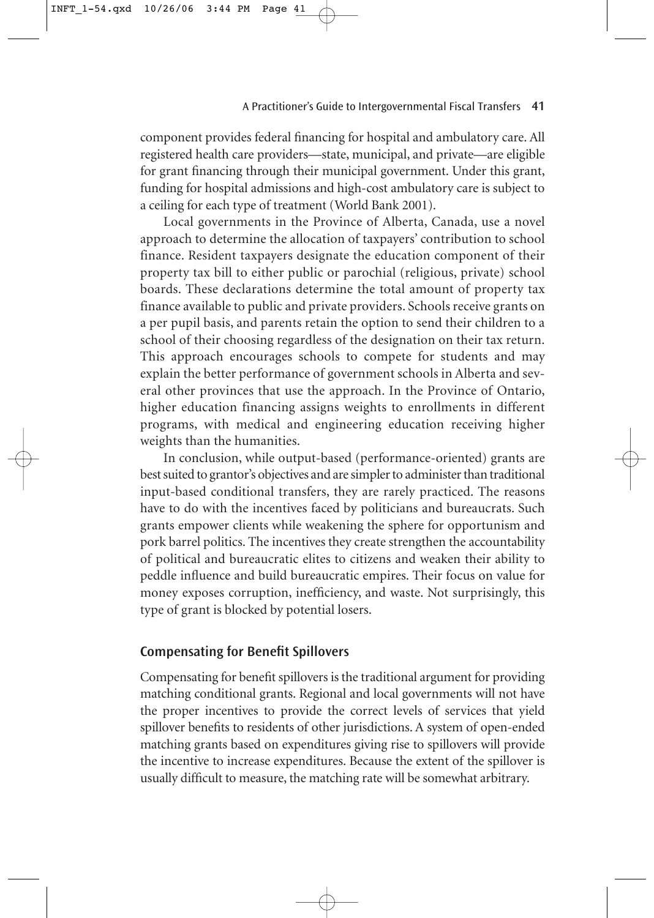component provides federal financing for hospital and ambulatory care. All registered health care providers—state, municipal, and private—are eligible for grant financing through their municipal government. Under this grant, funding for hospital admissions and high-cost ambulatory care is subject to a ceiling for each type of treatment (World Bank 2001).

Local governments in the Province of Alberta, Canada, use a novel approach to determine the allocation of taxpayers' contribution to school finance. Resident taxpayers designate the education component of their property tax bill to either public or parochial (religious, private) school boards. These declarations determine the total amount of property tax finance available to public and private providers. Schools receive grants on a per pupil basis, and parents retain the option to send their children to a school of their choosing regardless of the designation on their tax return. This approach encourages schools to compete for students and may explain the better performance of government schools in Alberta and several other provinces that use the approach. In the Province of Ontario, higher education financing assigns weights to enrollments in different programs, with medical and engineering education receiving higher weights than the humanities.

In conclusion, while output-based (performance-oriented) grants are best suited to grantor's objectives and are simpler to administer than traditional input-based conditional transfers, they are rarely practiced. The reasons have to do with the incentives faced by politicians and bureaucrats. Such grants empower clients while weakening the sphere for opportunism and pork barrel politics. The incentives they create strengthen the accountability of political and bureaucratic elites to citizens and weaken their ability to peddle influence and build bureaucratic empires. Their focus on value for money exposes corruption, inefficiency, and waste. Not surprisingly, this type of grant is blocked by potential losers.

### Compensating for Benefit Spillovers

Compensating for benefit spillovers is the traditional argument for providing matching conditional grants. Regional and local governments will not have the proper incentives to provide the correct levels of services that yield spillover benefits to residents of other jurisdictions. A system of open-ended matching grants based on expenditures giving rise to spillovers will provide the incentive to increase expenditures. Because the extent of the spillover is usually difficult to measure, the matching rate will be somewhat arbitrary.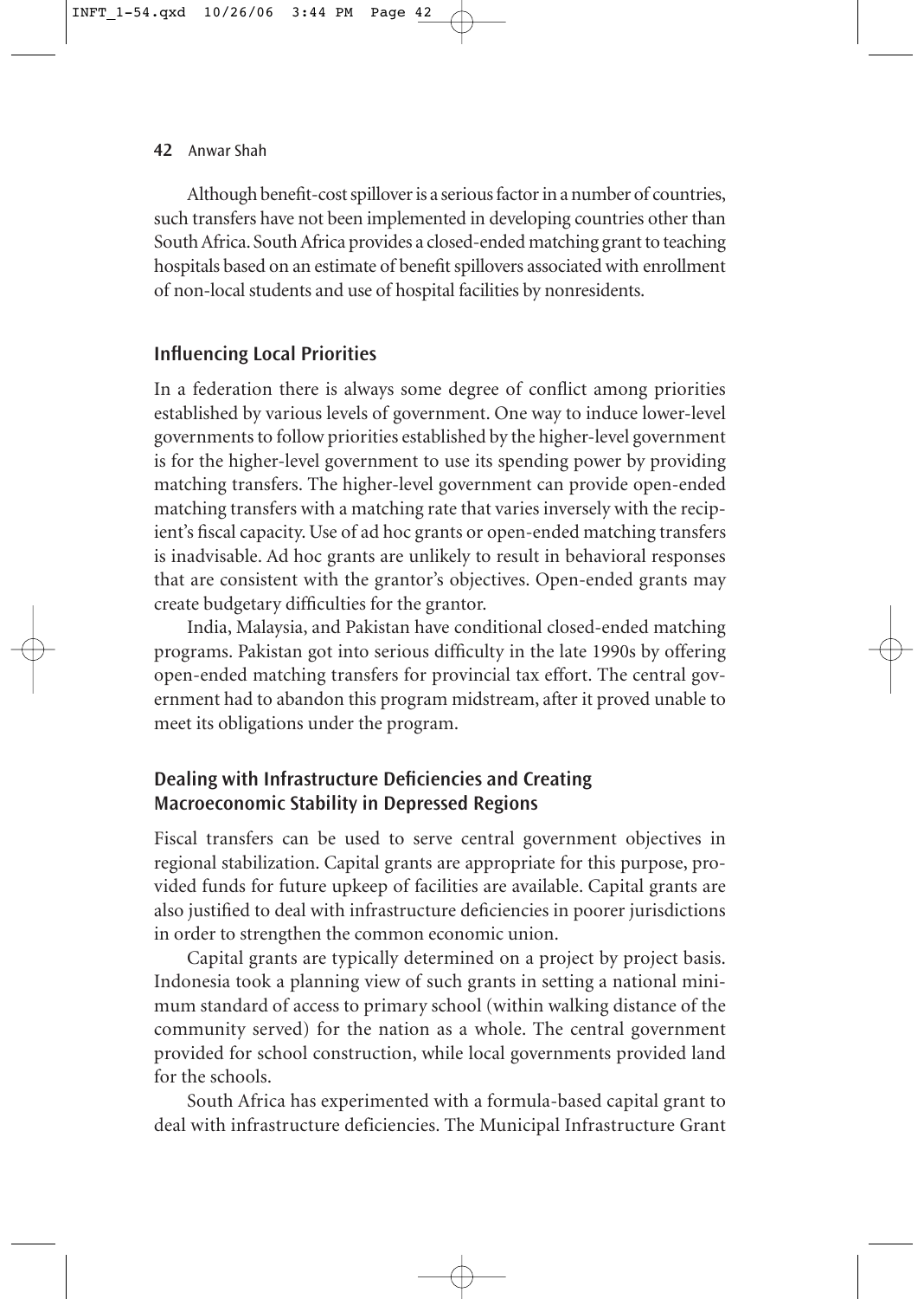Although benefit-cost spillover is a serious factor in a number of countries, such transfers have not been implemented in developing countries other than South Africa. South Africa provides a closed-ended matching grant to teaching hospitals based on an estimate of benefit spillovers associated with enrollment of non-local students and use of hospital facilities by nonresidents.

### Influencing Local Priorities

In a federation there is always some degree of conflict among priorities established by various levels of government. One way to induce lower-level governments to follow priorities established by the higher-level government is for the higher-level government to use its spending power by providing matching transfers. The higher-level government can provide open-ended matching transfers with a matching rate that varies inversely with the recipient's fiscal capacity. Use of ad hoc grants or open-ended matching transfers is inadvisable. Ad hoc grants are unlikely to result in behavioral responses that are consistent with the grantor's objectives. Open-ended grants may create budgetary difficulties for the grantor.

India, Malaysia, and Pakistan have conditional closed-ended matching programs. Pakistan got into serious difficulty in the late 1990s by offering open-ended matching transfers for provincial tax effort. The central government had to abandon this program midstream, after it proved unable to meet its obligations under the program.

### Dealing with Infrastructure Deficiencies and Creating Macroeconomic Stability in Depressed Regions

Fiscal transfers can be used to serve central government objectives in regional stabilization. Capital grants are appropriate for this purpose, provided funds for future upkeep of facilities are available. Capital grants are also justified to deal with infrastructure deficiencies in poorer jurisdictions in order to strengthen the common economic union.

Capital grants are typically determined on a project by project basis. Indonesia took a planning view of such grants in setting a national minimum standard of access to primary school (within walking distance of the community served) for the nation as a whole. The central government provided for school construction, while local governments provided land for the schools.

South Africa has experimented with a formula-based capital grant to deal with infrastructure deficiencies. The Municipal Infrastructure Grant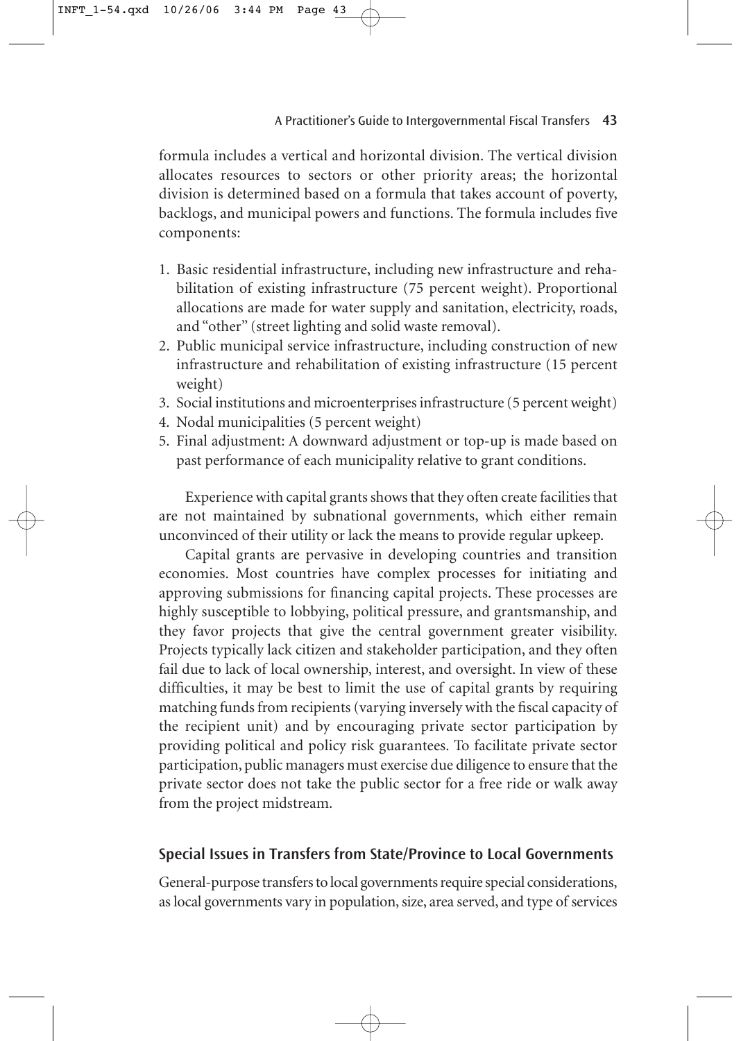formula includes a vertical and horizontal division. The vertical division allocates resources to sectors or other priority areas; the horizontal division is determined based on a formula that takes account of poverty, backlogs, and municipal powers and functions. The formula includes five components:

1. Basic residential infrastructure, including new infrastructure and rehabilitation of existing infrastructure (75 percent weight). Proportional allocations are made for water supply and sanitation, electricity, roads, and "other" (street lighting and solid waste removal).
2. Public municipal service infrastructure, including construction of new infrastructure and rehabilitation of existing infrastructure (15 percent weight)
3. Social institutions and microenterprises infrastructure (5 percent weight)
4. Nodal municipalities (5 percent weight)
5. Final adjustment: A downward adjustment or top-up is made based on past performance of each municipality relative to grant conditions.

Experience with capital grants shows that they often create facilities that are not maintained by subnational governments, which either remain unconvinced of their utility or lack the means to provide regular upkeep.

Capital grants are pervasive in developing countries and transition economies. Most countries have complex processes for initiating and approving submissions for financing capital projects. These processes are highly susceptible to lobbying, political pressure, and grantsmanship, and they favor projects that give the central government greater visibility. Projects typically lack citizen and stakeholder participation, and they often fail due to lack of local ownership, interest, and oversight. In view of these difficulties, it may be best to limit the use of capital grants by requiring matching funds from recipients (varying inversely with the fiscal capacity of the recipient unit) and by encouraging private sector participation by providing political and policy risk guarantees. To facilitate private sector participation, public managers must exercise due diligence to ensure that the private sector does not take the public sector for a free ride or walk away from the project midstream.

## Special Issues in Transfers from State/Province to Local Governments

General-purpose transfers to local governments require special considerations, as local governments vary in population, size, area served, and type of services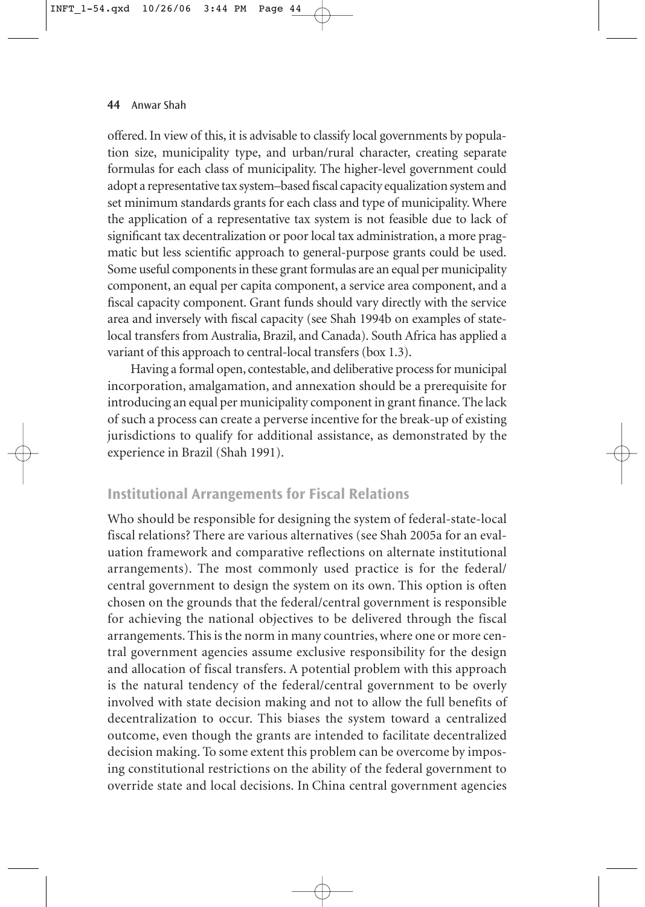offered. In view of this, it is advisable to classify local governments by population size, municipality type, and urban/rural character, creating separate formulas for each class of municipality. The higher-level government could adopt a representative tax system–based fiscal capacity equalization system and set minimum standards grants for each class and type of municipality. Where the application of a representative tax system is not feasible due to lack of significant tax decentralization or poor local tax administration, a more pragmatic but less scientific approach to general-purpose grants could be used. Some useful components in these grant formulas are an equal per municipality component, an equal per capita component, a service area component, and a fiscal capacity component. Grant funds should vary directly with the service area and inversely with fiscal capacity (see Shah 1994b on examples of state-local transfers from Australia, Brazil, and Canada). South Africa has applied a variant of this approach to central-local transfers (box 1.3).

Having a formal open, contestable, and deliberative process for municipal incorporation, amalgamation, and annexation should be a prerequisite for introducing an equal per municipality component in grant finance. The lack of such a process can create a perverse incentive for the break-up of existing jurisdictions to qualify for additional assistance, as demonstrated by the experience in Brazil (Shah 1991).

## Institutional Arrangements for Fiscal Relations

Who should be responsible for designing the system of federal-state-local fiscal relations? There are various alternatives (see Shah 2005a for an evaluation framework and comparative reflections on alternate institutional arrangements). The most commonly used practice is for the federal/central government to design the system on its own. This option is often chosen on the grounds that the federal/central government is responsible for achieving the national objectives to be delivered through the fiscal arrangements. This is the norm in many countries, where one or more central government agencies assume exclusive responsibility for the design and allocation of fiscal transfers. A potential problem with this approach is the natural tendency of the federal/central government to be overly involved with state decision making and not to allow the full benefits of decentralization to occur. This biases the system toward a centralized outcome, even though the grants are intended to facilitate decentralized decision making. To some extent this problem can be overcome by imposing constitutional restrictions on the ability of the federal government to override state and local decisions. In China central government agencies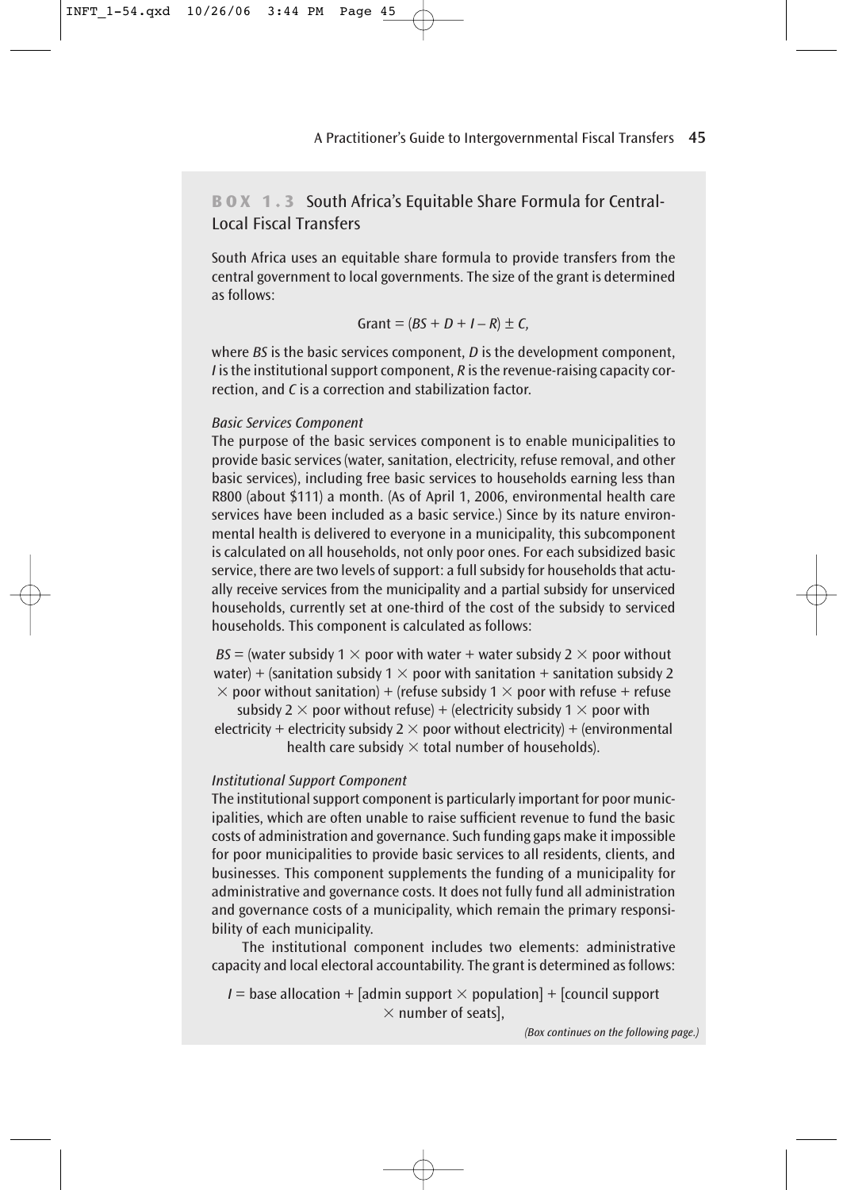## BOX 1.3 South Africa's Equitable Share Formula for Central-Local Fiscal Transfers

South Africa uses an equitable share formula to provide transfers from the central government to local governments. The size of the grant is determined as follows:

$$\text{Grant} = (BS + D + I - R) \pm C,$$

where *BS* is the basic services component, *D* is the development component, *I* is the institutional support component, *R* is the revenue-raising capacity correction, and *C* is a correction and stabilization factor.

*Basic Services Component*

The purpose of the basic services component is to enable municipalities to provide basic services (water, sanitation, electricity, refuse removal, and other basic services), including free basic services to households earning less than R800 (about $111) a month. (As of April 1, 2006, environmental health care services have been included as a basic service.) Since by its nature environmental health is delivered to everyone in a municipality, this subcomponent is calculated on all households, not only poor ones. For each subsidized basic service, there are two levels of support: a full subsidy for households that actually receive services from the municipality and a partial subsidy for unserviced households, currently set at one-third of the cost of the subsidy to serviced households. This component is calculated as follows:

$$BS = (\text{water subsidy 1} \times \text{poor with water} + \text{water subsidy 2} \times \text{poor without water}) + (\text{sanitation subsidy 1} \times \text{poor with sanitation} + \text{sanitation subsidy 2} \times \text{poor without sanitation}) + (\text{refuse subsidy 1} \times \text{poor with refuse} + \text{refuse subsidy 2} \times \text{poor without refuse}) + (\text{electricity subsidy 1} \times \text{poor with electricity} + \text{electricity subsidy 2} \times \text{poor without electricity}) + (\text{environmental health care subsidy} \times \text{total number of households}).$$

*Institutional Support Component*

The institutional support component is particularly important for poor municipalities, which are often unable to raise sufficient revenue to fund the basic costs of administration and governance. Such funding gaps make it impossible for poor municipalities to provide basic services to all residents, clients, and businesses. This component supplements the funding of a municipality for administrative and governance costs. It does not fully fund all administration and governance costs of a municipality, which remain the primary responsibility of each municipality.

The institutional component includes two elements: administrative capacity and local electoral accountability. The grant is determined as follows:

$$I = \text{base allocation} + [\text{admin support} \times \text{population}] + [\text{council support} \times \text{number of seats}],$$

*(Box continues on the following page.)*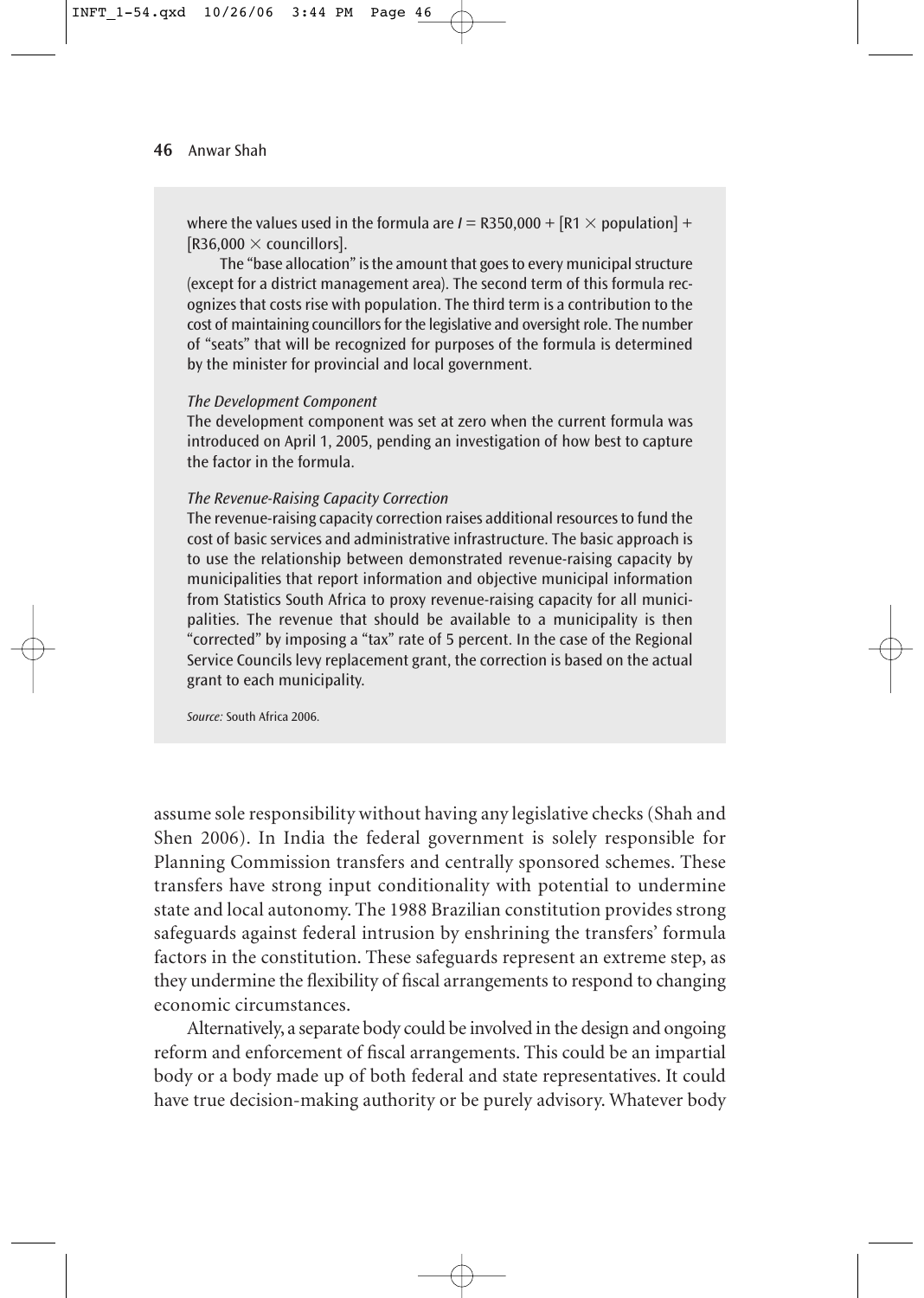where the values used in the formula are $I$ = R350,000 + [R1 × population] + [R36,000 × councillors].

The "base allocation" is the amount that goes to every municipal structure (except for a district management area). The second term of this formula recognizes that costs rise with population. The third term is a contribution to the cost of maintaining councillors for the legislative and oversight role. The number of "seats" that will be recognized for purposes of the formula is determined by the minister for provincial and local government.

*The Development Component*

The development component was set at zero when the current formula was introduced on April 1, 2005, pending an investigation of how best to capture the factor in the formula.

*The Revenue-Raising Capacity Correction*

The revenue-raising capacity correction raises additional resources to fund the cost of basic services and administrative infrastructure. The basic approach is to use the relationship between demonstrated revenue-raising capacity by municipalities that report information and objective municipal information from Statistics South Africa to proxy revenue-raising capacity for all municipalities. The revenue that should be available to a municipality is then "corrected" by imposing a "tax" rate of 5 percent. In the case of the Regional Service Councils levy replacement grant, the correction is based on the actual grant to each municipality.

*Source:* South Africa 2006.

assume sole responsibility without having any legislative checks (Shah and Shen 2006). In India the federal government is solely responsible for Planning Commission transfers and centrally sponsored schemes. These transfers have strong input conditionality with potential to undermine state and local autonomy. The 1988 Brazilian constitution provides strong safeguards against federal intrusion by enshrining the transfers' formula factors in the constitution. These safeguards represent an extreme step, as they undermine the flexibility of fiscal arrangements to respond to changing economic circumstances.

Alternatively, a separate body could be involved in the design and ongoing reform and enforcement of fiscal arrangements. This could be an impartial body or a body made up of both federal and state representatives. It could have true decision-making authority or be purely advisory. Whatever body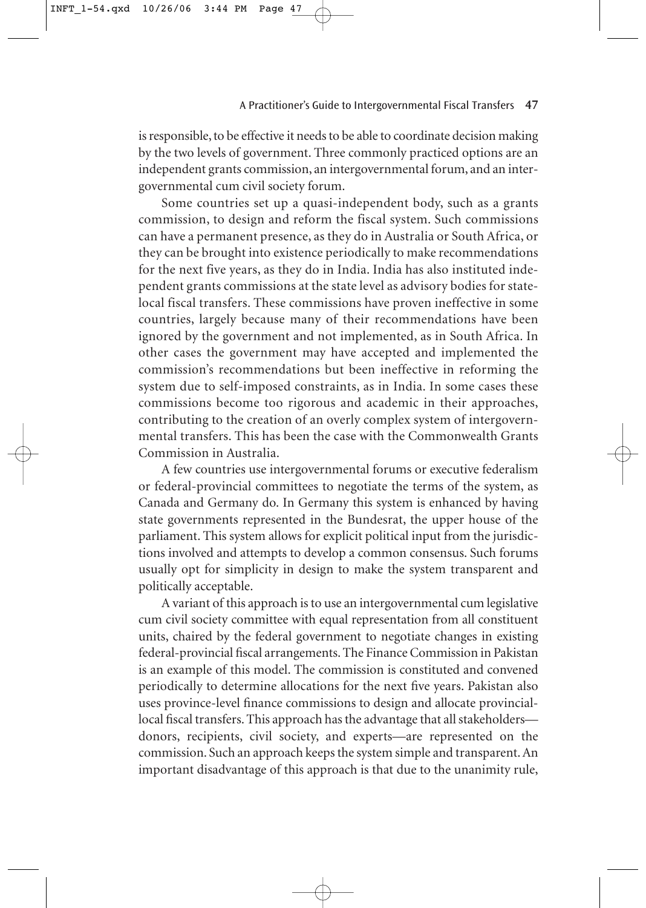is responsible, to be effective it needs to be able to coordinate decision making by the two levels of government. Three commonly practiced options are an independent grants commission, an intergovernmental forum, and an intergovernmental cum civil society forum.

Some countries set up a quasi-independent body, such as a grants commission, to design and reform the fiscal system. Such commissions can have a permanent presence, as they do in Australia or South Africa, or they can be brought into existence periodically to make recommendations for the next five years, as they do in India. India has also instituted independent grants commissions at the state level as advisory bodies for state-local fiscal transfers. These commissions have proven ineffective in some countries, largely because many of their recommendations have been ignored by the government and not implemented, as in South Africa. In other cases the government may have accepted and implemented the commission's recommendations but been ineffective in reforming the system due to self-imposed constraints, as in India. In some cases these commissions become too rigorous and academic in their approaches, contributing to the creation of an overly complex system of intergovernmental transfers. This has been the case with the Commonwealth Grants Commission in Australia.

A few countries use intergovernmental forums or executive federalism or federal-provincial committees to negotiate the terms of the system, as Canada and Germany do. In Germany this system is enhanced by having state governments represented in the Bundesrat, the upper house of the parliament. This system allows for explicit political input from the jurisdictions involved and attempts to develop a common consensus. Such forums usually opt for simplicity in design to make the system transparent and politically acceptable.

A variant of this approach is to use an intergovernmental cum legislative cum civil society committee with equal representation from all constituent units, chaired by the federal government to negotiate changes in existing federal-provincial fiscal arrangements. The Finance Commission in Pakistan is an example of this model. The commission is constituted and convened periodically to determine allocations for the next five years. Pakistan also uses province-level finance commissions to design and allocate provincial-local fiscal transfers. This approach has the advantage that all stakeholders—donors, recipients, civil society, and experts—are represented on the commission. Such an approach keeps the system simple and transparent. An important disadvantage of this approach is that due to the unanimity rule,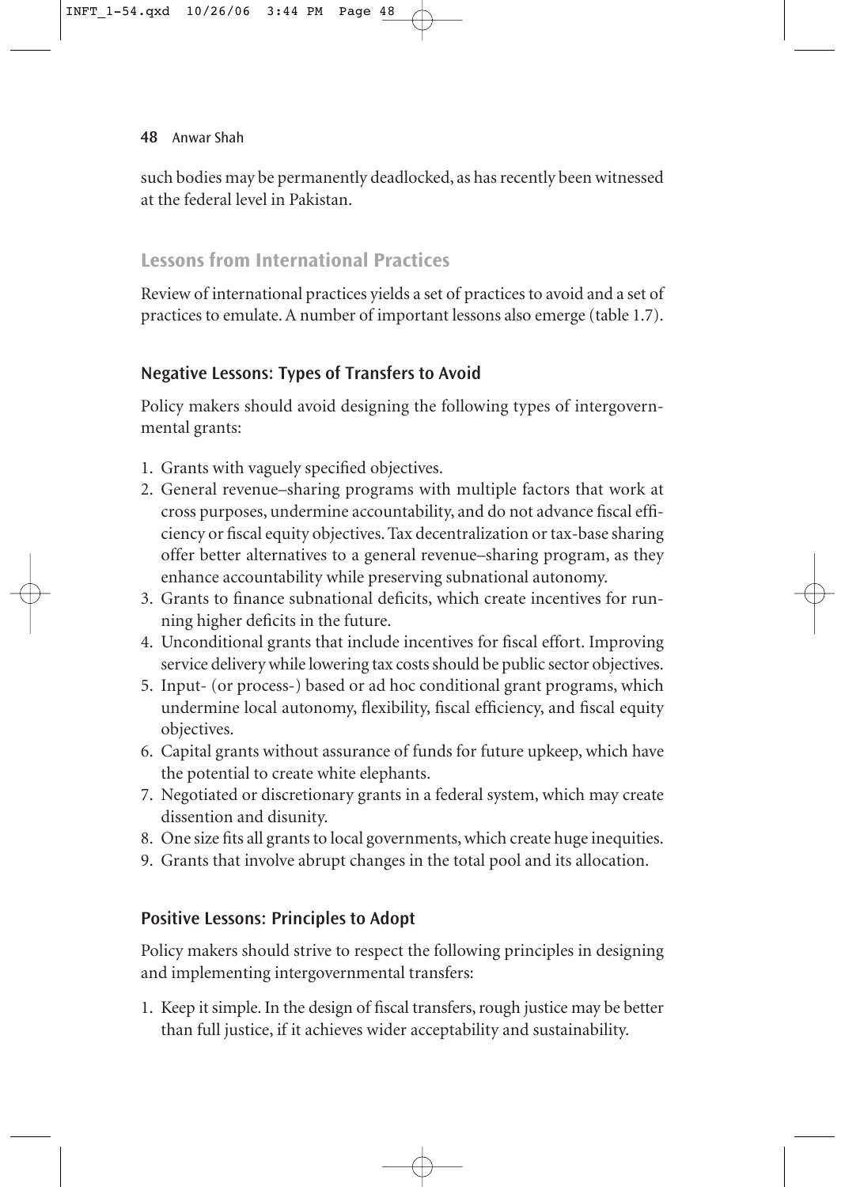such bodies may be permanently deadlocked, as has recently been witnessed at the federal level in Pakistan.

## Lessons from International Practices

Review of international practices yields a set of practices to avoid and a set of practices to emulate. A number of important lessons also emerge (table 1.7).

### Negative Lessons: Types of Transfers to Avoid

Policy makers should avoid designing the following types of intergovernmental grants:

1. Grants with vaguely specified objectives.
2. General revenue–sharing programs with multiple factors that work at cross purposes, undermine accountability, and do not advance fiscal efficiency or fiscal equity objectives. Tax decentralization or tax-base sharing offer better alternatives to a general revenue–sharing program, as they enhance accountability while preserving subnational autonomy.
3. Grants to finance subnational deficits, which create incentives for running higher deficits in the future.
4. Unconditional grants that include incentives for fiscal effort. Improving service delivery while lowering tax costs should be public sector objectives.
5. Input- (or process-) based or ad hoc conditional grant programs, which undermine local autonomy, flexibility, fiscal efficiency, and fiscal equity objectives.
6. Capital grants without assurance of funds for future upkeep, which have the potential to create white elephants.
7. Negotiated or discretionary grants in a federal system, which may create dissention and disunity.
8. One size fits all grants to local governments, which create huge inequities.
9. Grants that involve abrupt changes in the total pool and its allocation.

### Positive Lessons: Principles to Adopt

Policy makers should strive to respect the following principles in designing and implementing intergovernmental transfers:

1. Keep it simple. In the design of fiscal transfers, rough justice may be better than full justice, if it achieves wider acceptability and sustainability.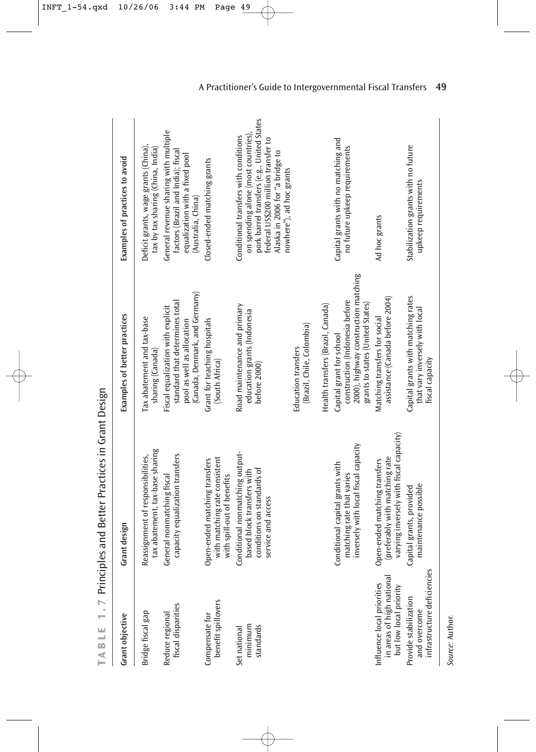**TABLE 1.7** Principles and Better Practices in Grant Design

| Grant objective | Grant design | Examples of better practices | Examples of practices to avoid |
|---|---|---|---|
| Bridge fiscal gap | Reassignment of responsibilities, tax abatement, tax-base sharing | Tax abatement and tax-base sharing (Canada) | Deficit grants, wage grants (China), tax by tax sharing (China, India) |
| Reduce regional fiscal disparities | General nonmatching fiscal capacity equalization transfers | Fiscal equalization with explicit standard that determines total pool as well as allocation (Canada, Denmark, and Germany) | General revenue sharing with multiple factors (Brazil and India); fiscal equalization with a fixed pool (Australia, China) |
| Compensate for benefit spillovers | Open-ended matching transfers with matching rate consistent with spill-out of benefits | Grant for teaching hospitals (South Africa) | Closed-ended matching grants |
| Set national minimum standards | Conditional nonmatching output-based block transfers with conditions on standards of service and access | Road maintenance and primary education grants (Indonesia before 2000) | Conditional transfers with conditions on spending alone (most countries), pork barrel transfers (e.g., United States federal US$200 million transfer to Alaska in 2006 for "a bridge to nowhere"), ad hoc grants |
| | | Education transfers (Brazil, Chile, Colombia) | |
| | | Health transfers (Brazil, Canada) | |
| | Conditional capital grants with matching rate that varies inversely with local fiscal capacity | Capital grant for school construction (Indonesia before 2000), highway construction matching grants to states (United States) | Capital grants with no matching and no future upkeep requirements |
| Influence local priorities in areas of high national but low local priority | Open-ended matching transfers (preferably with matching rate varying inversely with fiscal capacity) | Matching transfers for social assistance (Canada before 2004) | Ad hoc grants |
| Provide stabilization and overcome infrastructure deficiencies | Capital grants, provided maintenance possible | Capital grants with matching rates that vary inversely with local fiscal capacity | Stabilization grants with no future upkeep requirements |

*Source:* Author.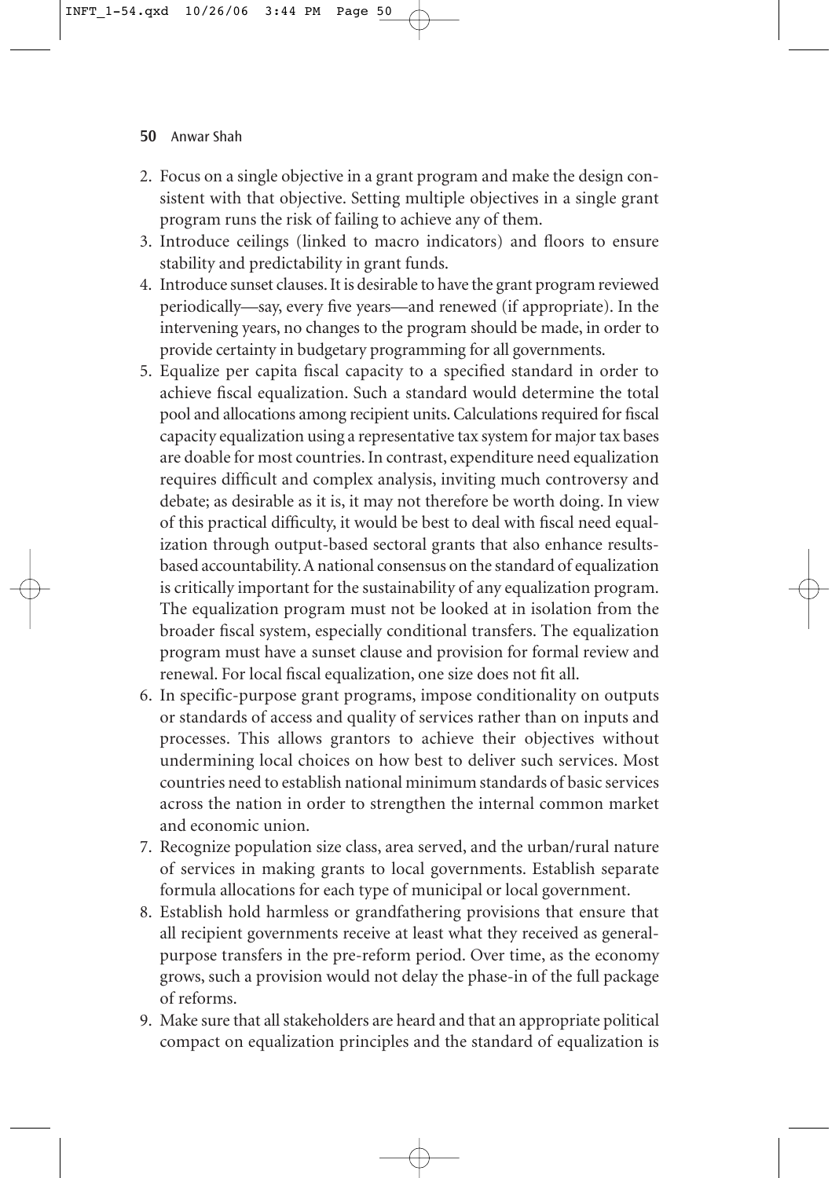2. Focus on a single objective in a grant program and make the design consistent with that objective. Setting multiple objectives in a single grant program runs the risk of failing to achieve any of them.
3. Introduce ceilings (linked to macro indicators) and floors to ensure stability and predictability in grant funds.
4. Introduce sunset clauses. It is desirable to have the grant program reviewed periodically—say, every five years—and renewed (if appropriate). In the intervening years, no changes to the program should be made, in order to provide certainty in budgetary programming for all governments.
5. Equalize per capita fiscal capacity to a specified standard in order to achieve fiscal equalization. Such a standard would determine the total pool and allocations among recipient units. Calculations required for fiscal capacity equalization using a representative tax system for major tax bases are doable for most countries. In contrast, expenditure need equalization requires difficult and complex analysis, inviting much controversy and debate; as desirable as it is, it may not therefore be worth doing. In view of this practical difficulty, it would be best to deal with fiscal need equalization through output-based sectoral grants that also enhance results-based accountability. A national consensus on the standard of equalization is critically important for the sustainability of any equalization program. The equalization program must not be looked at in isolation from the broader fiscal system, especially conditional transfers. The equalization program must have a sunset clause and provision for formal review and renewal. For local fiscal equalization, one size does not fit all.
6. In specific-purpose grant programs, impose conditionality on outputs or standards of access and quality of services rather than on inputs and processes. This allows grantors to achieve their objectives without undermining local choices on how best to deliver such services. Most countries need to establish national minimum standards of basic services across the nation in order to strengthen the internal common market and economic union.
7. Recognize population size class, area served, and the urban/rural nature of services in making grants to local governments. Establish separate formula allocations for each type of municipal or local government.
8. Establish hold harmless or grandfathering provisions that ensure that all recipient governments receive at least what they received as general-purpose transfers in the pre-reform period. Over time, as the economy grows, such a provision would not delay the phase-in of the full package of reforms.
9. Make sure that all stakeholders are heard and that an appropriate political compact on equalization principles and the standard of equalization is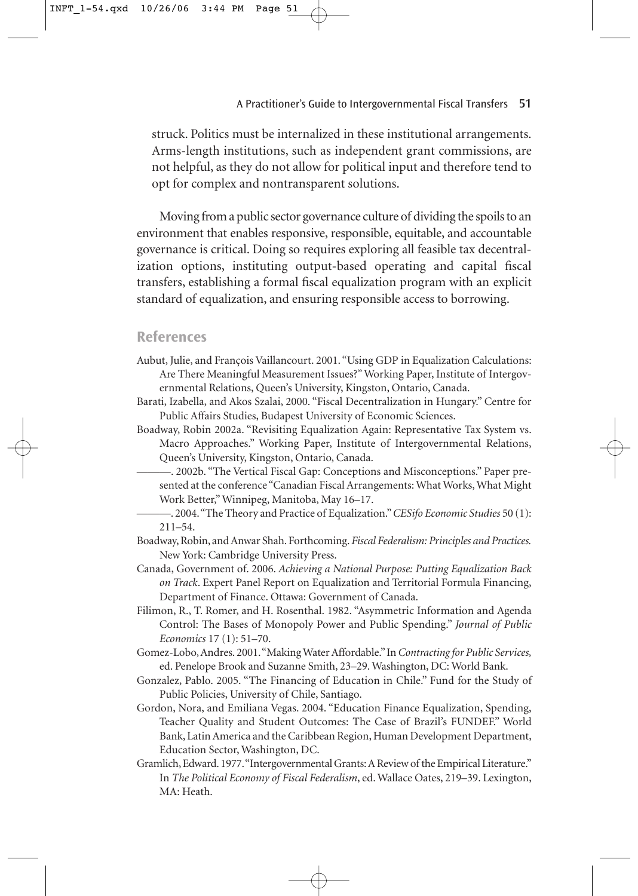struck. Politics must be internalized in these institutional arrangements. Arms-length institutions, such as independent grant commissions, are not helpful, as they do not allow for political input and therefore tend to opt for complex and nontransparent solutions.

Moving from a public sector governance culture of dividing the spoils to an environment that enables responsive, responsible, equitable, and accountable governance is critical. Doing so requires exploring all feasible tax decentralization options, instituting output-based operating and capital fiscal transfers, establishing a formal fiscal equalization program with an explicit standard of equalization, and ensuring responsible access to borrowing.

## References

Aubut, Julie, and François Vaillancourt. 2001. "Using GDP in Equalization Calculations: Are There Meaningful Measurement Issues?" Working Paper, Institute of Intergovernmental Relations, Queen's University, Kingston, Ontario, Canada.

Barati, Izabella, and Akos Szalai, 2000. "Fiscal Decentralization in Hungary." Centre for Public Affairs Studies, Budapest University of Economic Sciences.

Boadway, Robin 2002a. "Revisiting Equalization Again: Representative Tax System vs. Macro Approaches." Working Paper, Institute of Intergovernmental Relations, Queen's University, Kingston, Ontario, Canada.

———. 2002b. "The Vertical Fiscal Gap: Conceptions and Misconceptions." Paper presented at the conference "Canadian Fiscal Arrangements: What Works, What Might Work Better," Winnipeg, Manitoba, May 16–17.

———. 2004. "The Theory and Practice of Equalization." *CESifo Economic Studies* 50 (1): 211–54.

Boadway, Robin, and Anwar Shah. Forthcoming. *Fiscal Federalism: Principles and Practices.* New York: Cambridge University Press.

Canada, Government of. 2006. *Achieving a National Purpose: Putting Equalization Back on Track*. Expert Panel Report on Equalization and Territorial Formula Financing, Department of Finance. Ottawa: Government of Canada.

Filimon, R., T. Romer, and H. Rosenthal. 1982. "Asymmetric Information and Agenda Control: The Bases of Monopoly Power and Public Spending." *Journal of Public Economics* 17 (1): 51–70.

Gomez-Lobo, Andres. 2001. "Making Water Affordable." In *Contracting for Public Services,* ed. Penelope Brook and Suzanne Smith, 23–29. Washington, DC: World Bank.

Gonzalez, Pablo. 2005. "The Financing of Education in Chile." Fund for the Study of Public Policies, University of Chile, Santiago.

Gordon, Nora, and Emiliana Vegas. 2004. "Education Finance Equalization, Spending, Teacher Quality and Student Outcomes: The Case of Brazil's FUNDEF." World Bank, Latin America and the Caribbean Region, Human Development Department, Education Sector, Washington, DC.

Gramlich, Edward. 1977. "Intergovernmental Grants: A Review of the Empirical Literature." In *The Political Economy of Fiscal Federalism*, ed. Wallace Oates, 219–39. Lexington, MA: Heath.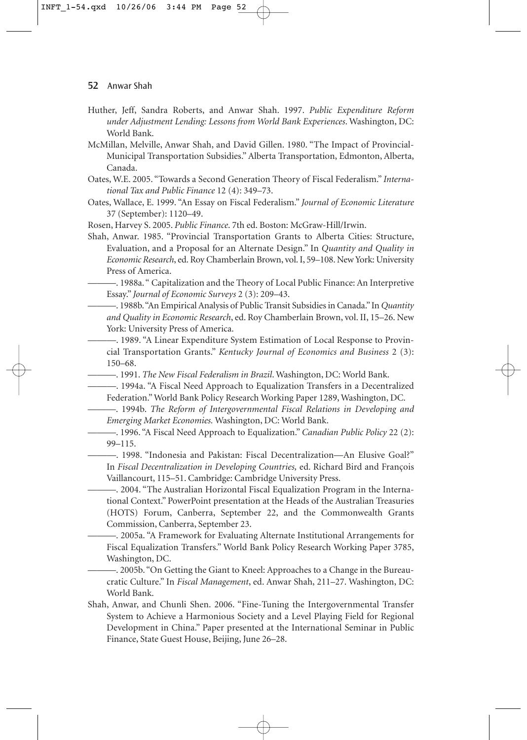Huther, Jeff, Sandra Roberts, and Anwar Shah. 1997. *Public Expenditure Reform under Adjustment Lending: Lessons from World Bank Experiences*. Washington, DC: World Bank.

McMillan, Melville, Anwar Shah, and David Gillen. 1980. "The Impact of Provincial-Municipal Transportation Subsidies." Alberta Transportation, Edmonton, Alberta, Canada.

Oates, W.E. 2005. "Towards a Second Generation Theory of Fiscal Federalism." *International Tax and Public Finance* 12 (4): 349–73.

Oates, Wallace, E. 1999. "An Essay on Fiscal Federalism." *Journal of Economic Literature* 37 (September): 1120–49.

Rosen, Harvey S. 2005. *Public Finance*. 7th ed. Boston: McGraw-Hill/Irwin.

Shah, Anwar. 1985. "Provincial Transportation Grants to Alberta Cities: Structure, Evaluation, and a Proposal for an Alternate Design." In *Quantity and Quality in Economic Research*, ed. Roy Chamberlain Brown, vol. I, 59–108. New York: University Press of America.

———. 1988a. " Capitalization and the Theory of Local Public Finance: An Interpretive Essay." *Journal of Economic Surveys* 2 (3): 209–43.

———. 1988b. "An Empirical Analysis of Public Transit Subsidies in Canada." In *Quantity and Quality in Economic Research*, ed. Roy Chamberlain Brown, vol. II, 15–26. New York: University Press of America.

———. 1989. "A Linear Expenditure System Estimation of Local Response to Provincial Transportation Grants." *Kentucky Journal of Economics and Business* 2 (3): 150–68.

———. 1991. *The New Fiscal Federalism in Brazil*. Washington, DC: World Bank.

———. 1994a. "A Fiscal Need Approach to Equalization Transfers in a Decentralized Federation." World Bank Policy Research Working Paper 1289, Washington, DC.

———. 1994b. *The Reform of Intergovernmental Fiscal Relations in Developing and Emerging Market Economies.* Washington, DC: World Bank.

———. 1996. "A Fiscal Need Approach to Equalization." *Canadian Public Policy* 22 (2): 99–115.

———. 1998. "Indonesia and Pakistan: Fiscal Decentralization—An Elusive Goal?" In *Fiscal Decentralization in Developing Countries,* ed. Richard Bird and François Vaillancourt, 115–51. Cambridge: Cambridge University Press.

———. 2004. "The Australian Horizontal Fiscal Equalization Program in the International Context." PowerPoint presentation at the Heads of the Australian Treasuries (HOTS) Forum, Canberra, September 22, and the Commonwealth Grants Commission, Canberra, September 23.

———. 2005a. "A Framework for Evaluating Alternate Institutional Arrangements for Fiscal Equalization Transfers." World Bank Policy Research Working Paper 3785, Washington, DC.

———. 2005b. "On Getting the Giant to Kneel: Approaches to a Change in the Bureaucratic Culture." In *Fiscal Management*, ed. Anwar Shah, 211–27. Washington, DC: World Bank.

Shah, Anwar, and Chunli Shen. 2006. "Fine-Tuning the Intergovernmental Transfer System to Achieve a Harmonious Society and a Level Playing Field for Regional Development in China." Paper presented at the International Seminar in Public Finance, State Guest House, Beijing, June 26–28.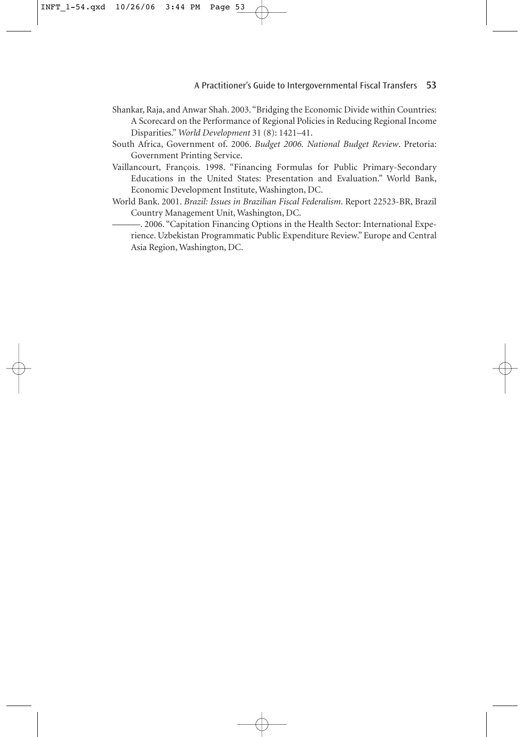Shankar, Raja, and Anwar Shah. 2003. "Bridging the Economic Divide within Countries: A Scorecard on the Performance of Regional Policies in Reducing Regional Income Disparities." *World Development* 31 (8): 1421–41.

South Africa, Government of. 2006. *Budget 2006. National Budget Review*. Pretoria: Government Printing Service.

Vaillancourt, François. 1998. "Financing Formulas for Public Primary-Secondary Educations in the United States: Presentation and Evaluation." World Bank, Economic Development Institute, Washington, DC.

World Bank. 2001. *Brazil: Issues in Brazilian Fiscal Federalism*. Report 22523-BR, Brazil Country Management Unit, Washington, DC.

———. 2006. "Capitation Financing Options in the Health Sector: International Experience. Uzbekistan Programmatic Public Expenditure Review." Europe and Central Asia Region, Washington, DC.